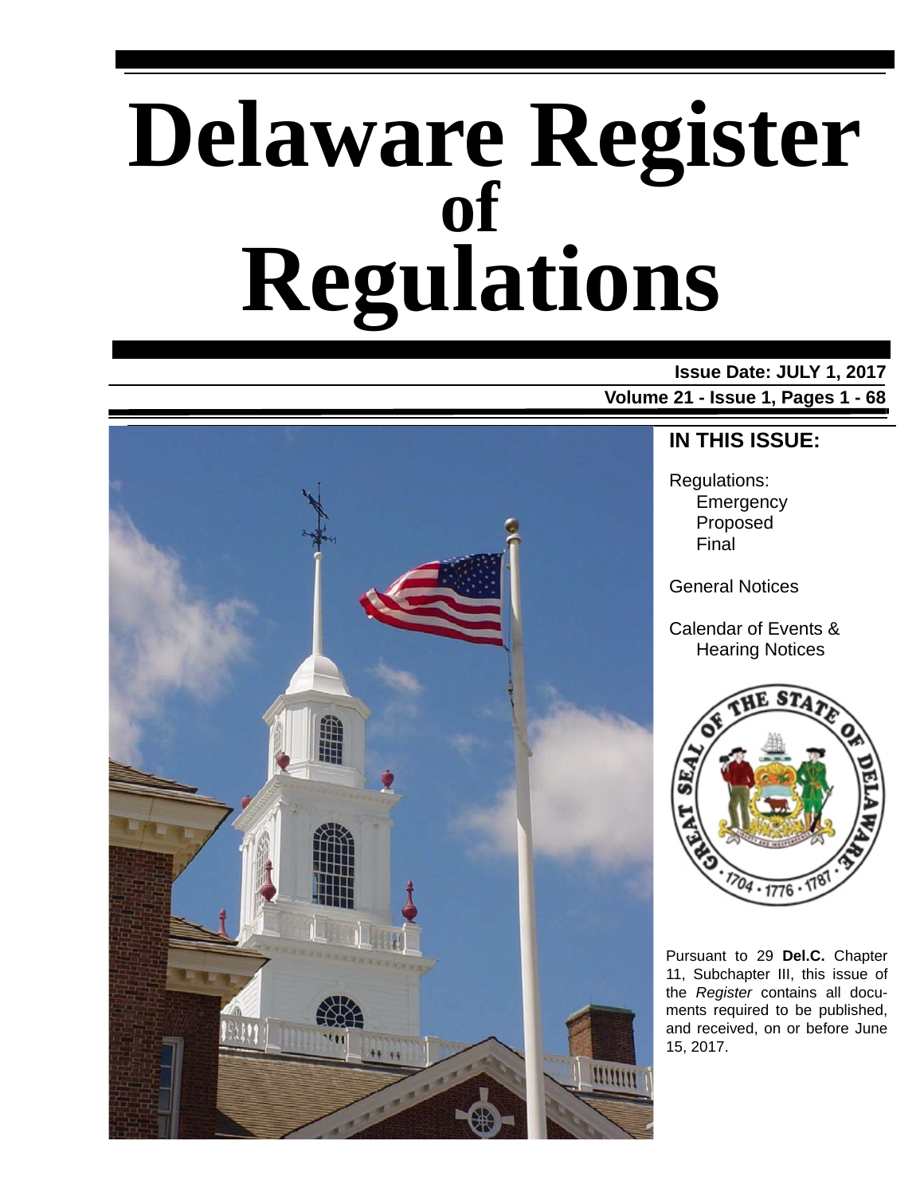# Delaware Register of Regulations

**Issue Date: JULY 1, 2017**

**Volume 21 - Issue 1, Pages 1 - 68**

## IN THIS ISSUE:

Regulations:
- Emergency
- Proposed
- Final

General Notices

Calendar of Events & Hearing Notices

Pursuant to 29 **Del.C.** Chapter 11, Subchapter III, this issue of the *Register* contains all documents required to be published, and received, on or before June 15, 2017.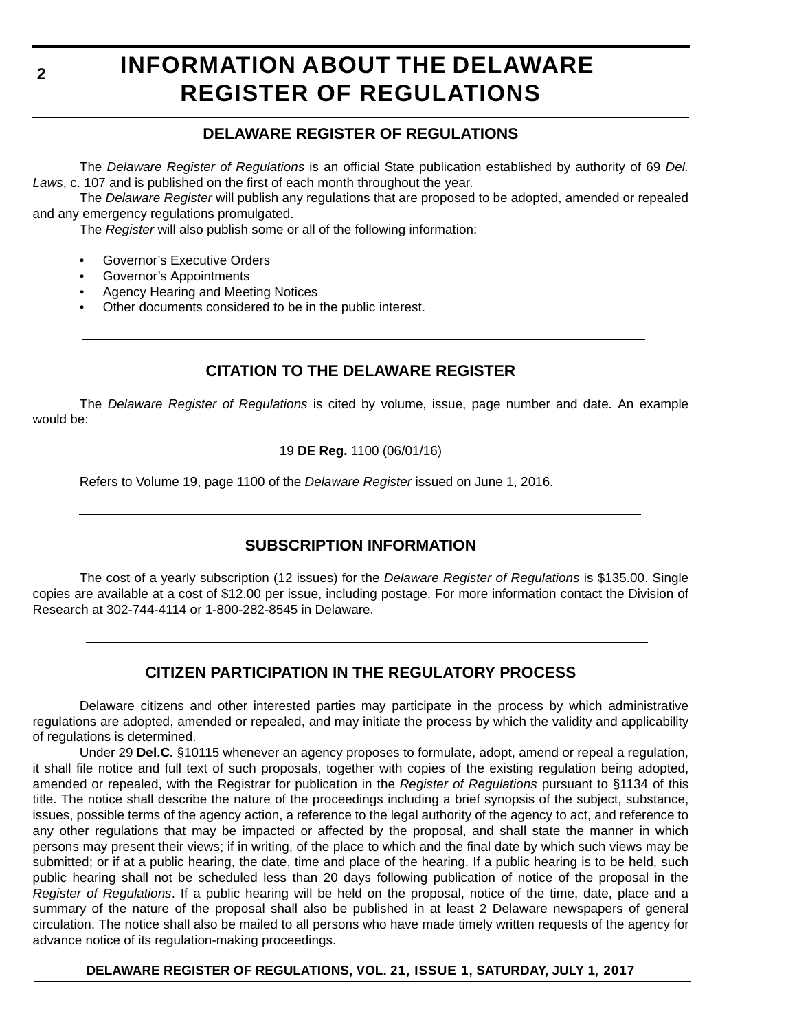# INFORMATION ABOUT THE DELAWARE REGISTER OF REGULATIONS

## DELAWARE REGISTER OF REGULATIONS

The *Delaware Register of Regulations* is an official State publication established by authority of 69 *Del. Laws*, c. 107 and is published on the first of each month throughout the year.

The *Delaware Register* will publish any regulations that are proposed to be adopted, amended or repealed and any emergency regulations promulgated.

The *Register* will also publish some or all of the following information:

- Governor's Executive Orders
- Governor's Appointments
- Agency Hearing and Meeting Notices
- Other documents considered to be in the public interest.

## CITATION TO THE DELAWARE REGISTER

The *Delaware Register of Regulations* is cited by volume, issue, page number and date. An example would be:

19 **DE Reg.** 1100 (06/01/16)

Refers to Volume 19, page 1100 of the *Delaware Register* issued on June 1, 2016.

## SUBSCRIPTION INFORMATION

The cost of a yearly subscription (12 issues) for the *Delaware Register of Regulations* is $135.00. Single copies are available at a cost of $12.00 per issue, including postage. For more information contact the Division of Research at 302-744-4114 or 1-800-282-8545 in Delaware.

## CITIZEN PARTICIPATION IN THE REGULATORY PROCESS

Delaware citizens and other interested parties may participate in the process by which administrative regulations are adopted, amended or repealed, and may initiate the process by which the validity and applicability of regulations is determined.

Under 29 **Del.C.** §10115 whenever an agency proposes to formulate, adopt, amend or repeal a regulation, it shall file notice and full text of such proposals, together with copies of the existing regulation being adopted, amended or repealed, with the Registrar for publication in the *Register of Regulations* pursuant to §1134 of this title. The notice shall describe the nature of the proceedings including a brief synopsis of the subject, substance, issues, possible terms of the agency action, a reference to the legal authority of the agency to act, and reference to any other regulations that may be impacted or affected by the proposal, and shall state the manner in which persons may present their views; if in writing, of the place to which and the final date by which such views may be submitted; or if at a public hearing, the date, time and place of the hearing. If a public hearing is to be held, such public hearing shall not be scheduled less than 20 days following publication of notice of the proposal in the *Register of Regulations*. If a public hearing will be held on the proposal, notice of the time, date, place and a summary of the nature of the proposal shall also be published in at least 2 Delaware newspapers of general circulation. The notice shall also be mailed to all persons who have made timely written requests of the agency for advance notice of its regulation-making proceedings.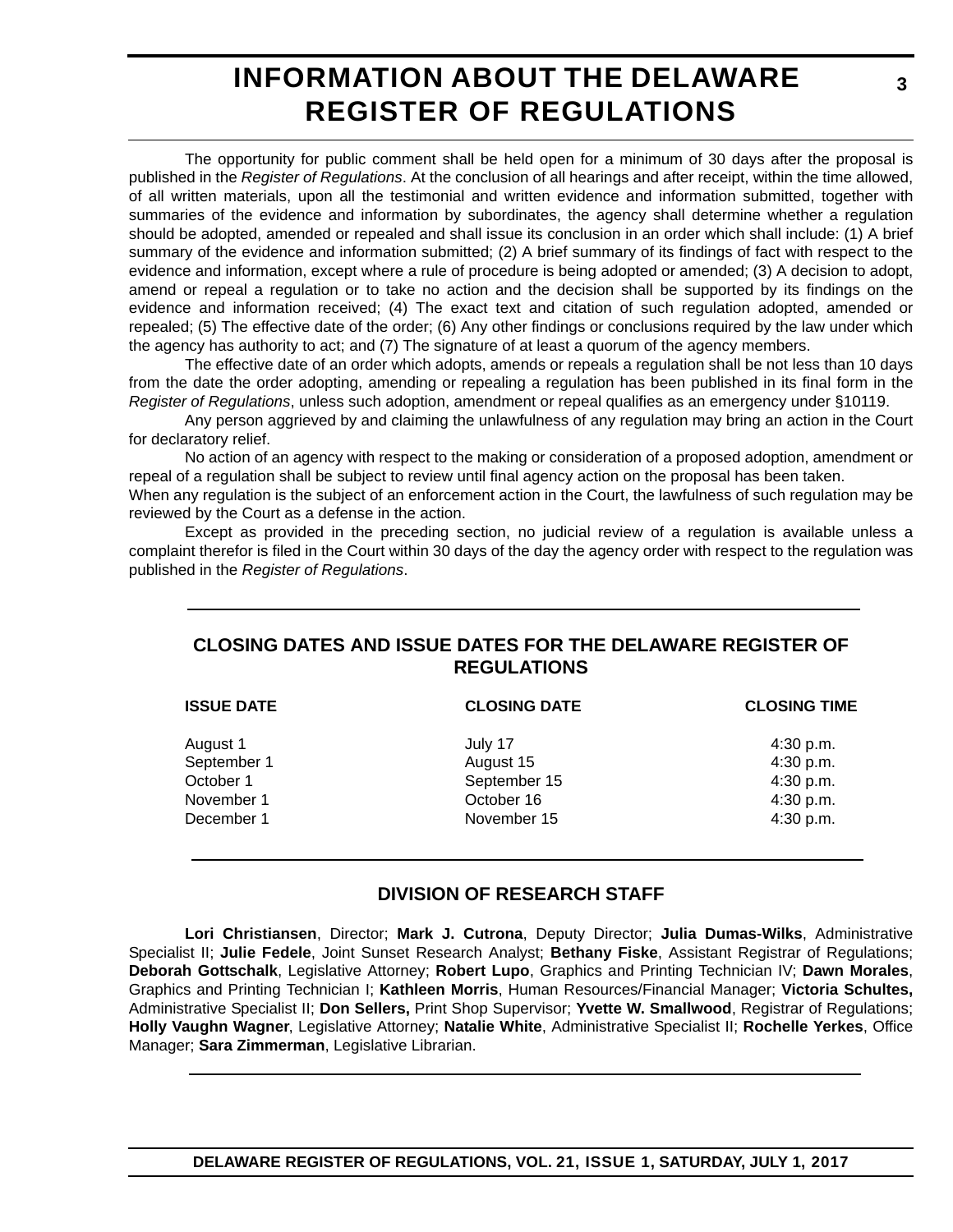# INFORMATION ABOUT THE DELAWARE REGISTER OF REGULATIONS

The opportunity for public comment shall be held open for a minimum of 30 days after the proposal is published in the *Register of Regulations*. At the conclusion of all hearings and after receipt, within the time allowed, of all written materials, upon all the testimonial and written evidence and information submitted, together with summaries of the evidence and information by subordinates, the agency shall determine whether a regulation should be adopted, amended or repealed and shall issue its conclusion in an order which shall include: (1) A brief summary of the evidence and information submitted; (2) A brief summary of its findings of fact with respect to the evidence and information, except where a rule of procedure is being adopted or amended; (3) A decision to adopt, amend or repeal a regulation or to take no action and the decision shall be supported by its findings on the evidence and information received; (4) The exact text and citation of such regulation adopted, amended or repealed; (5) The effective date of the order; (6) Any other findings or conclusions required by the law under which the agency has authority to act; and (7) The signature of at least a quorum of the agency members.

The effective date of an order which adopts, amends or repeals a regulation shall be not less than 10 days from the date the order adopting, amending or repealing a regulation has been published in its final form in the *Register of Regulations*, unless such adoption, amendment or repeal qualifies as an emergency under §10119.

Any person aggrieved by and claiming the unlawfulness of any regulation may bring an action in the Court for declaratory relief.

No action of an agency with respect to the making or consideration of a proposed adoption, amendment or repeal of a regulation shall be subject to review until final agency action on the proposal has been taken.

When any regulation is the subject of an enforcement action in the Court, the lawfulness of such regulation may be reviewed by the Court as a defense in the action.

Except as provided in the preceding section, no judicial review of a regulation is available unless a complaint therefor is filed in the Court within 30 days of the day the agency order with respect to the regulation was published in the *Register of Regulations*.

## CLOSING DATES AND ISSUE DATES FOR THE DELAWARE REGISTER OF REGULATIONS

| ISSUE DATE | CLOSING DATE | CLOSING TIME |
|---|---|---|
| August 1 | July 17 | 4:30 p.m. |
| September 1 | August 15 | 4:30 p.m. |
| October 1 | September 15 | 4:30 p.m. |
| November 1 | October 16 | 4:30 p.m. |
| December 1 | November 15 | 4:30 p.m. |

## DIVISION OF RESEARCH STAFF

**Lori Christiansen**, Director; **Mark J. Cutrona**, Deputy Director; **Julia Dumas-Wilks**, Administrative Specialist II; **Julie Fedele**, Joint Sunset Research Analyst; **Bethany Fiske**, Assistant Registrar of Regulations; **Deborah Gottschalk**, Legislative Attorney; **Robert Lupo**, Graphics and Printing Technician IV; **Dawn Morales**, Graphics and Printing Technician I; **Kathleen Morris**, Human Resources/Financial Manager; **Victoria Schultes,** Administrative Specialist II; **Don Sellers,** Print Shop Supervisor; **Yvette W. Smallwood**, Registrar of Regulations; **Holly Vaughn Wagner**, Legislative Attorney; **Natalie White**, Administrative Specialist II; **Rochelle Yerkes**, Office Manager; **Sara Zimmerman**, Legislative Librarian.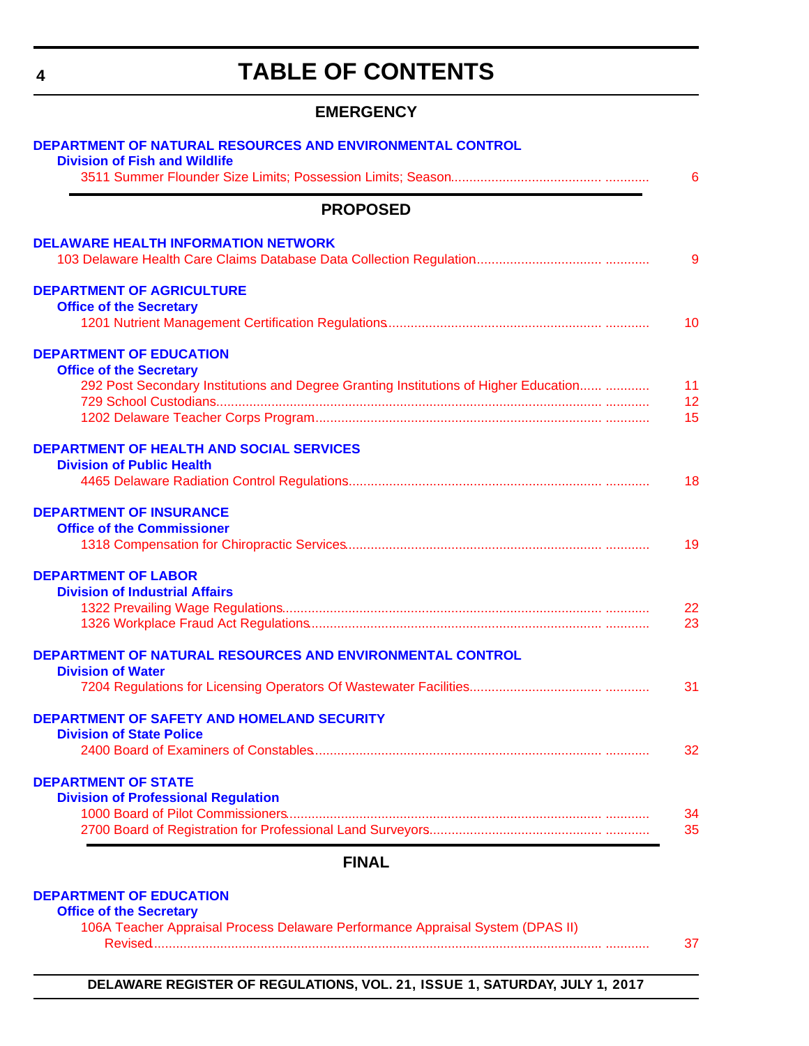# TABLE OF CONTENTS

## EMERGENCY

**DEPARTMENT OF NATURAL RESOURCES AND ENVIRONMENTAL CONTROL**

**Division of Fish and Wildlife**

3511 Summer Flounder Size Limits; Possession Limits; Season.................................................... 6

## PROPOSED

**DELAWARE HEALTH INFORMATION NETWORK**

103 Delaware Health Care Claims Database Data Collection Regulation.................................................... 9

**DEPARTMENT OF AGRICULTURE**

**Office of the Secretary**

1201 Nutrient Management Certification Regulations.................................................... 10

**DEPARTMENT OF EDUCATION**

**Office of the Secretary**

292 Post Secondary Institutions and Degree Granting Institutions of Higher Education.................. 11

729 School Custodians.................................................... 12

1202 Delaware Teacher Corps Program.................................................... 15

**DEPARTMENT OF HEALTH AND SOCIAL SERVICES**

**Division of Public Health**

4465 Delaware Radiation Control Regulations.................................................... 18

**DEPARTMENT OF INSURANCE**

**Office of the Commissioner**

1318 Compensation for Chiropractic Services.................................................... 19

**DEPARTMENT OF LABOR**

**Division of Industrial Affairs**

1322 Prevailing Wage Regulations.................................................... 22

1326 Workplace Fraud Act Regulations.................................................... 23

**DEPARTMENT OF NATURAL RESOURCES AND ENVIRONMENTAL CONTROL**

**Division of Water**

7204 Regulations for Licensing Operators Of Wastewater Facilities.................................................... 31

**DEPARTMENT OF SAFETY AND HOMELAND SECURITY**

**Division of State Police**

2400 Board of Examiners of Constables.................................................... 32

**DEPARTMENT OF STATE**

**Division of Professional Regulation**

1000 Board of Pilot Commissioners.................................................... 34

2700 Board of Registration for Professional Land Surveyors.................................................... 35

## FINAL

**DEPARTMENT OF EDUCATION**

**Office of the Secretary**

106A Teacher Appraisal Process Delaware Performance Appraisal System (DPAS II) Revised.................................................... 37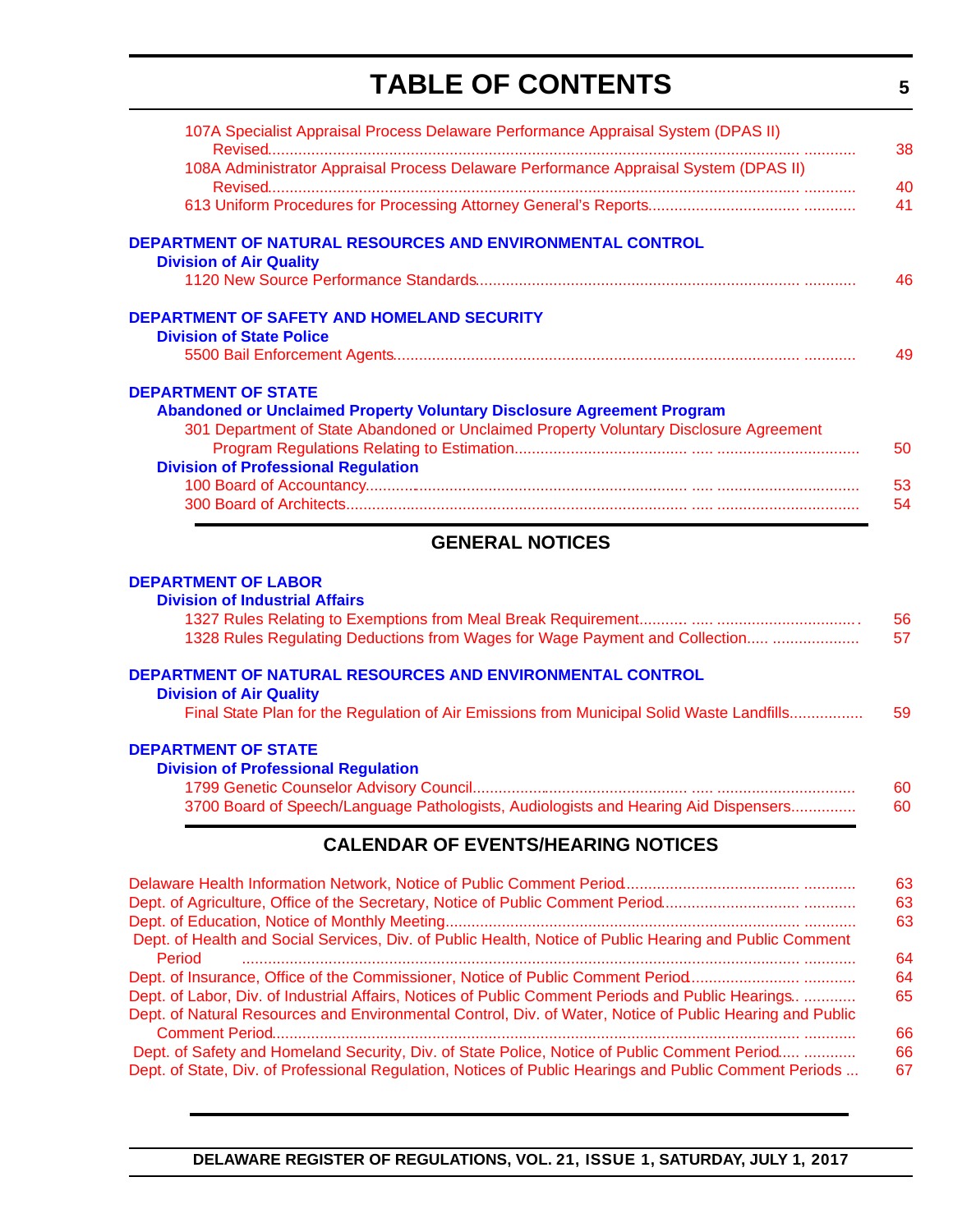# TABLE OF CONTENTS

107A Specialist Appraisal Process Delaware Performance Appraisal System (DPAS II) Revised ... 38

108A Administrator Appraisal Process Delaware Performance Appraisal System (DPAS II) Revised ... 40

613 Uniform Procedures for Processing Attorney General's Reports ... 41

**DEPARTMENT OF NATURAL RESOURCES AND ENVIRONMENTAL CONTROL**

**Division of Air Quality**

1120 New Source Performance Standards ... 46

**DEPARTMENT OF SAFETY AND HOMELAND SECURITY**

**Division of State Police**

5500 Bail Enforcement Agents ... 49

**DEPARTMENT OF STATE**

**Abandoned or Unclaimed Property Voluntary Disclosure Agreement Program**

301 Department of State Abandoned or Unclaimed Property Voluntary Disclosure Agreement Program Regulations Relating to Estimation ... 50

**Division of Professional Regulation**

100 Board of Accountancy ... 53

300 Board of Architects ... 54

## GENERAL NOTICES

**DEPARTMENT OF LABOR**

**Division of Industrial Affairs**

1327 Rules Relating to Exemptions from Meal Break Requirement ... 56

1328 Rules Regulating Deductions from Wages for Wage Payment and Collection ... 57

**DEPARTMENT OF NATURAL RESOURCES AND ENVIRONMENTAL CONTROL**

**Division of Air Quality**

Final State Plan for the Regulation of Air Emissions from Municipal Solid Waste Landfills ... 59

**DEPARTMENT OF STATE**

**Division of Professional Regulation**

1799 Genetic Counselor Advisory Council ... 60

3700 Board of Speech/Language Pathologists, Audiologists and Hearing Aid Dispensers ... 60

## CALENDAR OF EVENTS/HEARING NOTICES

Delaware Health Information Network, Notice of Public Comment Period ... 63

Dept. of Agriculture, Office of the Secretary, Notice of Public Comment Period ... 63

Dept. of Education, Notice of Monthly Meeting ... 63

Dept. of Health and Social Services, Div. of Public Health, Notice of Public Hearing and Public Comment Period ... 64

Dept. of Insurance, Office of the Commissioner, Notice of Public Comment Period ... 64

Dept. of Labor, Div. of Industrial Affairs, Notices of Public Comment Periods and Public Hearings ... 65

Dept. of Natural Resources and Environmental Control, Div. of Water, Notice of Public Hearing and Public Comment Period ... 66

Dept. of Safety and Homeland Security, Div. of State Police, Notice of Public Comment Period ... 66

Dept. of State, Div. of Professional Regulation, Notices of Public Hearings and Public Comment Periods ... 67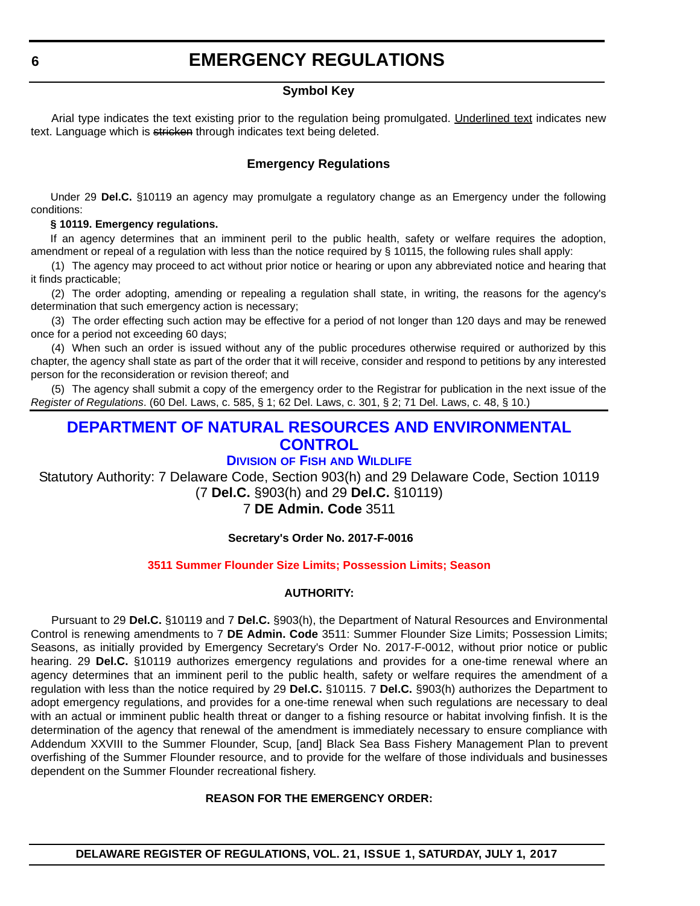# EMERGENCY REGULATIONS

### Symbol Key

Arial type indicates the text existing prior to the regulation being promulgated. Underlined text indicates new text. Language which is ~~stricken~~ through indicates text being deleted.

### Emergency Regulations

Under 29 **Del.C.** §10119 an agency may promulgate a regulatory change as an Emergency under the following conditions:

**§ 10119. Emergency regulations.**

If an agency determines that an imminent peril to the public health, safety or welfare requires the adoption, amendment or repeal of a regulation with less than the notice required by § 10115, the following rules shall apply:

(1) The agency may proceed to act without prior notice or hearing or upon any abbreviated notice and hearing that it finds practicable;

(2) The order adopting, amending or repealing a regulation shall state, in writing, the reasons for the agency's determination that such emergency action is necessary;

(3) The order effecting such action may be effective for a period of not longer than 120 days and may be renewed once for a period not exceeding 60 days;

(4) When such an order is issued without any of the public procedures otherwise required or authorized by this chapter, the agency shall state as part of the order that it will receive, consider and respond to petitions by any interested person for the reconsideration or revision thereof; and

(5) The agency shall submit a copy of the emergency order to the Registrar for publication in the next issue of the *Register of Regulations*. (60 Del. Laws, c. 585, § 1; 62 Del. Laws, c. 301, § 2; 71 Del. Laws, c. 48, § 10.)

## DEPARTMENT OF NATURAL RESOURCES AND ENVIRONMENTAL CONTROL

### Division of Fish and Wildlife

Statutory Authority: 7 Delaware Code, Section 903(h) and 29 Delaware Code, Section 10119 (7 **Del.C.** §903(h) and 29 **Del.C.** §10119)
7 **DE Admin. Code** 3511

**Secretary's Order No. 2017-F-0016**

**3511 Summer Flounder Size Limits; Possession Limits; Season**

**AUTHORITY:**

Pursuant to 29 **Del.C.** §10119 and 7 **Del.C.** §903(h), the Department of Natural Resources and Environmental Control is renewing amendments to 7 **DE Admin. Code** 3511: Summer Flounder Size Limits; Possession Limits; Seasons, as initially provided by Emergency Secretary's Order No. 2017-F-0012, without prior notice or public hearing. 29 **Del.C.** §10119 authorizes emergency regulations and provides for a one-time renewal where an agency determines that an imminent peril to the public health, safety or welfare requires the amendment of a regulation with less than the notice required by 29 **Del.C.** §10115. 7 **Del.C.** §903(h) authorizes the Department to adopt emergency regulations, and provides for a one-time renewal when such regulations are necessary to deal with an actual or imminent public health threat or danger to a fishing resource or habitat involving finfish. It is the determination of the agency that renewal of the amendment is immediately necessary to ensure compliance with Addendum XXVIII to the Summer Flounder, Scup, [and] Black Sea Bass Fishery Management Plan to prevent overfishing of the Summer Flounder resource, and to provide for the welfare of those individuals and businesses dependent on the Summer Flounder recreational fishery.

**REASON FOR THE EMERGENCY ORDER:**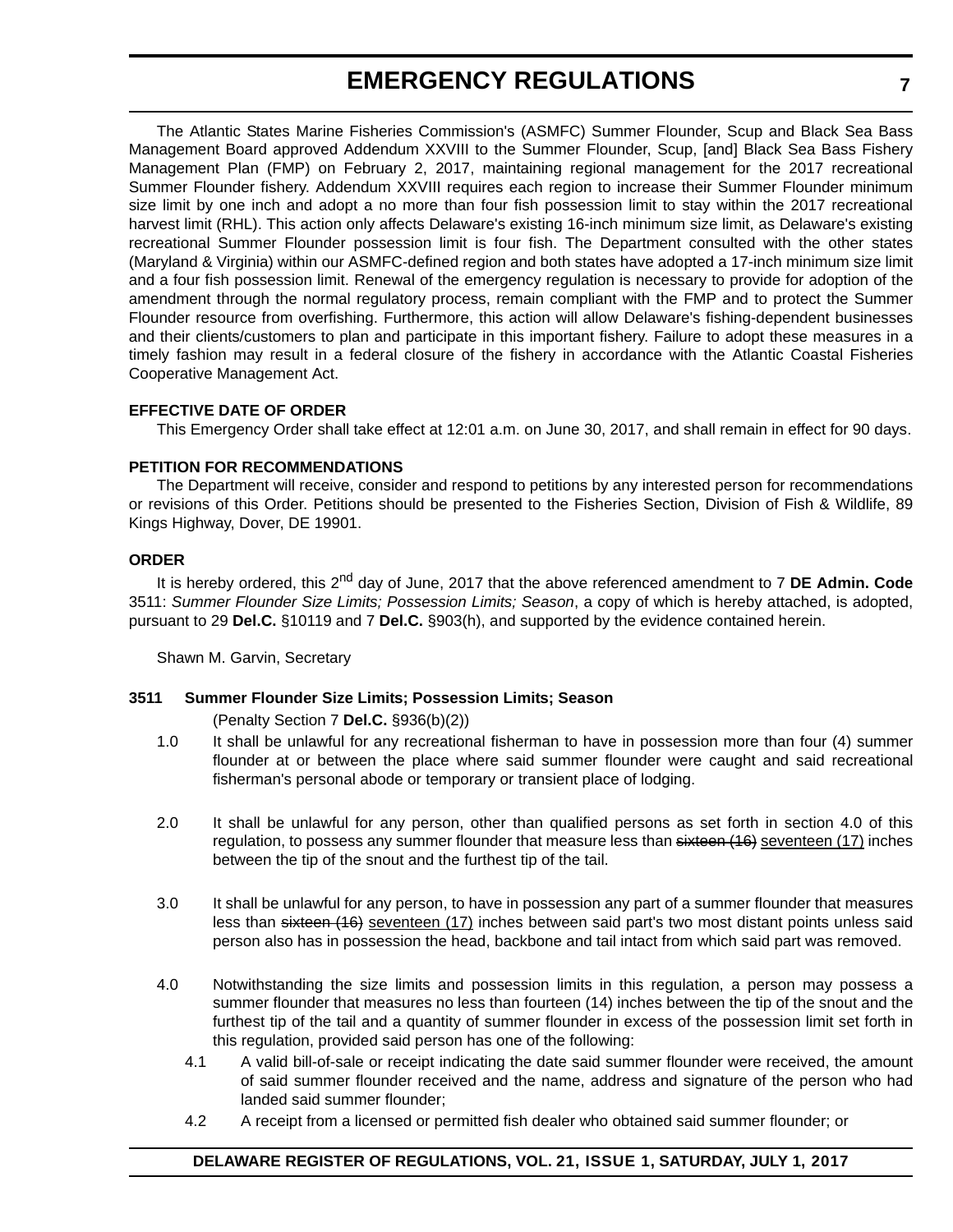The Atlantic States Marine Fisheries Commission's (ASMFC) Summer Flounder, Scup and Black Sea Bass Management Board approved Addendum XXVIII to the Summer Flounder, Scup, [and] Black Sea Bass Fishery Management Plan (FMP) on February 2, 2017, maintaining regional management for the 2017 recreational Summer Flounder fishery. Addendum XXVIII requires each region to increase their Summer Flounder minimum size limit by one inch and adopt a no more than four fish possession limit to stay within the 2017 recreational harvest limit (RHL). This action only affects Delaware's existing 16-inch minimum size limit, as Delaware's existing recreational Summer Flounder possession limit is four fish. The Department consulted with the other states (Maryland & Virginia) within our ASMFC-defined region and both states have adopted a 17-inch minimum size limit and a four fish possession limit. Renewal of the emergency regulation is necessary to provide for adoption of the amendment through the normal regulatory process, remain compliant with the FMP and to protect the Summer Flounder resource from overfishing. Furthermore, this action will allow Delaware's fishing-dependent businesses and their clients/customers to plan and participate in this important fishery. Failure to adopt these measures in a timely fashion may result in a federal closure of the fishery in accordance with the Atlantic Coastal Fisheries Cooperative Management Act.

**EFFECTIVE DATE OF ORDER**

This Emergency Order shall take effect at 12:01 a.m. on June 30, 2017, and shall remain in effect for 90 days.

**PETITION FOR RECOMMENDATIONS**

The Department will receive, consider and respond to petitions by any interested person for recommendations or revisions of this Order. Petitions should be presented to the Fisheries Section, Division of Fish & Wildlife, 89 Kings Highway, Dover, DE 19901.

**ORDER**

It is hereby ordered, this 2nd day of June, 2017 that the above referenced amendment to 7 **DE Admin. Code** 3511: *Summer Flounder Size Limits; Possession Limits; Season*, a copy of which is hereby attached, is adopted, pursuant to 29 **Del.C.** §10119 and 7 **Del.C.** §903(h), and supported by the evidence contained herein.

Shawn M. Garvin, Secretary

**3511 Summer Flounder Size Limits; Possession Limits; Season**

(Penalty Section 7 **Del.C.** §936(b)(2))

1.0 It shall be unlawful for any recreational fisherman to have in possession more than four (4) summer flounder at or between the place where said summer flounder were caught and said recreational fisherman's personal abode or temporary or transient place of lodging.

2.0 It shall be unlawful for any person, other than qualified persons as set forth in section 4.0 of this regulation, to possess any summer flounder that measure less than ~~sixteen (16)~~ <u>seventeen (17)</u> inches between the tip of the snout and the furthest tip of the tail.

3.0 It shall be unlawful for any person, to have in possession any part of a summer flounder that measures less than ~~sixteen (16)~~ <u>seventeen (17)</u> inches between said part's two most distant points unless said person also has in possession the head, backbone and tail intact from which said part was removed.

4.0 Notwithstanding the size limits and possession limits in this regulation, a person may possess a summer flounder that measures no less than fourteen (14) inches between the tip of the snout and the furthest tip of the tail and a quantity of summer flounder in excess of the possession limit set forth in this regulation, provided said person has one of the following:

4.1 A valid bill-of-sale or receipt indicating the date said summer flounder were received, the amount of said summer flounder received and the name, address and signature of the person who had landed said summer flounder;

4.2 A receipt from a licensed or permitted fish dealer who obtained said summer flounder; or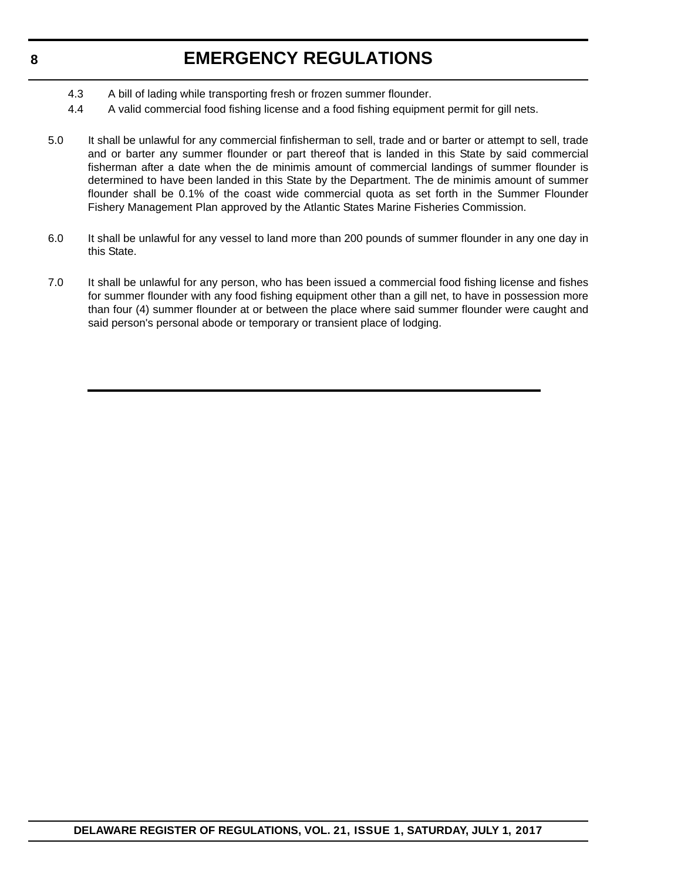4.3 A bill of lading while transporting fresh or frozen summer flounder.

4.4 A valid commercial food fishing license and a food fishing equipment permit for gill nets.

5.0 It shall be unlawful for any commercial finfisherman to sell, trade and or barter or attempt to sell, trade and or barter any summer flounder or part thereof that is landed in this State by said commercial fisherman after a date when the de minimis amount of commercial landings of summer flounder is determined to have been landed in this State by the Department. The de minimis amount of summer flounder shall be 0.1% of the coast wide commercial quota as set forth in the Summer Flounder Fishery Management Plan approved by the Atlantic States Marine Fisheries Commission.

6.0 It shall be unlawful for any vessel to land more than 200 pounds of summer flounder in any one day in this State.

7.0 It shall be unlawful for any person, who has been issued a commercial food fishing license and fishes for summer flounder with any food fishing equipment other than a gill net, to have in possession more than four (4) summer flounder at or between the place where said summer flounder were caught and said person's personal abode or temporary or transient place of lodging.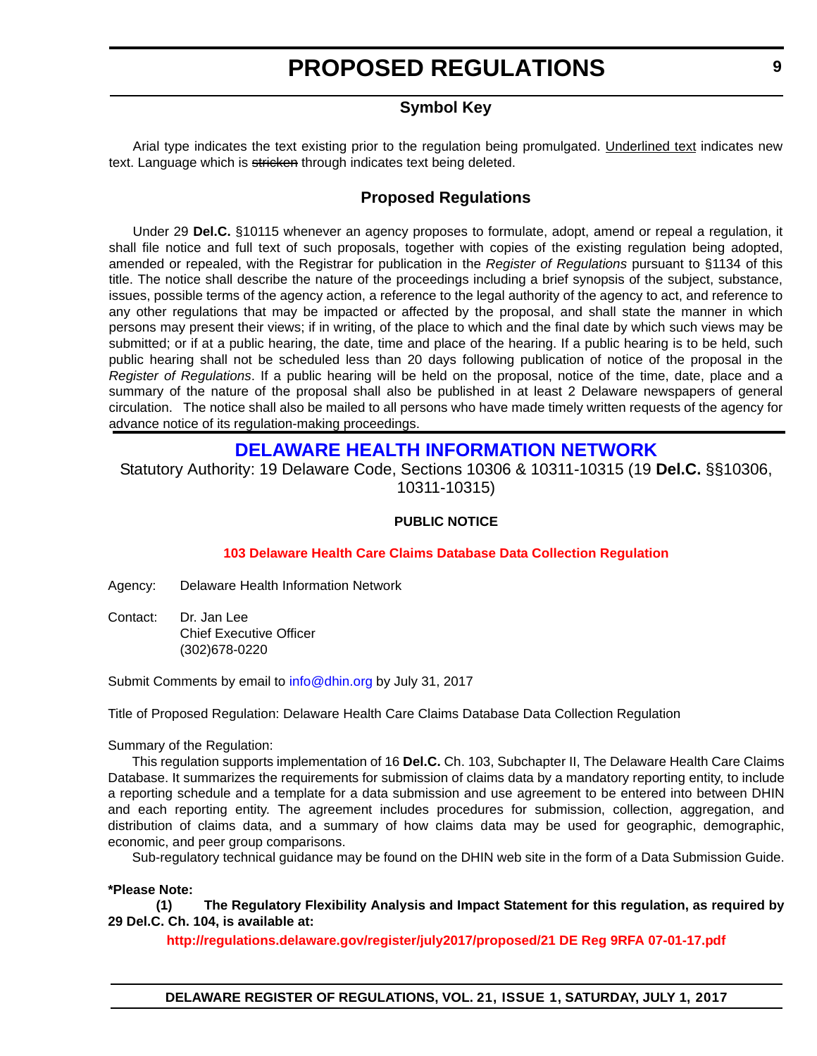# PROPOSED REGULATIONS

### Symbol Key

Arial type indicates the text existing prior to the regulation being promulgated. <u>Underlined text</u> indicates new text. Language which is ~~stricken~~ through indicates text being deleted.

### Proposed Regulations

Under 29 **Del.C.** §10115 whenever an agency proposes to formulate, adopt, amend or repeal a regulation, it shall file notice and full text of such proposals, together with copies of the existing regulation being adopted, amended or repealed, with the Registrar for publication in the *Register of Regulations* pursuant to §1134 of this title. The notice shall describe the nature of the proceedings including a brief synopsis of the subject, substance, issues, possible terms of the agency action, a reference to the legal authority of the agency to act, and reference to any other regulations that may be impacted or affected by the proposal, and shall state the manner in which persons may present their views; if in writing, of the place to which and the final date by which such views may be submitted; or if at a public hearing, the date, time and place of the hearing. If a public hearing is to be held, such public hearing shall not be scheduled less than 20 days following publication of notice of the proposal in the *Register of Regulations*. If a public hearing will be held on the proposal, notice of the time, date, place and a summary of the nature of the proposal shall also be published in at least 2 Delaware newspapers of general circulation. The notice shall also be mailed to all persons who have made timely written requests of the agency for advance notice of its regulation-making proceedings.

## DELAWARE HEALTH INFORMATION NETWORK

Statutory Authority: 19 Delaware Code, Sections 10306 & 10311-10315 (19 **Del.C.** §§10306, 10311-10315)

**PUBLIC NOTICE**

**103 Delaware Health Care Claims Database Data Collection Regulation**

Agency: Delaware Health Information Network

Contact: Dr. Jan Lee
Chief Executive Officer
(302)678-0220

Submit Comments by email to info@dhin.org by July 31, 2017

Title of Proposed Regulation: Delaware Health Care Claims Database Data Collection Regulation

Summary of the Regulation:

This regulation supports implementation of 16 **Del.C.** Ch. 103, Subchapter II, The Delaware Health Care Claims Database. It summarizes the requirements for submission of claims data by a mandatory reporting entity, to include a reporting schedule and a template for a data submission and use agreement to be entered into between DHIN and each reporting entity. The agreement includes procedures for submission, collection, aggregation, and distribution of claims data, and a summary of how claims data may be used for geographic, demographic, economic, and peer group comparisons.

Sub-regulatory technical guidance may be found on the DHIN web site in the form of a Data Submission Guide.

**\*Please Note:**

**(1) The Regulatory Flexibility Analysis and Impact Statement for this regulation, as required by 29 Del.C. Ch. 104, is available at:**

**http://regulations.delaware.gov/register/july2017/proposed/21 DE Reg 9RFA 07-01-17.pdf**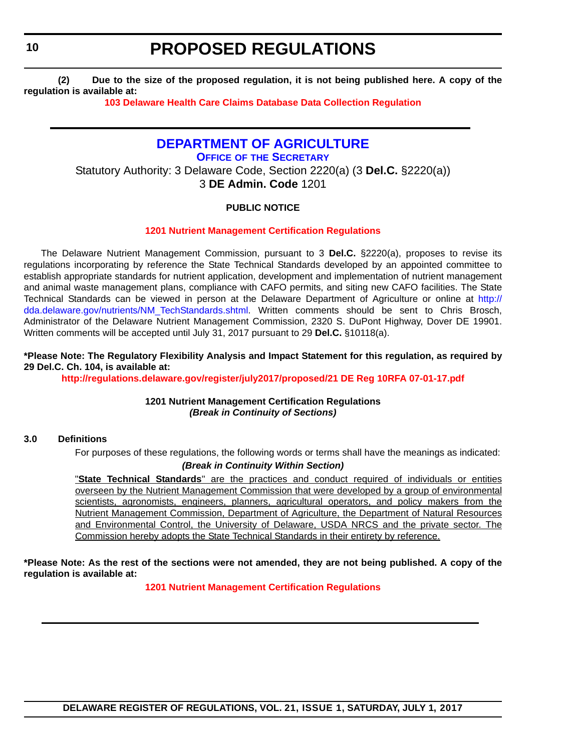**(2) Due to the size of the proposed regulation, it is not being published here. A copy of the regulation is available at:**

**103 Delaware Health Care Claims Database Data Collection Regulation**

---

## DEPARTMENT OF AGRICULTURE

### OFFICE OF THE SECRETARY

Statutory Authority: 3 Delaware Code, Section 2220(a) (3 **Del.C.** §2220(a))
3 **DE Admin. Code** 1201

**PUBLIC NOTICE**

**1201 Nutrient Management Certification Regulations**

The Delaware Nutrient Management Commission, pursuant to 3 **Del.C.** §2220(a), proposes to revise its regulations incorporating by reference the State Technical Standards developed by an appointed committee to establish appropriate standards for nutrient application, development and implementation of nutrient management and animal waste management plans, compliance with CAFO permits, and siting new CAFO facilities. The State Technical Standards can be viewed in person at the Delaware Department of Agriculture or online at http://dda.delaware.gov/nutrients/NM_TechStandards.shtml. Written comments should be sent to Chris Brosch, Administrator of the Delaware Nutrient Management Commission, 2320 S. DuPont Highway, Dover DE 19901. Written comments will be accepted until July 31, 2017 pursuant to 29 **Del.C.** §10118(a).

**\*Please Note: The Regulatory Flexibility Analysis and Impact Statement for this regulation, as required by 29 Del.C. Ch. 104, is available at:**

**http://regulations.delaware.gov/register/july2017/proposed/21 DE Reg 10RFA 07-01-17.pdf**

**1201 Nutrient Management Certification Regulations**
***(Break in Continuity of Sections)***

**3.0 Definitions**

For purposes of these regulations, the following words or terms shall have the meanings as indicated:

***(Break in Continuity Within Section)***

<u>"**State Technical Standards**" are the practices and conduct required of individuals or entities overseen by the Nutrient Management Commission that were developed by a group of environmental scientists, agronomists, engineers, planners, agricultural operators, and policy makers from the Nutrient Management Commission, Department of Agriculture, the Department of Natural Resources and Environmental Control, the University of Delaware, USDA NRCS and the private sector. The Commission hereby adopts the State Technical Standards in their entirety by reference.</u>

**\*Please Note: As the rest of the sections were not amended, they are not being published. A copy of the regulation is available at:**

**1201 Nutrient Management Certification Regulations**

---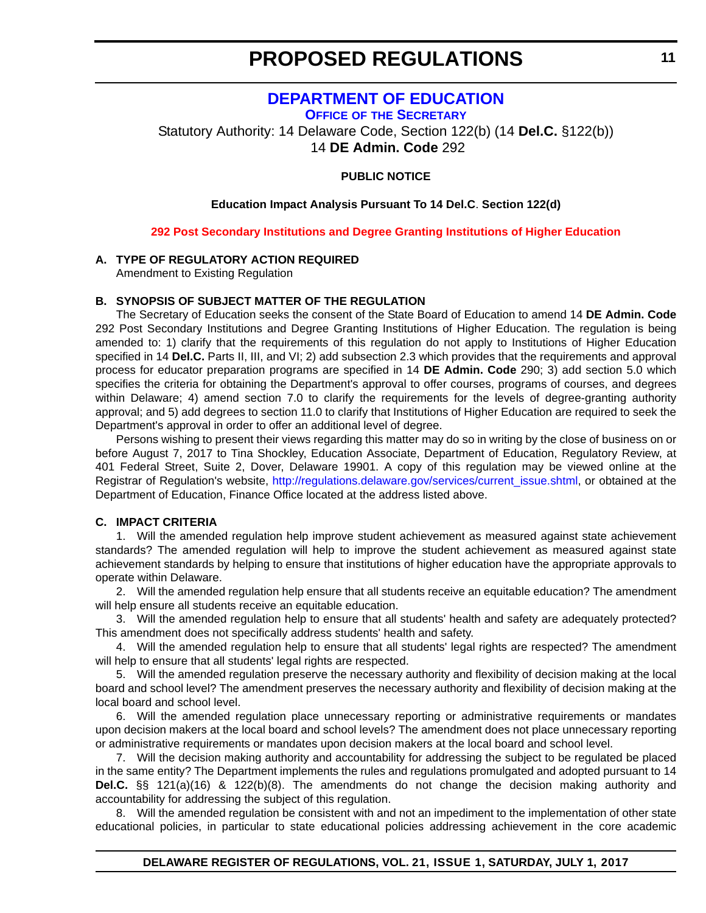# PROPOSED REGULATIONS

## DEPARTMENT OF EDUCATION

### OFFICE OF THE SECRETARY

Statutory Authority: 14 Delaware Code, Section 122(b) (14 **Del.C.** §122(b))
14 **DE Admin. Code** 292

**PUBLIC NOTICE**

**Education Impact Analysis Pursuant To 14 Del.C. Section 122(d)**

**292 Post Secondary Institutions and Degree Granting Institutions of Higher Education**

**A. TYPE OF REGULATORY ACTION REQUIRED**

Amendment to Existing Regulation

**B. SYNOPSIS OF SUBJECT MATTER OF THE REGULATION**

The Secretary of Education seeks the consent of the State Board of Education to amend 14 **DE Admin. Code** 292 Post Secondary Institutions and Degree Granting Institutions of Higher Education. The regulation is being amended to: 1) clarify that the requirements of this regulation do not apply to Institutions of Higher Education specified in 14 **Del.C.** Parts II, III, and VI; 2) add subsection 2.3 which provides that the requirements and approval process for educator preparation programs are specified in 14 **DE Admin. Code** 290; 3) add section 5.0 which specifies the criteria for obtaining the Department's approval to offer courses, programs of courses, and degrees within Delaware; 4) amend section 7.0 to clarify the requirements for the levels of degree-granting authority approval; and 5) add degrees to section 11.0 to clarify that Institutions of Higher Education are required to seek the Department's approval in order to offer an additional level of degree.

Persons wishing to present their views regarding this matter may do so in writing by the close of business on or before August 7, 2017 to Tina Shockley, Education Associate, Department of Education, Regulatory Review, at 401 Federal Street, Suite 2, Dover, Delaware 19901. A copy of this regulation may be viewed online at the Registrar of Regulation's website, http://regulations.delaware.gov/services/current_issue.shtml, or obtained at the Department of Education, Finance Office located at the address listed above.

**C. IMPACT CRITERIA**

1. Will the amended regulation help improve student achievement as measured against state achievement standards? The amended regulation will help to improve the student achievement as measured against state achievement standards by helping to ensure that institutions of higher education have the appropriate approvals to operate within Delaware.

2. Will the amended regulation help ensure that all students receive an equitable education? The amendment will help ensure all students receive an equitable education.

3. Will the amended regulation help to ensure that all students' health and safety are adequately protected? This amendment does not specifically address students' health and safety.

4. Will the amended regulation help to ensure that all students' legal rights are respected? The amendment will help to ensure that all students' legal rights are respected.

5. Will the amended regulation preserve the necessary authority and flexibility of decision making at the local board and school level? The amendment preserves the necessary authority and flexibility of decision making at the local board and school level.

6. Will the amended regulation place unnecessary reporting or administrative requirements or mandates upon decision makers at the local board and school levels? The amendment does not place unnecessary reporting or administrative requirements or mandates upon decision makers at the local board and school level.

7. Will the decision making authority and accountability for addressing the subject to be regulated be placed in the same entity? The Department implements the rules and regulations promulgated and adopted pursuant to 14 **Del.C.** §§ 121(a)(16) & 122(b)(8). The amendments do not change the decision making authority and accountability for addressing the subject of this regulation.

8. Will the amended regulation be consistent with and not an impediment to the implementation of other state educational policies, in particular to state educational policies addressing achievement in the core academic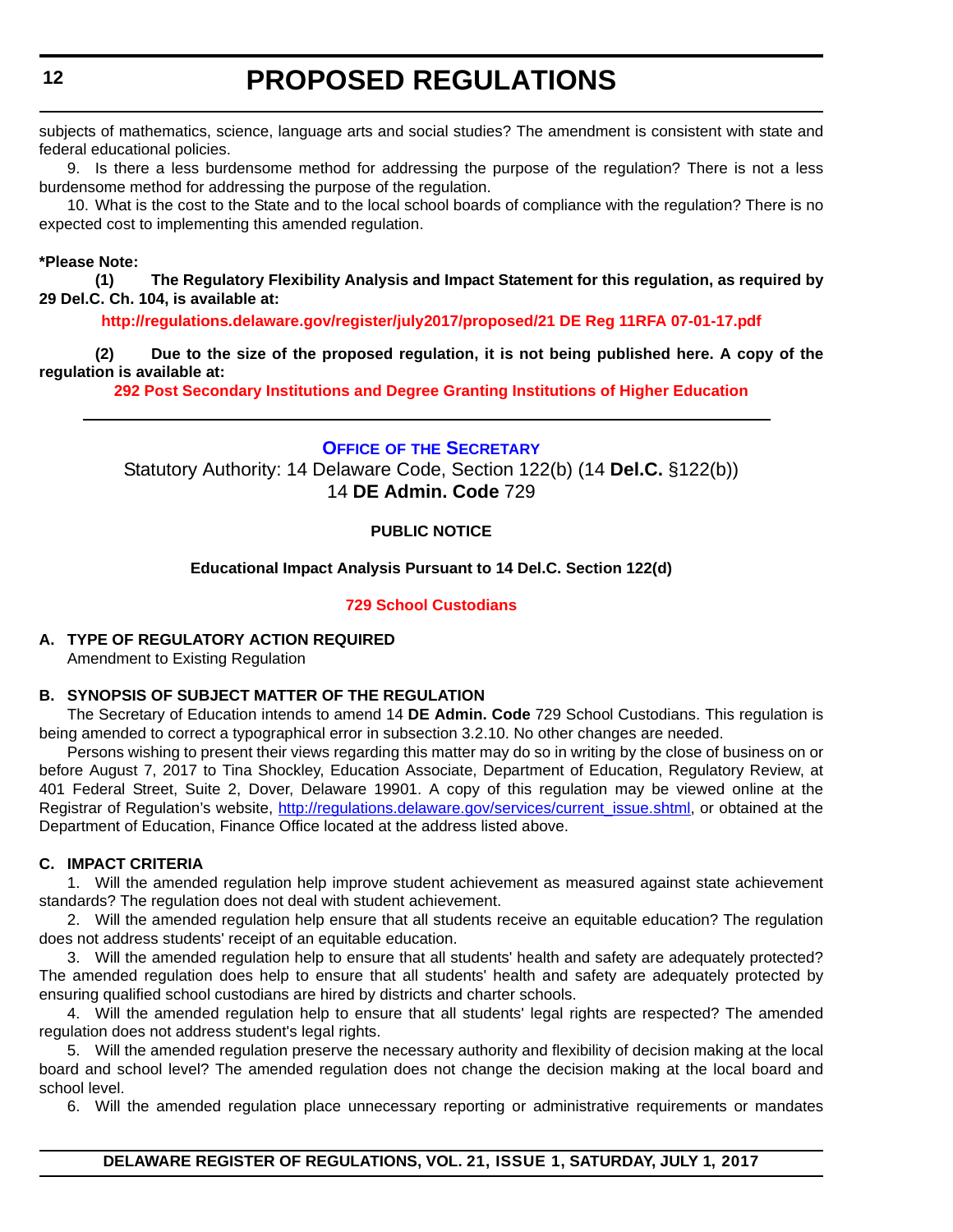subjects of mathematics, science, language arts and social studies? The amendment is consistent with state and federal educational policies.

9. Is there a less burdensome method for addressing the purpose of the regulation? There is not a less burdensome method for addressing the purpose of the regulation.

10. What is the cost to the State and to the local school boards of compliance with the regulation? There is no expected cost to implementing this amended regulation.

**\*Please Note:**

**(1) The Regulatory Flexibility Analysis and Impact Statement for this regulation, as required by 29 Del.C. Ch. 104, is available at:**

**http://regulations.delaware.gov/register/july2017/proposed/21 DE Reg 11RFA 07-01-17.pdf**

**(2) Due to the size of the proposed regulation, it is not being published here. A copy of the regulation is available at:**

**292 Post Secondary Institutions and Degree Granting Institutions of Higher Education**

---

## Office of the Secretary

Statutory Authority: 14 Delaware Code, Section 122(b) (14 **Del.C.** §122(b))
14 **DE Admin. Code** 729

**PUBLIC NOTICE**

**Educational Impact Analysis Pursuant to 14 Del.C. Section 122(d)**

**729 School Custodians**

### A. TYPE OF REGULATORY ACTION REQUIRED

Amendment to Existing Regulation

### B. SYNOPSIS OF SUBJECT MATTER OF THE REGULATION

The Secretary of Education intends to amend 14 **DE Admin. Code** 729 School Custodians. This regulation is being amended to correct a typographical error in subsection 3.2.10. No other changes are needed.

Persons wishing to present their views regarding this matter may do so in writing by the close of business on or before August 7, 2017 to Tina Shockley, Education Associate, Department of Education, Regulatory Review, at 401 Federal Street, Suite 2, Dover, Delaware 19901. A copy of this regulation may be viewed online at the Registrar of Regulation's website, http://regulations.delaware.gov/services/current_issue.shtml, or obtained at the Department of Education, Finance Office located at the address listed above.

### C. IMPACT CRITERIA

1. Will the amended regulation help improve student achievement as measured against state achievement standards? The regulation does not deal with student achievement.

2. Will the amended regulation help ensure that all students receive an equitable education? The regulation does not address students' receipt of an equitable education.

3. Will the amended regulation help to ensure that all students' health and safety are adequately protected? The amended regulation does help to ensure that all students' health and safety are adequately protected by ensuring qualified school custodians are hired by districts and charter schools.

4. Will the amended regulation help to ensure that all students' legal rights are respected? The amended regulation does not address student's legal rights.

5. Will the amended regulation preserve the necessary authority and flexibility of decision making at the local board and school level? The amended regulation does not change the decision making at the local board and school level.

6. Will the amended regulation place unnecessary reporting or administrative requirements or mandates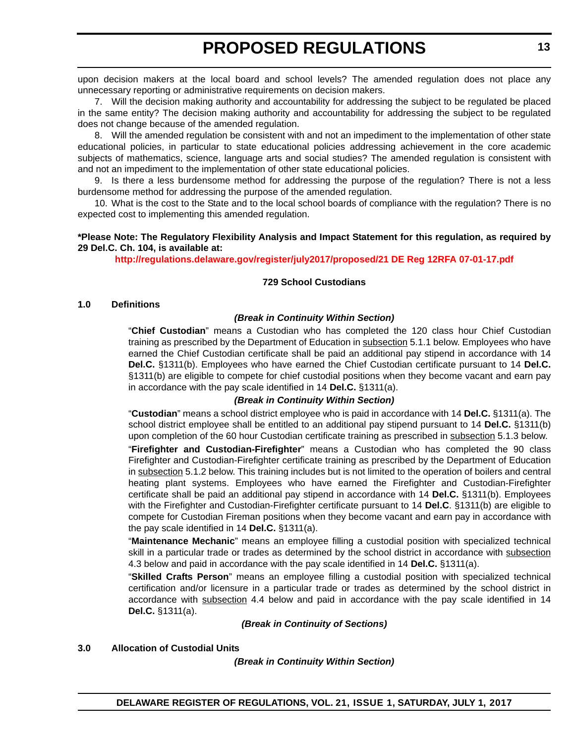upon decision makers at the local board and school levels? The amended regulation does not place any unnecessary reporting or administrative requirements on decision makers.

7. Will the decision making authority and accountability for addressing the subject to be regulated be placed in the same entity? The decision making authority and accountability for addressing the subject to be regulated does not change because of the amended regulation.

8. Will the amended regulation be consistent with and not an impediment to the implementation of other state educational policies, in particular to state educational policies addressing achievement in the core academic subjects of mathematics, science, language arts and social studies? The amended regulation is consistent with and not an impediment to the implementation of other state educational policies.

9. Is there a less burdensome method for addressing the purpose of the regulation? There is not a less burdensome method for addressing the purpose of the amended regulation.

10. What is the cost to the State and to the local school boards of compliance with the regulation? There is no expected cost to implementing this amended regulation.

**\*Please Note: The Regulatory Flexibility Analysis and Impact Statement for this regulation, as required by 29 Del.C. Ch. 104, is available at:**

**http://regulations.delaware.gov/register/july2017/proposed/21 DE Reg 12RFA 07-01-17.pdf**

**729 School Custodians**

**1.0 Definitions**

***(Break in Continuity Within Section)***

"**Chief Custodian**" means a Custodian who has completed the 120 class hour Chief Custodian training as prescribed by the Department of Education in <u>subsection</u> 5.1.1 below. Employees who have earned the Chief Custodian certificate shall be paid an additional pay stipend in accordance with 14 **Del.C.** §1311(b). Employees who have earned the Chief Custodian certificate pursuant to 14 **Del.C.** §1311(b) are eligible to compete for chief custodial positions when they become vacant and earn pay in accordance with the pay scale identified in 14 **Del.C.** §1311(a).

***(Break in Continuity Within Section)***

"**Custodian**" means a school district employee who is paid in accordance with 14 **Del.C.** §1311(a). The school district employee shall be entitled to an additional pay stipend pursuant to 14 **Del.C.** §1311(b) upon completion of the 60 hour Custodian certificate training as prescribed in <u>subsection</u> 5.1.3 below.

"**Firefighter and Custodian-Firefighter**" means a Custodian who has completed the 90 class Firefighter and Custodian-Firefighter certificate training as prescribed by the Department of Education in <u>subsection</u> 5.1.2 below. This training includes but is not limited to the operation of boilers and central heating plant systems. Employees who have earned the Firefighter and Custodian-Firefighter certificate shall be paid an additional pay stipend in accordance with 14 **Del.C.** §1311(b). Employees with the Firefighter and Custodian-Firefighter certificate pursuant to 14 **Del.C**. §1311(b) are eligible to compete for Custodian Fireman positions when they become vacant and earn pay in accordance with the pay scale identified in 14 **Del.C.** §1311(a).

"**Maintenance Mechanic**" means an employee filling a custodial position with specialized technical skill in a particular trade or trades as determined by the school district in accordance with <u>subsection</u> 4.3 below and paid in accordance with the pay scale identified in 14 **Del.C.** §1311(a).

"**Skilled Crafts Person**" means an employee filling a custodial position with specialized technical certification and/or licensure in a particular trade or trades as determined by the school district in accordance with <u>subsection</u> 4.4 below and paid in accordance with the pay scale identified in 14 **Del.C.** §1311(a).

***(Break in Continuity of Sections)***

**3.0 Allocation of Custodial Units**

***(Break in Continuity Within Section)***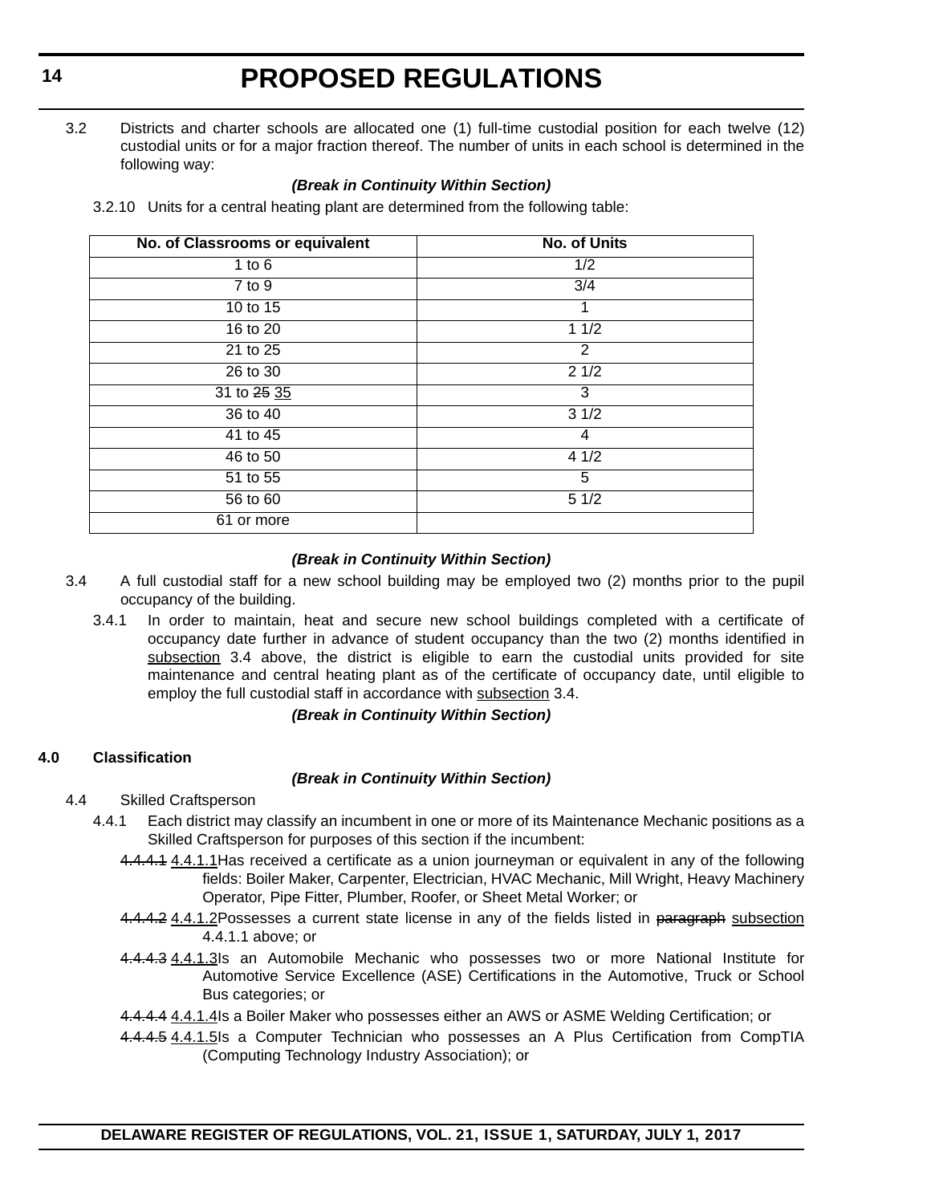3.2 Districts and charter schools are allocated one (1) full-time custodial position for each twelve (12) custodial units or for a major fraction thereof. The number of units in each school is determined in the following way:

***(Break in Continuity Within Section)***

3.2.10 Units for a central heating plant are determined from the following table:

| No. of Classrooms or equivalent | No. of Units |
|---|---|
| 1 to 6 | 1/2 |
| 7 to 9 | 3/4 |
| 10 to 15 | 1 |
| 16 to 20 | 1 1/2 |
| 21 to 25 | 2 |
| 26 to 30 | 2 1/2 |
| 31 to ~~25~~ <u>35</u> | 3 |
| 36 to 40 | 3 1/2 |
| 41 to 45 | 4 |
| 46 to 50 | 4 1/2 |
| 51 to 55 | 5 |
| 56 to 60 | 5 1/2 |
| 61 or more | |

***(Break in Continuity Within Section)***

3.4 A full custodial staff for a new school building may be employed two (2) months prior to the pupil occupancy of the building.

3.4.1 In order to maintain, heat and secure new school buildings completed with a certificate of occupancy date further in advance of student occupancy than the two (2) months identified in <u>subsection</u> 3.4 above, the district is eligible to earn the custodial units provided for site maintenance and central heating plant as of the certificate of occupancy date, until eligible to employ the full custodial staff in accordance with <u>subsection</u> 3.4.

***(Break in Continuity Within Section)***

**4.0 Classification**

***(Break in Continuity Within Section)***

4.4 Skilled Craftsperson

4.4.1 Each district may classify an incumbent in one or more of its Maintenance Mechanic positions as a Skilled Craftsperson for purposes of this section if the incumbent:

~~4.4.4.1~~ <u>4.4.1.1</u>Has received a certificate as a union journeyman or equivalent in any of the following fields: Boiler Maker, Carpenter, Electrician, HVAC Mechanic, Mill Wright, Heavy Machinery Operator, Pipe Fitter, Plumber, Roofer, or Sheet Metal Worker; or

~~4.4.4.2~~ <u>4.4.1.2</u>Possesses a current state license in any of the fields listed in ~~paragraph~~ <u>subsection</u> 4.4.1.1 above; or

~~4.4.4.3~~ <u>4.4.1.3</u>Is an Automobile Mechanic who possesses two or more National Institute for Automotive Service Excellence (ASE) Certifications in the Automotive, Truck or School Bus categories; or

~~4.4.4.4~~ <u>4.4.1.4</u>Is a Boiler Maker who possesses either an AWS or ASME Welding Certification; or

~~4.4.4.5~~ <u>4.4.1.5</u>Is a Computer Technician who possesses an A Plus Certification from CompTIA (Computing Technology Industry Association); or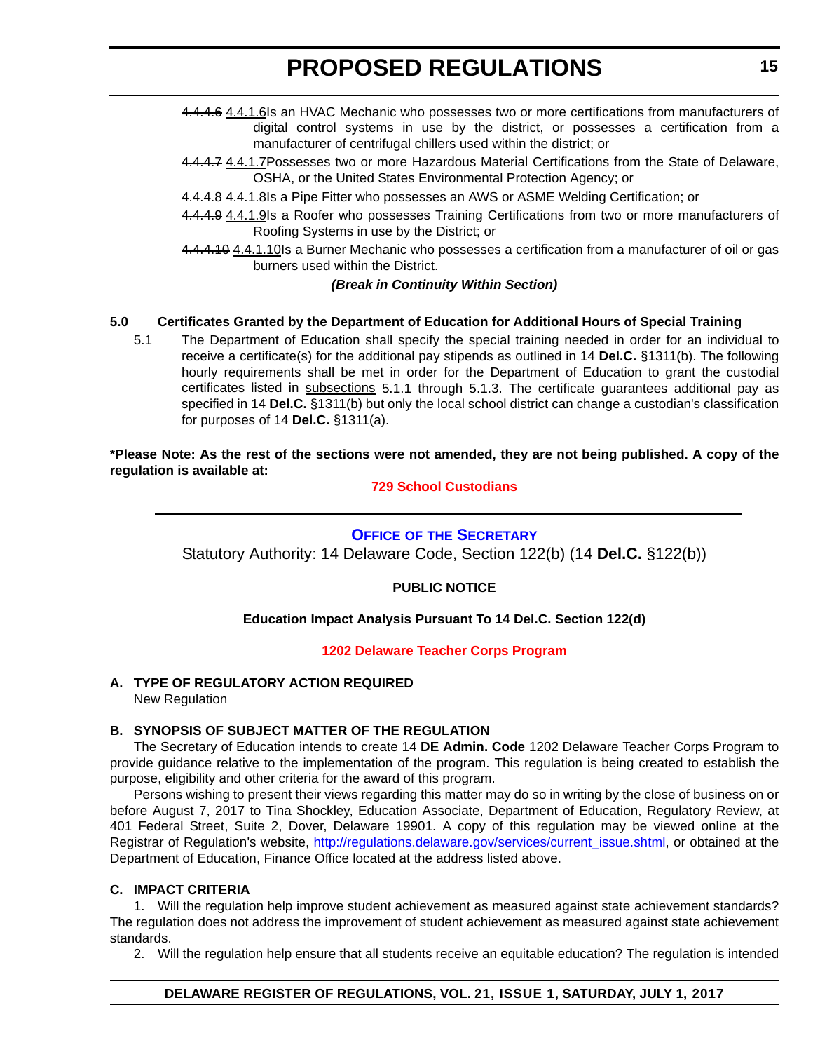~~4.4.4.6~~ <u>4.4.1.6</u>Is an HVAC Mechanic who possesses two or more certifications from manufacturers of digital control systems in use by the district, or possesses a certification from a manufacturer of centrifugal chillers used within the district; or

~~4.4.4.7~~ <u>4.4.1.7</u>Possesses two or more Hazardous Material Certifications from the State of Delaware, OSHA, or the United States Environmental Protection Agency; or

~~4.4.4.8~~ <u>4.4.1.8</u>Is a Pipe Fitter who possesses an AWS or ASME Welding Certification; or

~~4.4.4.9~~ <u>4.4.1.9</u>Is a Roofer who possesses Training Certifications from two or more manufacturers of Roofing Systems in use by the District; or

~~4.4.4.10~~ <u>4.4.1.10</u>Is a Burner Mechanic who possesses a certification from a manufacturer of oil or gas burners used within the District.

***(Break in Continuity Within Section)***

**5.0 Certificates Granted by the Department of Education for Additional Hours of Special Training**

5.1 The Department of Education shall specify the special training needed in order for an individual to receive a certificate(s) for the additional pay stipends as outlined in 14 **Del.C.** §1311(b). The following hourly requirements shall be met in order for the Department of Education to grant the custodial certificates listed in <u>subsections</u> 5.1.1 through 5.1.3. The certificate guarantees additional pay as specified in 14 **Del.C.** §1311(b) but only the local school district can change a custodian's classification for purposes of 14 **Del.C.** §1311(a).

**\*Please Note: As the rest of the sections were not amended, they are not being published. A copy of the regulation is available at:**

**729 School Custodians**

---

## Office of the Secretary

Statutory Authority: 14 Delaware Code, Section 122(b) (14 **Del.C.** §122(b))

**PUBLIC NOTICE**

**Education Impact Analysis Pursuant To 14 Del.C. Section 122(d)**

**1202 Delaware Teacher Corps Program**

**A. TYPE OF REGULATORY ACTION REQUIRED**

New Regulation

**B. SYNOPSIS OF SUBJECT MATTER OF THE REGULATION**

The Secretary of Education intends to create 14 **DE Admin. Code** 1202 Delaware Teacher Corps Program to provide guidance relative to the implementation of the program. This regulation is being created to establish the purpose, eligibility and other criteria for the award of this program.

Persons wishing to present their views regarding this matter may do so in writing by the close of business on or before August 7, 2017 to Tina Shockley, Education Associate, Department of Education, Regulatory Review, at 401 Federal Street, Suite 2, Dover, Delaware 19901. A copy of this regulation may be viewed online at the Registrar of Regulation's website, http://regulations.delaware.gov/services/current_issue.shtml, or obtained at the Department of Education, Finance Office located at the address listed above.

**C. IMPACT CRITERIA**

1. Will the regulation help improve student achievement as measured against state achievement standards? The regulation does not address the improvement of student achievement as measured against state achievement standards.

2. Will the regulation help ensure that all students receive an equitable education? The regulation is intended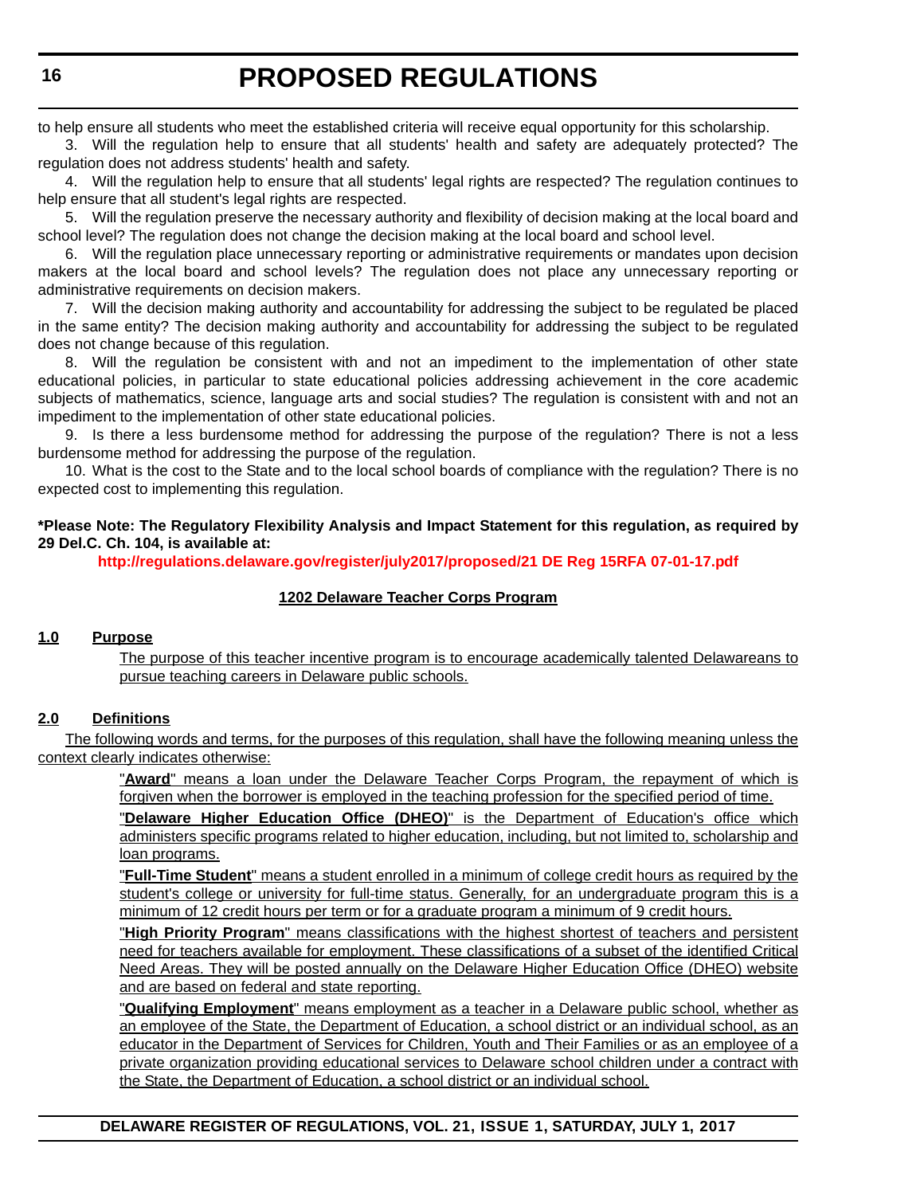to help ensure all students who meet the established criteria will receive equal opportunity for this scholarship.

3. Will the regulation help to ensure that all students' health and safety are adequately protected? The regulation does not address students' health and safety.

4. Will the regulation help to ensure that all students' legal rights are respected? The regulation continues to help ensure that all student's legal rights are respected.

5. Will the regulation preserve the necessary authority and flexibility of decision making at the local board and school level? The regulation does not change the decision making at the local board and school level.

6. Will the regulation place unnecessary reporting or administrative requirements or mandates upon decision makers at the local board and school levels? The regulation does not place any unnecessary reporting or administrative requirements on decision makers.

7. Will the decision making authority and accountability for addressing the subject to be regulated be placed in the same entity? The decision making authority and accountability for addressing the subject to be regulated does not change because of this regulation.

8. Will the regulation be consistent with and not an impediment to the implementation of other state educational policies, in particular to state educational policies addressing achievement in the core academic subjects of mathematics, science, language arts and social studies? The regulation is consistent with and not an impediment to the implementation of other state educational policies.

9. Is there a less burdensome method for addressing the purpose of the regulation? There is not a less burdensome method for addressing the purpose of the regulation.

10. What is the cost to the State and to the local school boards of compliance with the regulation? There is no expected cost to implementing this regulation.

**\*Please Note: The Regulatory Flexibility Analysis and Impact Statement for this regulation, as required by 29 Del.C. Ch. 104, is available at:**

**http://regulations.delaware.gov/register/july2017/proposed/21 DE Reg 15RFA 07-01-17.pdf**

## 1202 Delaware Teacher Corps Program

### 1.0 Purpose

The purpose of this teacher incentive program is to encourage academically talented Delawareans to pursue teaching careers in Delaware public schools.

### 2.0 Definitions

The following words and terms, for the purposes of this regulation, shall have the following meaning unless the context clearly indicates otherwise:

"**Award**" means a loan under the Delaware Teacher Corps Program, the repayment of which is forgiven when the borrower is employed in the teaching profession for the specified period of time.

"**Delaware Higher Education Office (DHEO)**" is the Department of Education's office which administers specific programs related to higher education, including, but not limited to, scholarship and loan programs.

"**Full-Time Student**" means a student enrolled in a minimum of college credit hours as required by the student's college or university for full-time status. Generally, for an undergraduate program this is a minimum of 12 credit hours per term or for a graduate program a minimum of 9 credit hours.

"**High Priority Program**" means classifications with the highest shortest of teachers and persistent need for teachers available for employment. These classifications of a subset of the identified Critical Need Areas. They will be posted annually on the Delaware Higher Education Office (DHEO) website and are based on federal and state reporting.

"**Qualifying Employment**" means employment as a teacher in a Delaware public school, whether as an employee of the State, the Department of Education, a school district or an individual school, as an educator in the Department of Services for Children, Youth and Their Families or as an employee of a private organization providing educational services to Delaware school children under a contract with the State, the Department of Education, a school district or an individual school.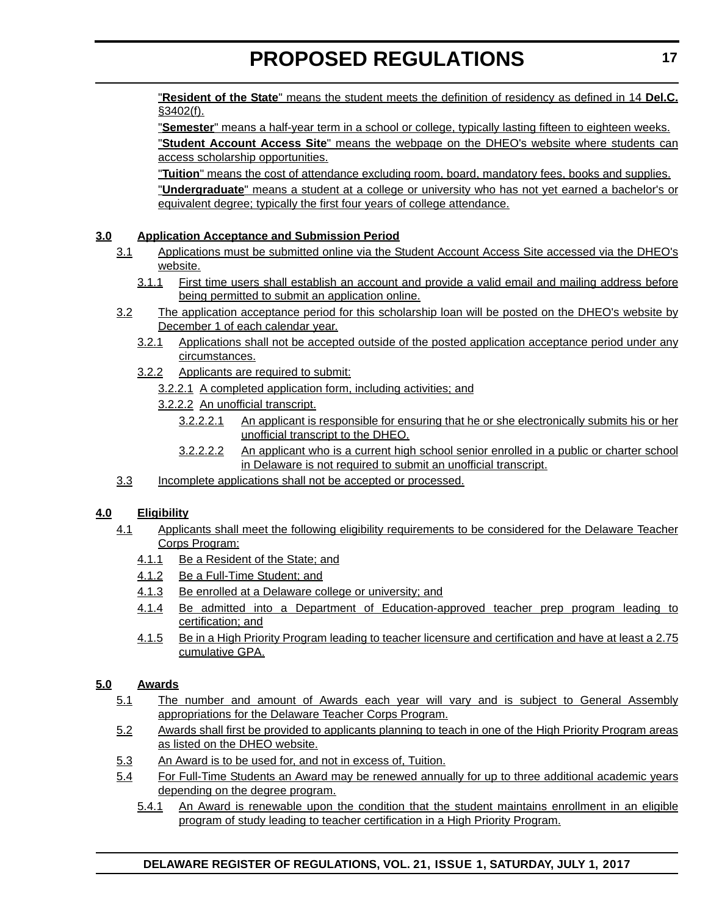"**Resident of the State**" means the student meets the definition of residency as defined in 14 **Del.C.** §3402(f).

"**Semester**" means a half-year term in a school or college, typically lasting fifteen to eighteen weeks.

"**Student Account Access Site**" means the webpage on the DHEO's website where students can access scholarship opportunities.

"**Tuition**" means the cost of attendance excluding room, board, mandatory fees, books and supplies.

"**Undergraduate**" means a student at a college or university who has not yet earned a bachelor's or equivalent degree; typically the first four years of college attendance.

**3.0 Application Acceptance and Submission Period**

3.1 Applications must be submitted online via the Student Account Access Site accessed via the DHEO's website.

3.1.1 First time users shall establish an account and provide a valid email and mailing address before being permitted to submit an application online.

3.2 The application acceptance period for this scholarship loan will be posted on the DHEO's website by December 1 of each calendar year.

3.2.1 Applications shall not be accepted outside of the posted application acceptance period under any circumstances.

3.2.2 Applicants are required to submit:

3.2.2.1 A completed application form, including activities; and

3.2.2.2 An unofficial transcript.

3.2.2.2.1 An applicant is responsible for ensuring that he or she electronically submits his or her unofficial transcript to the DHEO.

3.2.2.2.2 An applicant who is a current high school senior enrolled in a public or charter school in Delaware is not required to submit an unofficial transcript.

3.3 Incomplete applications shall not be accepted or processed.

**4.0 Eligibility**

4.1 Applicants shall meet the following eligibility requirements to be considered for the Delaware Teacher Corps Program:

4.1.1 Be a Resident of the State; and

4.1.2 Be a Full-Time Student; and

4.1.3 Be enrolled at a Delaware college or university; and

4.1.4 Be admitted into a Department of Education-approved teacher prep program leading to certification; and

4.1.5 Be in a High Priority Program leading to teacher licensure and certification and have at least a 2.75 cumulative GPA.

**5.0 Awards**

5.1 The number and amount of Awards each year will vary and is subject to General Assembly appropriations for the Delaware Teacher Corps Program.

5.2 Awards shall first be provided to applicants planning to teach in one of the High Priority Program areas as listed on the DHEO website.

5.3 An Award is to be used for, and not in excess of, Tuition.

5.4 For Full-Time Students an Award may be renewed annually for up to three additional academic years depending on the degree program.

5.4.1 An Award is renewable upon the condition that the student maintains enrollment in an eligible program of study leading to teacher certification in a High Priority Program.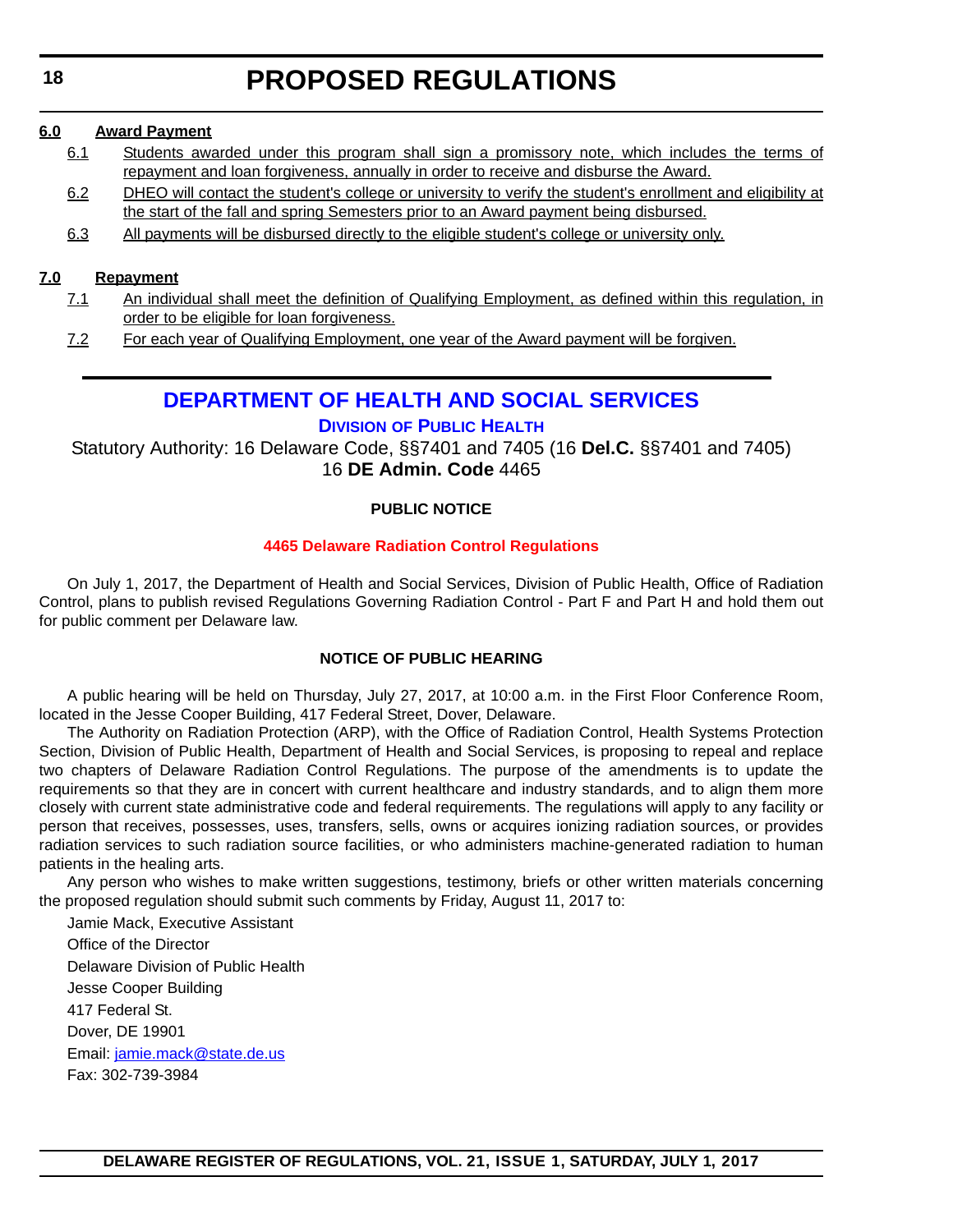**6.0 Award Payment**

6.1 Students awarded under this program shall sign a promissory note, which includes the terms of repayment and loan forgiveness, annually in order to receive and disburse the Award.

6.2 DHEO will contact the student's college or university to verify the student's enrollment and eligibility at the start of the fall and spring Semesters prior to an Award payment being disbursed.

6.3 All payments will be disbursed directly to the eligible student's college or university only.

**7.0 Repayment**

7.1 An individual shall meet the definition of Qualifying Employment, as defined within this regulation, in order to be eligible for loan forgiveness.

7.2 For each year of Qualifying Employment, one year of the Award payment will be forgiven.

## DEPARTMENT OF HEALTH AND SOCIAL SERVICES

### DIVISION OF PUBLIC HEALTH

Statutory Authority: 16 Delaware Code, §§7401 and 7405 (16 **Del.C.** §§7401 and 7405)
16 **DE Admin. Code** 4465

**PUBLIC NOTICE**

**4465 Delaware Radiation Control Regulations**

On July 1, 2017, the Department of Health and Social Services, Division of Public Health, Office of Radiation Control, plans to publish revised Regulations Governing Radiation Control - Part F and Part H and hold them out for public comment per Delaware law.

**NOTICE OF PUBLIC HEARING**

A public hearing will be held on Thursday, July 27, 2017, at 10:00 a.m. in the First Floor Conference Room, located in the Jesse Cooper Building, 417 Federal Street, Dover, Delaware.

The Authority on Radiation Protection (ARP), with the Office of Radiation Control, Health Systems Protection Section, Division of Public Health, Department of Health and Social Services, is proposing to repeal and replace two chapters of Delaware Radiation Control Regulations. The purpose of the amendments is to update the requirements so that they are in concert with current healthcare and industry standards, and to align them more closely with current state administrative code and federal requirements. The regulations will apply to any facility or person that receives, possesses, uses, transfers, sells, owns or acquires ionizing radiation sources, or provides radiation services to such radiation source facilities, or who administers machine-generated radiation to human patients in the healing arts.

Any person who wishes to make written suggestions, testimony, briefs or other written materials concerning the proposed regulation should submit such comments by Friday, August 11, 2017 to:

Jamie Mack, Executive Assistant
Office of the Director
Delaware Division of Public Health
Jesse Cooper Building
417 Federal St.
Dover, DE 19901
Email: jamie.mack@state.de.us
Fax: 302-739-3984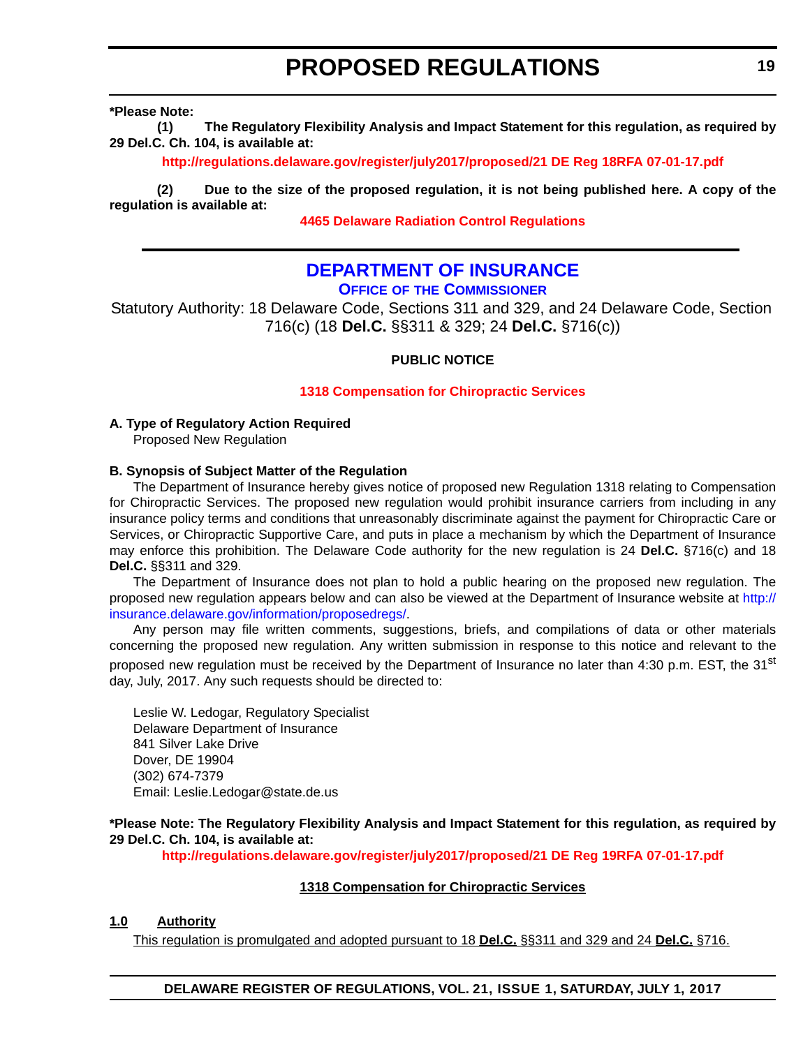**\*Please Note:**

**(1) The Regulatory Flexibility Analysis and Impact Statement for this regulation, as required by 29 Del.C. Ch. 104, is available at:**

**http://regulations.delaware.gov/register/july2017/proposed/21 DE Reg 18RFA 07-01-17.pdf**

**(2) Due to the size of the proposed regulation, it is not being published here. A copy of the regulation is available at:**

**4465 Delaware Radiation Control Regulations**

---

## DEPARTMENT OF INSURANCE

### OFFICE OF THE COMMISSIONER

Statutory Authority: 18 Delaware Code, Sections 311 and 329, and 24 Delaware Code, Section 716(c) (18 **Del.C.** §§311 & 329; 24 **Del.C.** §716(c))

**PUBLIC NOTICE**

**1318 Compensation for Chiropractic Services**

**A. Type of Regulatory Action Required**

Proposed New Regulation

**B. Synopsis of Subject Matter of the Regulation**

The Department of Insurance hereby gives notice of proposed new Regulation 1318 relating to Compensation for Chiropractic Services. The proposed new regulation would prohibit insurance carriers from including in any insurance policy terms and conditions that unreasonably discriminate against the payment for Chiropractic Care or Services, or Chiropractic Supportive Care, and puts in place a mechanism by which the Department of Insurance may enforce this prohibition. The Delaware Code authority for the new regulation is 24 **Del.C.** §716(c) and 18 **Del.C.** §§311 and 329.

The Department of Insurance does not plan to hold a public hearing on the proposed new regulation. The proposed new regulation appears below and can also be viewed at the Department of Insurance website at http://insurance.delaware.gov/information/proposedregs/.

Any person may file written comments, suggestions, briefs, and compilations of data or other materials concerning the proposed new regulation. Any written submission in response to this notice and relevant to the proposed new regulation must be received by the Department of Insurance no later than 4:30 p.m. EST, the 31st day, July, 2017. Any such requests should be directed to:

Leslie W. Ledogar, Regulatory Specialist
Delaware Department of Insurance
841 Silver Lake Drive
Dover, DE 19904
(302) 674-7379
Email: Leslie.Ledogar@state.de.us

**\*Please Note: The Regulatory Flexibility Analysis and Impact Statement for this regulation, as required by 29 Del.C. Ch. 104, is available at:**

**http://regulations.delaware.gov/register/july2017/proposed/21 DE Reg 19RFA 07-01-17.pdf**

**1318 Compensation for Chiropractic Services**

**1.0 Authority**

This regulation is promulgated and adopted pursuant to 18 **Del.C.** §§311 and 329 and 24 **Del.C.** §716.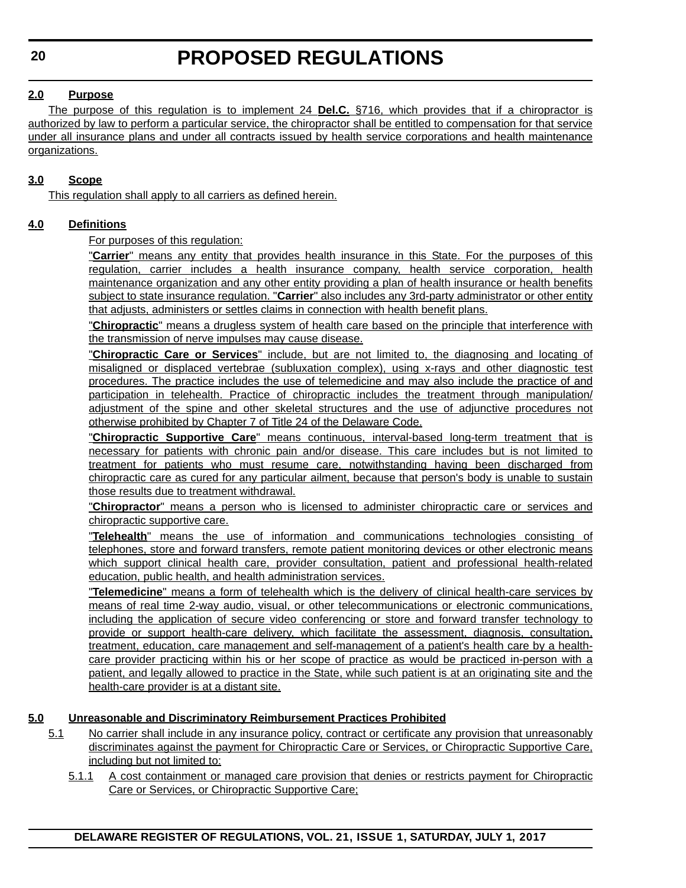**2.0 Purpose**

The purpose of this regulation is to implement 24 **Del.C.** §716, which provides that if a chiropractor is authorized by law to perform a particular service, the chiropractor shall be entitled to compensation for that service under all insurance plans and under all contracts issued by health service corporations and health maintenance organizations.

**3.0 Scope**

This regulation shall apply to all carriers as defined herein.

**4.0 Definitions**

For purposes of this regulation:

"**Carrier**" means any entity that provides health insurance in this State. For the purposes of this regulation, carrier includes a health insurance company, health service corporation, health maintenance organization and any other entity providing a plan of health insurance or health benefits subject to state insurance regulation. "**Carrier**" also includes any 3rd-party administrator or other entity that adjusts, administers or settles claims in connection with health benefit plans.

"**Chiropractic**" means a drugless system of health care based on the principle that interference with the transmission of nerve impulses may cause disease.

"**Chiropractic Care or Services**" include, but are not limited to, the diagnosing and locating of misaligned or displaced vertebrae (subluxation complex), using x-rays and other diagnostic test procedures. The practice includes the use of telemedicine and may also include the practice of and participation in telehealth. Practice of chiropractic includes the treatment through manipulation/adjustment of the spine and other skeletal structures and the use of adjunctive procedures not otherwise prohibited by Chapter 7 of Title 24 of the Delaware Code.

"**Chiropractic Supportive Care**" means continuous, interval-based long-term treatment that is necessary for patients with chronic pain and/or disease. This care includes but is not limited to treatment for patients who must resume care, notwithstanding having been discharged from chiropractic care as cured for any particular ailment, because that person's body is unable to sustain those results due to treatment withdrawal.

"**Chiropractor**" means a person who is licensed to administer chiropractic care or services and chiropractic supportive care.

"**Telehealth**" means the use of information and communications technologies consisting of telephones, store and forward transfers, remote patient monitoring devices or other electronic means which support clinical health care, provider consultation, patient and professional health-related education, public health, and health administration services.

"**Telemedicine**" means a form of telehealth which is the delivery of clinical health-care services by means of real time 2-way audio, visual, or other telecommunications or electronic communications, including the application of secure video conferencing or store and forward transfer technology to provide or support health-care delivery, which facilitate the assessment, diagnosis, consultation, treatment, education, care management and self-management of a patient's health care by a health-care provider practicing within his or her scope of practice as would be practiced in-person with a patient, and legally allowed to practice in the State, while such patient is at an originating site and the health-care provider is at a distant site.

**5.0 Unreasonable and Discriminatory Reimbursement Practices Prohibited**

5.1 No carrier shall include in any insurance policy, contract or certificate any provision that unreasonably discriminates against the payment for Chiropractic Care or Services, or Chiropractic Supportive Care, including but not limited to:

5.1.1 A cost containment or managed care provision that denies or restricts payment for Chiropractic Care or Services, or Chiropractic Supportive Care;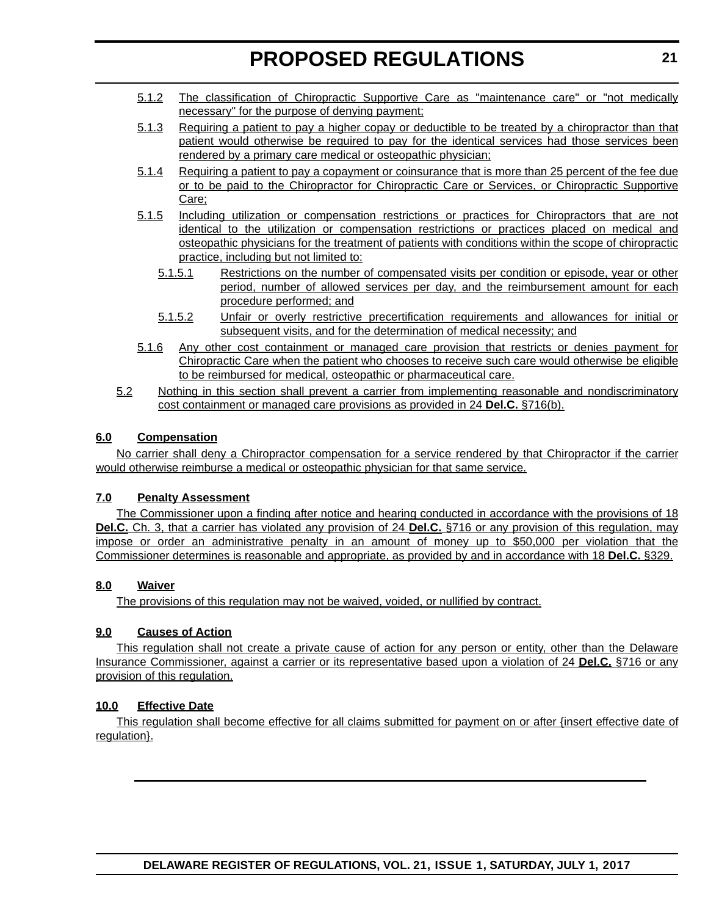5.1.2 The classification of Chiropractic Supportive Care as "maintenance care" or "not medically necessary" for the purpose of denying payment;

5.1.3 Requiring a patient to pay a higher copay or deductible to be treated by a chiropractor than that patient would otherwise be required to pay for the identical services had those services been rendered by a primary care medical or osteopathic physician;

5.1.4 Requiring a patient to pay a copayment or coinsurance that is more than 25 percent of the fee due or to be paid to the Chiropractor for Chiropractic Care or Services, or Chiropractic Supportive Care;

5.1.5 Including utilization or compensation restrictions or practices for Chiropractors that are not identical to the utilization or compensation restrictions or practices placed on medical and osteopathic physicians for the treatment of patients with conditions within the scope of chiropractic practice, including but not limited to:

5.1.5.1 Restrictions on the number of compensated visits per condition or episode, year or other period, number of allowed services per day, and the reimbursement amount for each procedure performed; and

5.1.5.2 Unfair or overly restrictive precertification requirements and allowances for initial or subsequent visits, and for the determination of medical necessity; and

5.1.6 Any other cost containment or managed care provision that restricts or denies payment for Chiropractic Care when the patient who chooses to receive such care would otherwise be eligible to be reimbursed for medical, osteopathic or pharmaceutical care.

5.2 Nothing in this section shall prevent a carrier from implementing reasonable and nondiscriminatory cost containment or managed care provisions as provided in 24 **Del.C.** §716(b).

## 6.0 Compensation

No carrier shall deny a Chiropractor compensation for a service rendered by that Chiropractor if the carrier would otherwise reimburse a medical or osteopathic physician for that same service.

## 7.0 Penalty Assessment

The Commissioner upon a finding after notice and hearing conducted in accordance with the provisions of 18 **Del.C.** Ch. 3, that a carrier has violated any provision of 24 **Del.C.** §716 or any provision of this regulation, may impose or order an administrative penalty in an amount of money up to $50,000 per violation that the Commissioner determines is reasonable and appropriate, as provided by and in accordance with 18 **Del.C.** §329.

## 8.0 Waiver

The provisions of this regulation may not be waived, voided, or nullified by contract.

## 9.0 Causes of Action

This regulation shall not create a private cause of action for any person or entity, other than the Delaware Insurance Commissioner, against a carrier or its representative based upon a violation of 24 **Del.C.** §716 or any provision of this regulation.

## 10.0 Effective Date

This regulation shall become effective for all claims submitted for payment on or after {insert effective date of regulation}.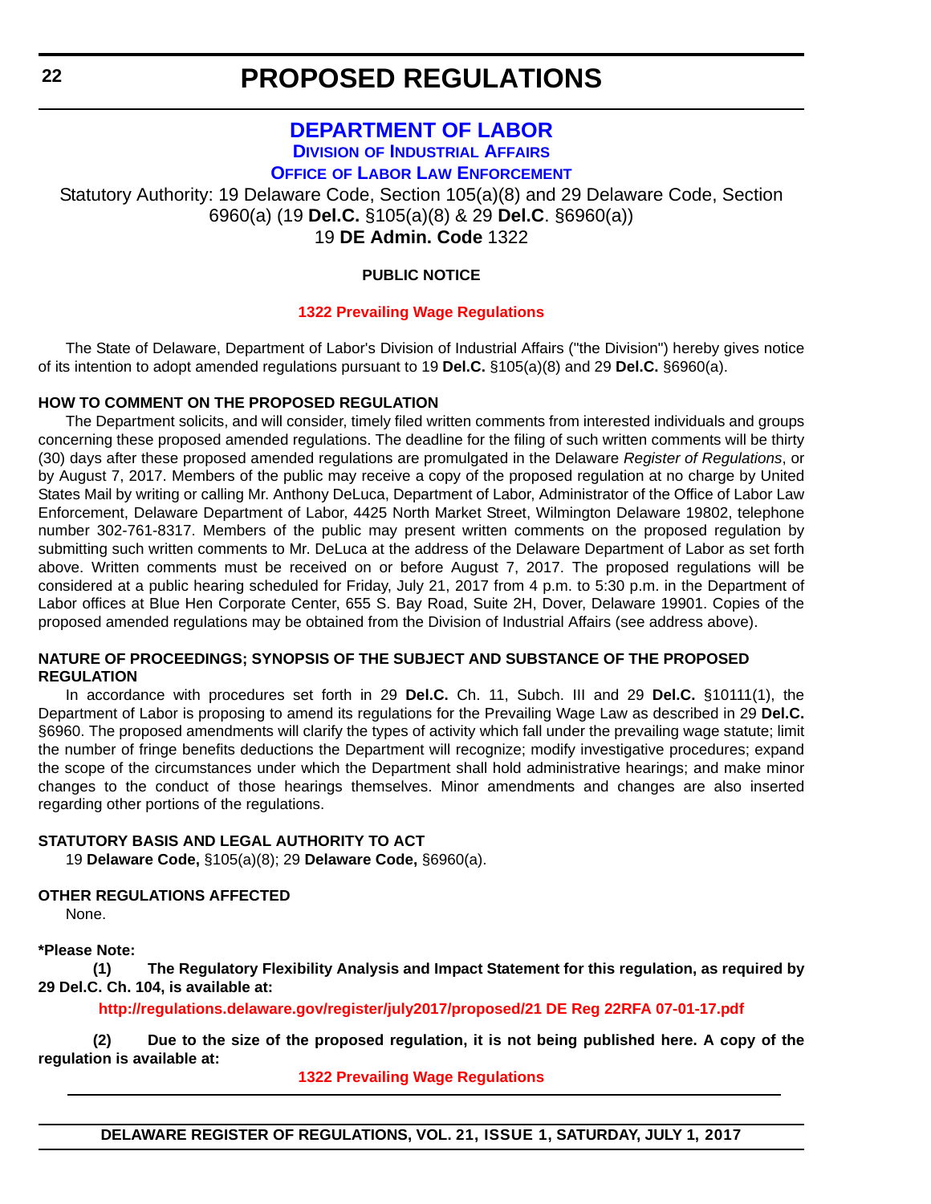# PROPOSED REGULATIONS

## DEPARTMENT OF LABOR

### DIVISION OF INDUSTRIAL AFFAIRS

### OFFICE OF LABOR LAW ENFORCEMENT

Statutory Authority: 19 Delaware Code, Section 105(a)(8) and 29 Delaware Code, Section 6960(a) (19 **Del.C.** §105(a)(8) & 29 **Del.C**. §6960(a))
19 **DE Admin. Code** 1322

**PUBLIC NOTICE**

**1322 Prevailing Wage Regulations**

The State of Delaware, Department of Labor's Division of Industrial Affairs ("the Division") hereby gives notice of its intention to adopt amended regulations pursuant to 19 **Del.C.** §105(a)(8) and 29 **Del.C.** §6960(a).

**HOW TO COMMENT ON THE PROPOSED REGULATION**

The Department solicits, and will consider, timely filed written comments from interested individuals and groups concerning these proposed amended regulations. The deadline for the filing of such written comments will be thirty (30) days after these proposed amended regulations are promulgated in the Delaware *Register of Regulations*, or by August 7, 2017. Members of the public may receive a copy of the proposed regulation at no charge by United States Mail by writing or calling Mr. Anthony DeLuca, Department of Labor, Administrator of the Office of Labor Law Enforcement, Delaware Department of Labor, 4425 North Market Street, Wilmington Delaware 19802, telephone number 302-761-8317. Members of the public may present written comments on the proposed regulation by submitting such written comments to Mr. DeLuca at the address of the Delaware Department of Labor as set forth above. Written comments must be received on or before August 7, 2017. The proposed regulations will be considered at a public hearing scheduled for Friday, July 21, 2017 from 4 p.m. to 5:30 p.m. in the Department of Labor offices at Blue Hen Corporate Center, 655 S. Bay Road, Suite 2H, Dover, Delaware 19901. Copies of the proposed amended regulations may be obtained from the Division of Industrial Affairs (see address above).

**NATURE OF PROCEEDINGS; SYNOPSIS OF THE SUBJECT AND SUBSTANCE OF THE PROPOSED REGULATION**

In accordance with procedures set forth in 29 **Del.C.** Ch. 11, Subch. III and 29 **Del.C.** §10111(1), the Department of Labor is proposing to amend its regulations for the Prevailing Wage Law as described in 29 **Del.C.** §6960. The proposed amendments will clarify the types of activity which fall under the prevailing wage statute; limit the number of fringe benefits deductions the Department will recognize; modify investigative procedures; expand the scope of the circumstances under which the Department shall hold administrative hearings; and make minor changes to the conduct of those hearings themselves. Minor amendments and changes are also inserted regarding other portions of the regulations.

**STATUTORY BASIS AND LEGAL AUTHORITY TO ACT**

19 **Delaware Code,** §105(a)(8); 29 **Delaware Code,** §6960(a).

**OTHER REGULATIONS AFFECTED**

None.

**\*Please Note:**

**(1) The Regulatory Flexibility Analysis and Impact Statement for this regulation, as required by 29 Del.C. Ch. 104, is available at:**

**http://regulations.delaware.gov/register/july2017/proposed/21 DE Reg 22RFA 07-01-17.pdf**

**(2) Due to the size of the proposed regulation, it is not being published here. A copy of the regulation is available at:**

**1322 Prevailing Wage Regulations**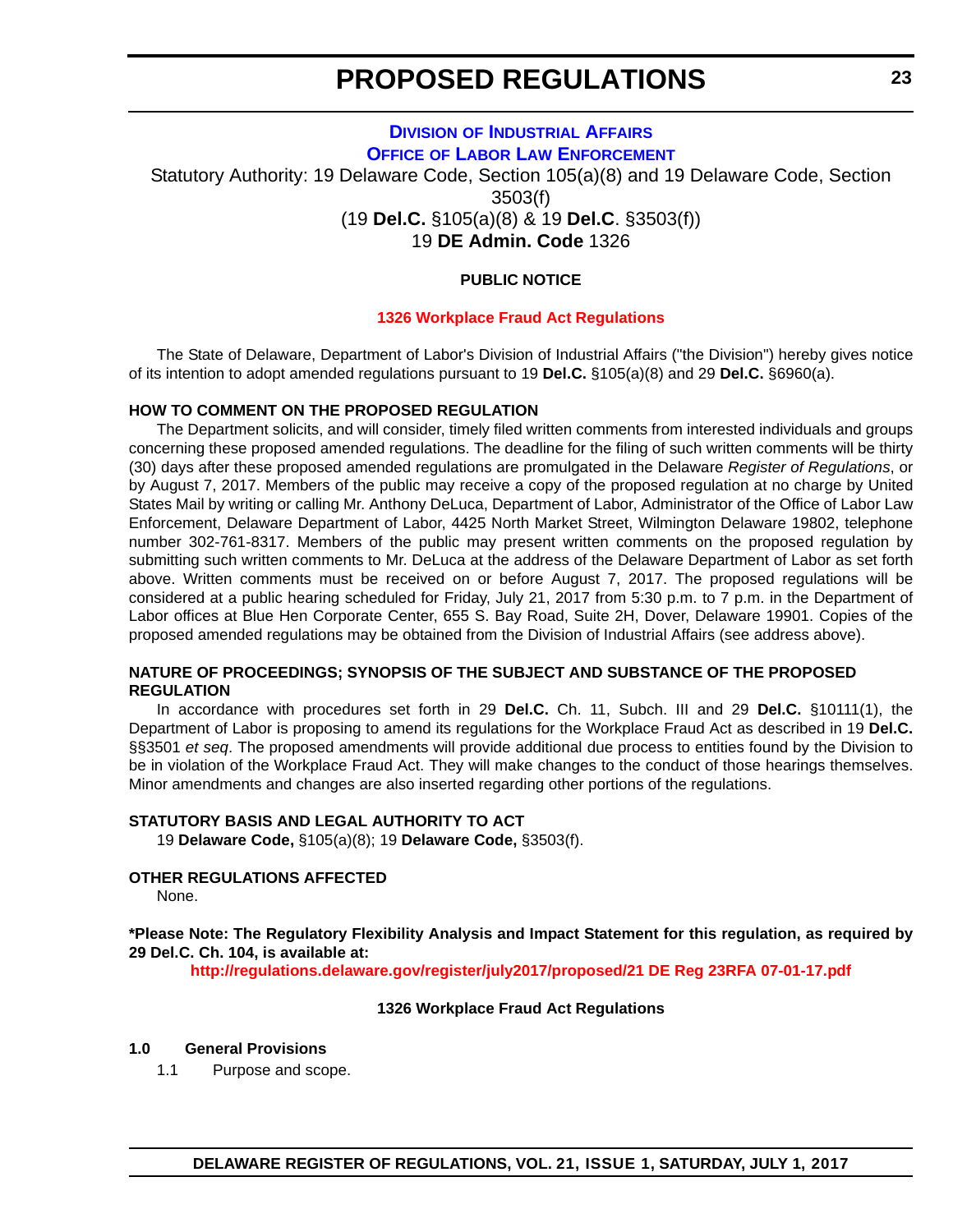# PROPOSED REGULATIONS

## DIVISION OF INDUSTRIAL AFFAIRS

## OFFICE OF LABOR LAW ENFORCEMENT

Statutory Authority: 19 Delaware Code, Section 105(a)(8) and 19 Delaware Code, Section 3503(f)
(19 **Del.C.** §105(a)(8) & 19 **Del.C**. §3503(f))
19 **DE Admin. Code** 1326

**PUBLIC NOTICE**

**1326 Workplace Fraud Act Regulations**

The State of Delaware, Department of Labor's Division of Industrial Affairs ("the Division") hereby gives notice of its intention to adopt amended regulations pursuant to 19 **Del.C.** §105(a)(8) and 29 **Del.C.** §6960(a).

**HOW TO COMMENT ON THE PROPOSED REGULATION**

The Department solicits, and will consider, timely filed written comments from interested individuals and groups concerning these proposed amended regulations. The deadline for the filing of such written comments will be thirty (30) days after these proposed amended regulations are promulgated in the Delaware *Register of Regulations*, or by August 7, 2017. Members of the public may receive a copy of the proposed regulation at no charge by United States Mail by writing or calling Mr. Anthony DeLuca, Department of Labor, Administrator of the Office of Labor Law Enforcement, Delaware Department of Labor, 4425 North Market Street, Wilmington Delaware 19802, telephone number 302-761-8317. Members of the public may present written comments on the proposed regulation by submitting such written comments to Mr. DeLuca at the address of the Delaware Department of Labor as set forth above. Written comments must be received on or before August 7, 2017. The proposed regulations will be considered at a public hearing scheduled for Friday, July 21, 2017 from 5:30 p.m. to 7 p.m. in the Department of Labor offices at Blue Hen Corporate Center, 655 S. Bay Road, Suite 2H, Dover, Delaware 19901. Copies of the proposed amended regulations may be obtained from the Division of Industrial Affairs (see address above).

**NATURE OF PROCEEDINGS; SYNOPSIS OF THE SUBJECT AND SUBSTANCE OF THE PROPOSED REGULATION**

In accordance with procedures set forth in 29 **Del.C.** Ch. 11, Subch. III and 29 **Del.C.** §10111(1), the Department of Labor is proposing to amend its regulations for the Workplace Fraud Act as described in 19 **Del.C.** §§3501 *et seq*. The proposed amendments will provide additional due process to entities found by the Division to be in violation of the Workplace Fraud Act. They will make changes to the conduct of those hearings themselves. Minor amendments and changes are also inserted regarding other portions of the regulations.

**STATUTORY BASIS AND LEGAL AUTHORITY TO ACT**

19 **Delaware Code,** §105(a)(8); 19 **Delaware Code,** §3503(f).

**OTHER REGULATIONS AFFECTED**

None.

**\*Please Note: The Regulatory Flexibility Analysis and Impact Statement for this regulation, as required by 29 Del.C. Ch. 104, is available at:**

**http://regulations.delaware.gov/register/july2017/proposed/21 DE Reg 23RFA 07-01-17.pdf**

**1326 Workplace Fraud Act Regulations**

**1.0 General Provisions**

1.1 Purpose and scope.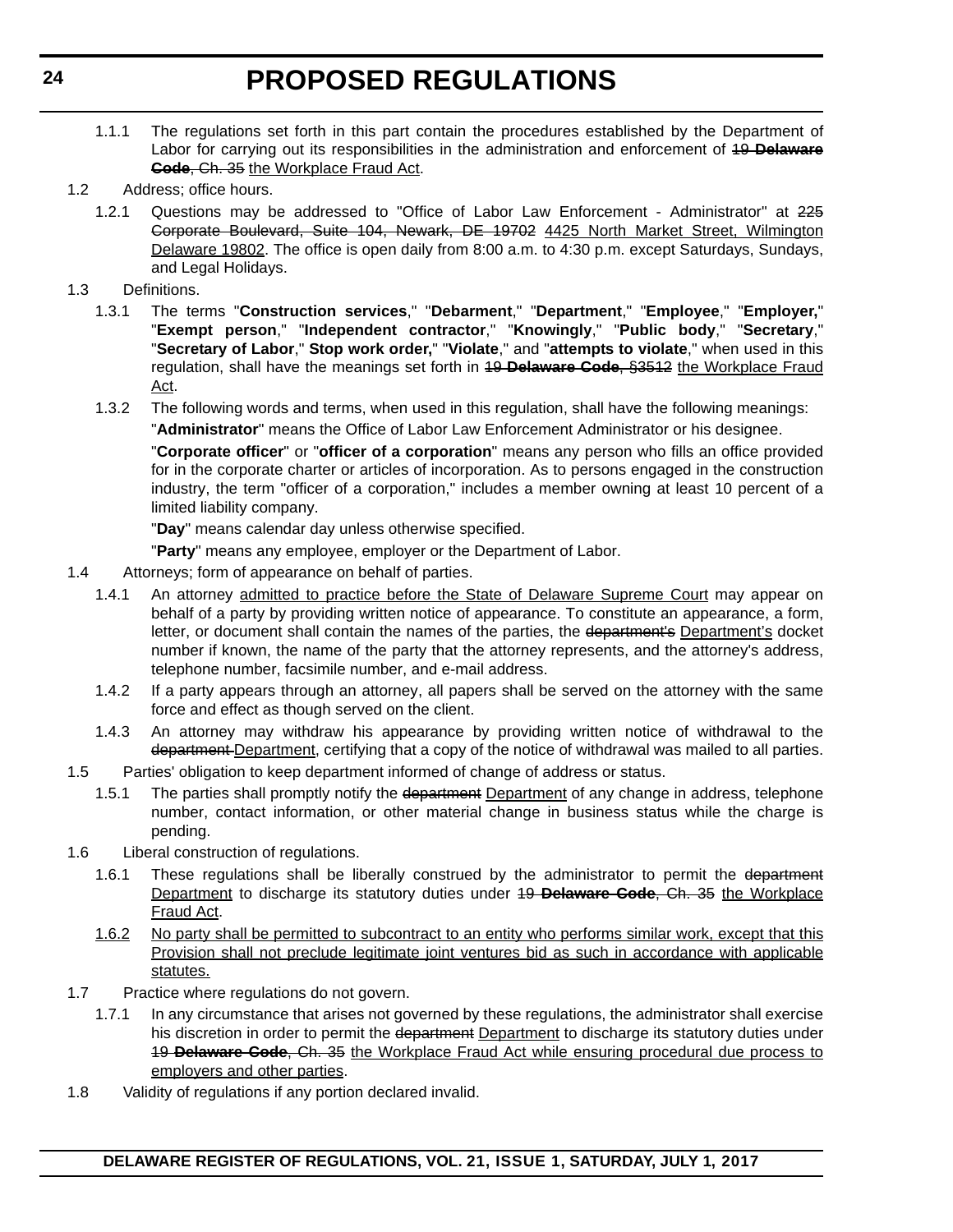1.1.1 The regulations set forth in this part contain the procedures established by the Department of Labor for carrying out its responsibilities in the administration and enforcement of ~~19 **Delaware Code**, Ch. 35~~ <u>the Workplace Fraud Act</u>.

1.2 Address; office hours.

1.2.1 Questions may be addressed to "Office of Labor Law Enforcement - Administrator" at ~~225 Corporate Boulevard, Suite 104, Newark, DE 19702~~ <u>4425 North Market Street, Wilmington Delaware 19802</u>. The office is open daily from 8:00 a.m. to 4:30 p.m. except Saturdays, Sundays, and Legal Holidays.

1.3 Definitions.

1.3.1 The terms "**Construction services**," "**Debarment**," "**Department**," "**Employee**," "**Employer,**" "**Exempt person**," "**Independent contractor**," "**Knowingly**," "**Public body**," "**Secretary**," "**Secretary of Labor**," "**Stop work order,**" "**Violate**," and "**attempts to violate**," when used in this regulation, shall have the meanings set forth in ~~19 **Delaware Code**, §3512~~ <u>the Workplace Fraud Act</u>.

1.3.2 The following words and terms, when used in this regulation, shall have the following meanings:

"**Administrator**" means the Office of Labor Law Enforcement Administrator or his designee.

"**Corporate officer**" or "**officer of a corporation**" means any person who fills an office provided for in the corporate charter or articles of incorporation. As to persons engaged in the construction industry, the term "officer of a corporation," includes a member owning at least 10 percent of a limited liability company.

"**Day**" means calendar day unless otherwise specified.

"**Party**" means any employee, employer or the Department of Labor.

1.4 Attorneys; form of appearance on behalf of parties.

1.4.1 An attorney <u>admitted to practice before the State of Delaware Supreme Court</u> may appear on behalf of a party by providing written notice of appearance. To constitute an appearance, a form, letter, or document shall contain the names of the parties, the ~~department's~~ <u>Department's</u> docket number if known, the name of the party that the attorney represents, and the attorney's address, telephone number, facsimile number, and e-mail address.

1.4.2 If a party appears through an attorney, all papers shall be served on the attorney with the same force and effect as though served on the client.

1.4.3 An attorney may withdraw his appearance by providing written notice of withdrawal to the ~~department~~ <u>Department</u>, certifying that a copy of the notice of withdrawal was mailed to all parties.

1.5 Parties' obligation to keep department informed of change of address or status.

1.5.1 The parties shall promptly notify the ~~department~~ <u>Department</u> of any change in address, telephone number, contact information, or other material change in business status while the charge is pending.

1.6 Liberal construction of regulations.

1.6.1 These regulations shall be liberally construed by the administrator to permit the ~~department~~ <u>Department</u> to discharge its statutory duties under ~~19 **Delaware Code**, Ch. 35~~ <u>the Workplace Fraud Act</u>.

<u>1.6.2 No party shall be permitted to subcontract to an entity who performs similar work, except that this Provision shall not preclude legitimate joint ventures bid as such in accordance with applicable statutes.</u>

1.7 Practice where regulations do not govern.

1.7.1 In any circumstance that arises not governed by these regulations, the administrator shall exercise his discretion in order to permit the ~~department~~ <u>Department</u> to discharge its statutory duties under ~~19 **Delaware Code**, Ch. 35~~ <u>the Workplace Fraud Act while ensuring procedural due process to employers and other parties</u>.

1.8 Validity of regulations if any portion declared invalid.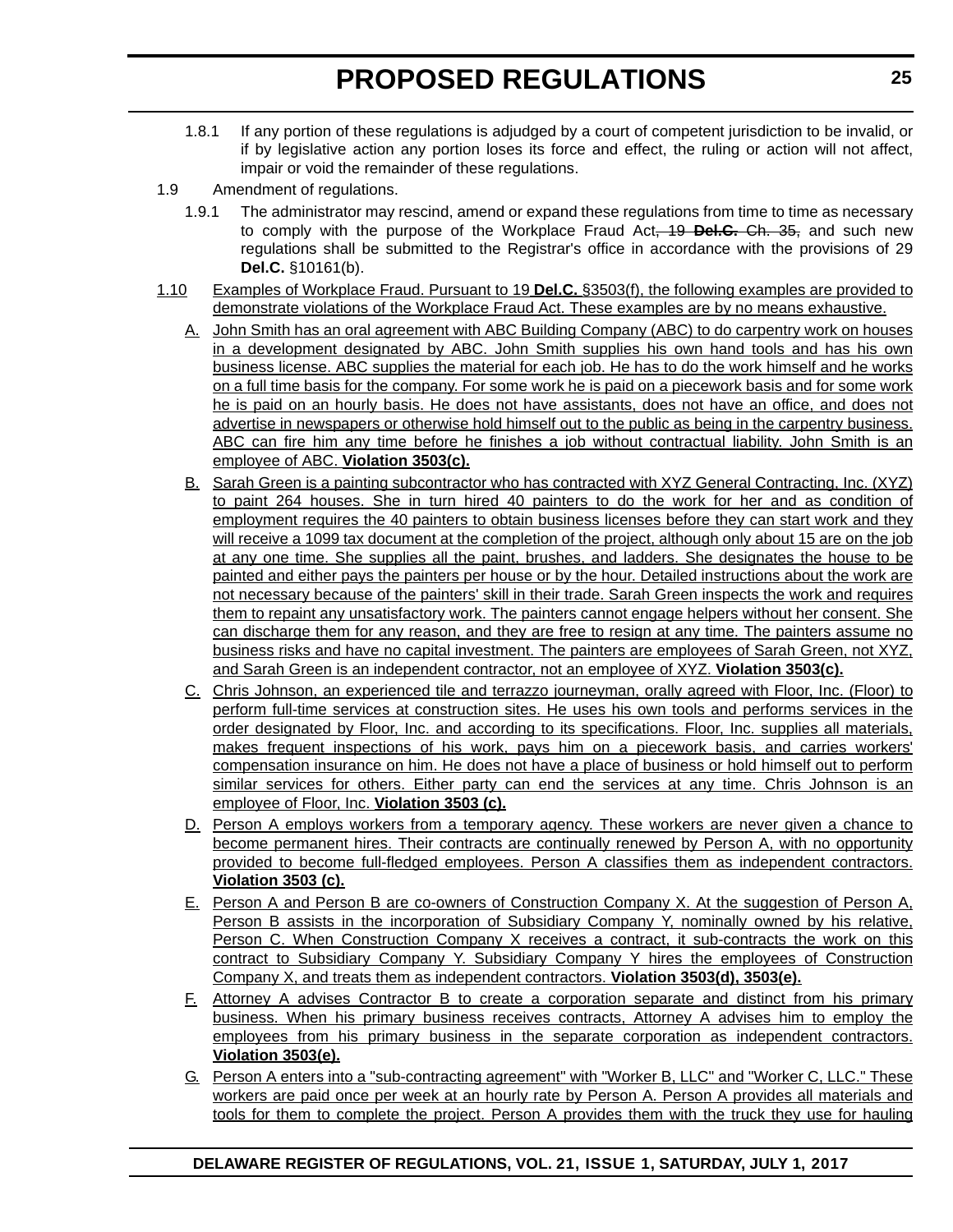1.8.1 If any portion of these regulations is adjudged by a court of competent jurisdiction to be invalid, or if by legislative action any portion loses its force and effect, the ruling or action will not affect, impair or void the remainder of these regulations.

1.9 Amendment of regulations.

1.9.1 The administrator may rescind, amend or expand these regulations from time to time as necessary to comply with the purpose of the Workplace Fraud Act~~, 19 **Del.C.** Ch. 35,~~ and such new regulations shall be submitted to the Registrar's office in accordance with the provisions of 29 **Del.C.** §10161(b).

<u>1.10 Examples of Workplace Fraud. Pursuant to 19 **Del.C.** §3503(f), the following examples are provided to demonstrate violations of the Workplace Fraud Act. These examples are by no means exhaustive.</u>

<u>A. John Smith has an oral agreement with ABC Building Company (ABC) to do carpentry work on houses in a development designated by ABC. John Smith supplies his own hand tools and has his own business license. ABC supplies the material for each job. He has to do the work himself and he works on a full time basis for the company. For some work he is paid on a piecework basis and for some work he is paid on an hourly basis. He does not have assistants, does not have an office, and does not advertise in newspapers or otherwise hold himself out to the public as being in the carpentry business. ABC can fire him any time before he finishes a job without contractual liability. John Smith is an employee of ABC. **Violation 3503(c).**</u>

<u>B. Sarah Green is a painting subcontractor who has contracted with XYZ General Contracting, Inc. (XYZ) to paint 264 houses. She in turn hired 40 painters to do the work for her and as condition of employment requires the 40 painters to obtain business licenses before they can start work and they will receive a 1099 tax document at the completion of the project, although only about 15 are on the job at any one time. She supplies all the paint, brushes, and ladders. She designates the house to be painted and either pays the painters per house or by the hour. Detailed instructions about the work are not necessary because of the painters' skill in their trade. Sarah Green inspects the work and requires them to repaint any unsatisfactory work. The painters cannot engage helpers without her consent. She can discharge them for any reason, and they are free to resign at any time. The painters assume no business risks and have no capital investment. The painters are employees of Sarah Green, not XYZ, and Sarah Green is an independent contractor, not an employee of XYZ. **Violation 3503(c).**</u>

<u>C. Chris Johnson, an experienced tile and terrazzo journeyman, orally agreed with Floor, Inc. (Floor) to perform full-time services at construction sites. He uses his own tools and performs services in the order designated by Floor, Inc. and according to its specifications. Floor, Inc. supplies all materials, makes frequent inspections of his work, pays him on a piecework basis, and carries workers' compensation insurance on him. He does not have a place of business or hold himself out to perform similar services for others. Either party can end the services at any time. Chris Johnson is an employee of Floor, Inc. **Violation 3503 (c).**</u>

<u>D. Person A employs workers from a temporary agency. These workers are never given a chance to become permanent hires. Their contracts are continually renewed by Person A, with no opportunity provided to become full-fledged employees. Person A classifies them as independent contractors. **Violation 3503 (c).**</u>

<u>E. Person A and Person B are co-owners of Construction Company X. At the suggestion of Person A, Person B assists in the incorporation of Subsidiary Company Y, nominally owned by his relative, Person C. When Construction Company X receives a contract, it sub-contracts the work on this contract to Subsidiary Company Y. Subsidiary Company Y hires the employees of Construction Company X, and treats them as independent contractors. **Violation 3503(d), 3503(e).**</u>

<u>F. Attorney A advises Contractor B to create a corporation separate and distinct from his primary business. When his primary business receives contracts, Attorney A advises him to employ the employees from his primary business in the separate corporation as independent contractors. **Violation 3503(e).**</u>

<u>G. Person A enters into a "sub-contracting agreement" with "Worker B, LLC" and "Worker C, LLC." These workers are paid once per week at an hourly rate by Person A. Person A provides all materials and tools for them to complete the project. Person A provides them with the truck they use for hauling</u>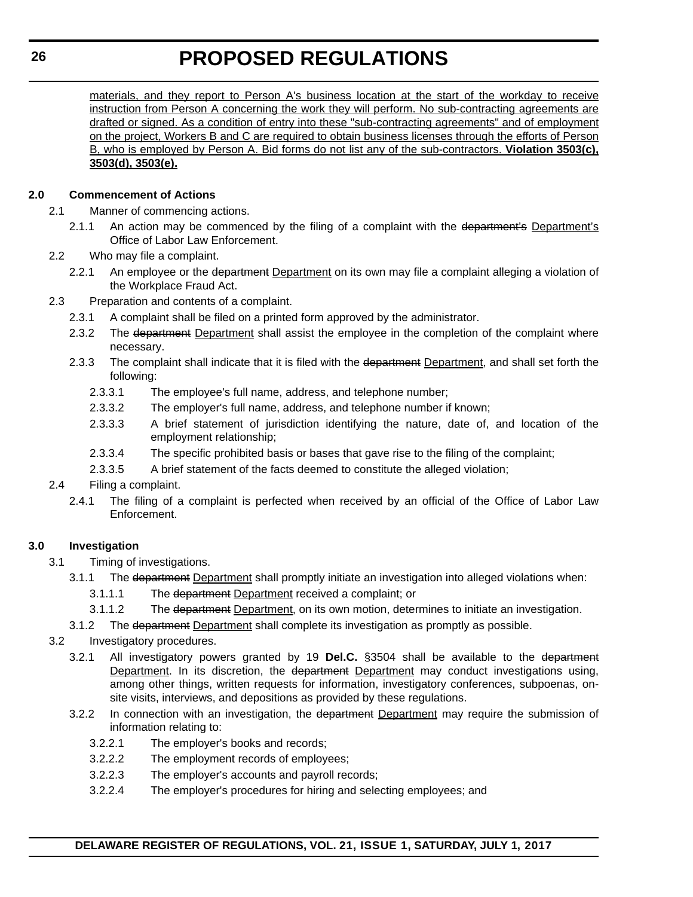<u>materials, and they report to Person A's business location at the start of the workday to receive instruction from Person A concerning the work they will perform. No sub-contracting agreements are drafted or signed. As a condition of entry into these "sub-contracting agreements" and of employment on the project, Workers B and C are required to obtain business licenses through the efforts of Person B, who is employed by Person A. Bid forms do not list any of the sub-contractors.</u> <u>**Violation 3503(c), 3503(d), 3503(e).**</u>

**2.0 Commencement of Actions**

2.1 Manner of commencing actions.

2.1.1 An action may be commenced by the filing of a complaint with the ~~department's~~ <u>Department's</u> Office of Labor Law Enforcement.

2.2 Who may file a complaint.

2.2.1 An employee or the ~~department~~ <u>Department</u> on its own may file a complaint alleging a violation of the Workplace Fraud Act.

2.3 Preparation and contents of a complaint.

2.3.1 A complaint shall be filed on a printed form approved by the administrator.

2.3.2 The ~~department~~ <u>Department</u> shall assist the employee in the completion of the complaint where necessary.

2.3.3 The complaint shall indicate that it is filed with the ~~department~~ <u>Department</u>, and shall set forth the following:

2.3.3.1 The employee's full name, address, and telephone number;

2.3.3.2 The employer's full name, address, and telephone number if known;

2.3.3.3 A brief statement of jurisdiction identifying the nature, date of, and location of the employment relationship;

2.3.3.4 The specific prohibited basis or bases that gave rise to the filing of the complaint;

2.3.3.5 A brief statement of the facts deemed to constitute the alleged violation;

2.4 Filing a complaint.

2.4.1 The filing of a complaint is perfected when received by an official of the Office of Labor Law Enforcement.

**3.0 Investigation**

3.1 Timing of investigations.

3.1.1 The ~~department~~ <u>Department</u> shall promptly initiate an investigation into alleged violations when:

3.1.1.1 The ~~department~~ <u>Department</u> received a complaint; or

3.1.1.2 The ~~department~~ <u>Department</u>, on its own motion, determines to initiate an investigation.

3.1.2 The ~~department~~ <u>Department</u> shall complete its investigation as promptly as possible.

3.2 Investigatory procedures.

3.2.1 All investigatory powers granted by 19 **Del.C.** §3504 shall be available to the ~~department~~ <u>Department</u>. In its discretion, the ~~department~~ <u>Department</u> may conduct investigations using, among other things, written requests for information, investigatory conferences, subpoenas, on-site visits, interviews, and depositions as provided by these regulations.

3.2.2 In connection with an investigation, the ~~department~~ <u>Department</u> may require the submission of information relating to:

3.2.2.1 The employer's books and records;

3.2.2.2 The employment records of employees;

3.2.2.3 The employer's accounts and payroll records;

3.2.2.4 The employer's procedures for hiring and selecting employees; and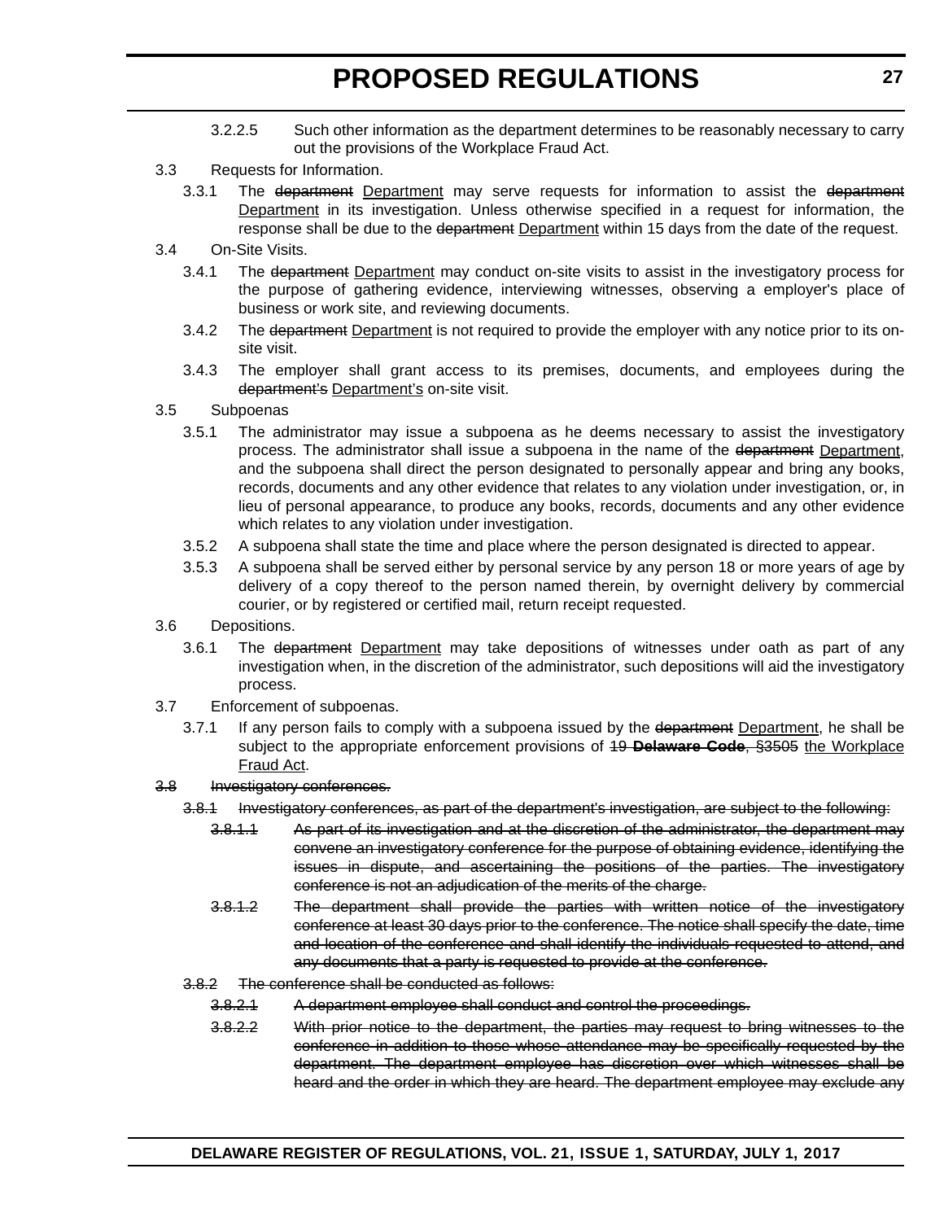3.2.2.5 Such other information as the department determines to be reasonably necessary to carry out the provisions of the Workplace Fraud Act.

3.3 Requests for Information.

3.3.1 The ~~department~~ Department may serve requests for information to assist the ~~department~~ Department in its investigation. Unless otherwise specified in a request for information, the response shall be due to the ~~department~~ Department within 15 days from the date of the request.

3.4 On-Site Visits.

3.4.1 The ~~department~~ Department may conduct on-site visits to assist in the investigatory process for the purpose of gathering evidence, interviewing witnesses, observing a employer's place of business or work site, and reviewing documents.

3.4.2 The ~~department~~ Department is not required to provide the employer with any notice prior to its on-site visit.

3.4.3 The employer shall grant access to its premises, documents, and employees during the ~~department's~~ Department's on-site visit.

3.5 Subpoenas

3.5.1 The administrator may issue a subpoena as he deems necessary to assist the investigatory process. The administrator shall issue a subpoena in the name of the ~~department~~ Department, and the subpoena shall direct the person designated to personally appear and bring any books, records, documents and any other evidence that relates to any violation under investigation, or, in lieu of personal appearance, to produce any books, records, documents and any other evidence which relates to any violation under investigation.

3.5.2 A subpoena shall state the time and place where the person designated is directed to appear.

3.5.3 A subpoena shall be served either by personal service by any person 18 or more years of age by delivery of a copy thereof to the person named therein, by overnight delivery by commercial courier, or by registered or certified mail, return receipt requested.

3.6 Depositions.

3.6.1 The ~~department~~ Department may take depositions of witnesses under oath as part of any investigation when, in the discretion of the administrator, such depositions will aid the investigatory process.

3.7 Enforcement of subpoenas.

3.7.1 If any person fails to comply with a subpoena issued by the ~~department~~ Department, he shall be subject to the appropriate enforcement provisions of ~~19 **Delaware Code**, §3505~~ the Workplace Fraud Act.

~~3.8 Investigatory conferences.~~

~~3.8.1 Investigatory conferences, as part of the department's investigation, are subject to the following:~~

~~3.8.1.1 As part of its investigation and at the discretion of the administrator, the department may convene an investigatory conference for the purpose of obtaining evidence, identifying the issues in dispute, and ascertaining the positions of the parties. The investigatory conference is not an adjudication of the merits of the charge.~~

~~3.8.1.2 The department shall provide the parties with written notice of the investigatory conference at least 30 days prior to the conference. The notice shall specify the date, time and location of the conference and shall identify the individuals requested to attend, and any documents that a party is requested to provide at the conference.~~

~~3.8.2 The conference shall be conducted as follows:~~

~~3.8.2.1 A department employee shall conduct and control the proceedings.~~

~~3.8.2.2 With prior notice to the department, the parties may request to bring witnesses to the conference in addition to those whose attendance may be specifically requested by the department. The department employee has discretion over which witnesses shall be heard and the order in which they are heard. The department employee may exclude any~~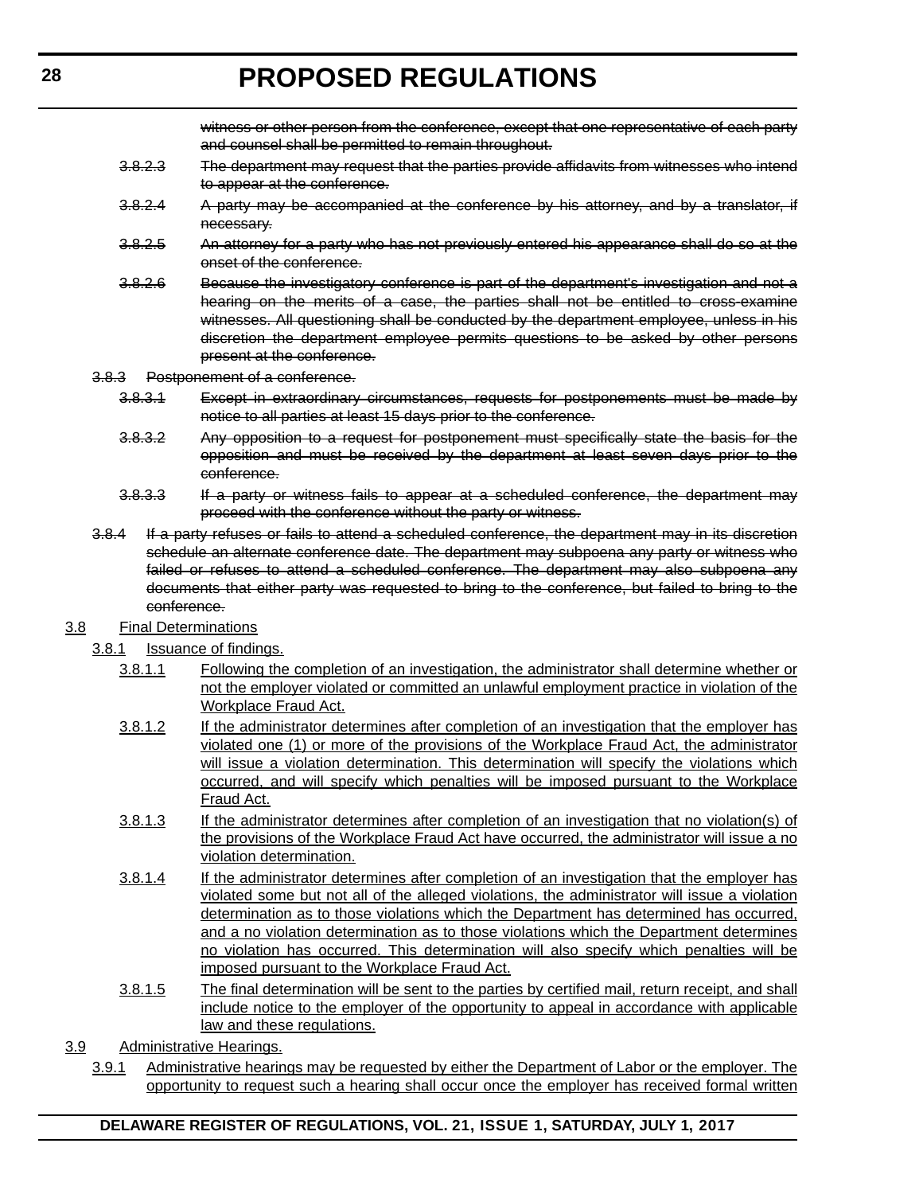~~witness or other person from the conference, except that one representative of each party and counsel shall be permitted to remain throughout.~~

~~3.8.2.3 The department may request that the parties provide affidavits from witnesses who intend to appear at the conference.~~

~~3.8.2.4 A party may be accompanied at the conference by his attorney, and by a translator, if necessary.~~

~~3.8.2.5 An attorney for a party who has not previously entered his appearance shall do so at the onset of the conference.~~

~~3.8.2.6 Because the investigatory conference is part of the department's investigation and not a hearing on the merits of a case, the parties shall not be entitled to cross-examine witnesses. All questioning shall be conducted by the department employee, unless in his discretion the department employee permits questions to be asked by other persons present at the conference.~~

~~3.8.3 Postponement of a conference.~~

~~3.8.3.1 Except in extraordinary circumstances, requests for postponements must be made by notice to all parties at least 15 days prior to the conference.~~

~~3.8.3.2 Any opposition to a request for postponement must specifically state the basis for the opposition and must be received by the department at least seven days prior to the conference.~~

~~3.8.3.3 If a party or witness fails to appear at a scheduled conference, the department may proceed with the conference without the party or witness.~~

~~3.8.4 If a party refuses or fails to attend a scheduled conference, the department may in its discretion schedule an alternate conference date. The department may subpoena any party or witness who failed or refuses to attend a scheduled conference. The department may also subpoena any documents that either party was requested to bring to the conference, but failed to bring to the conference.~~

<u>3.8 Final Determinations</u>

<u>3.8.1 Issuance of findings.</u>

<u>3.8.1.1 Following the completion of an investigation, the administrator shall determine whether or not the employer violated or committed an unlawful employment practice in violation of the Workplace Fraud Act.</u>

<u>3.8.1.2 If the administrator determines after completion of an investigation that the employer has violated one (1) or more of the provisions of the Workplace Fraud Act, the administrator will issue a violation determination. This determination will specify the violations which occurred, and will specify which penalties will be imposed pursuant to the Workplace Fraud Act.</u>

<u>3.8.1.3 If the administrator determines after completion of an investigation that no violation(s) of the provisions of the Workplace Fraud Act have occurred, the administrator will issue a no violation determination.</u>

<u>3.8.1.4 If the administrator determines after completion of an investigation that the employer has violated some but not all of the alleged violations, the administrator will issue a violation determination as to those violations which the Department has determined has occurred, and a no violation determination as to those violations which the Department determines no violation has occurred. This determination will also specify which penalties will be imposed pursuant to the Workplace Fraud Act.</u>

<u>3.8.1.5 The final determination will be sent to the parties by certified mail, return receipt, and shall include notice to the employer of the opportunity to appeal in accordance with applicable law and these regulations.</u>

<u>3.9 Administrative Hearings.</u>

<u>3.9.1 Administrative hearings may be requested by either the Department of Labor or the employer. The opportunity to request such a hearing shall occur once the employer has received formal written</u>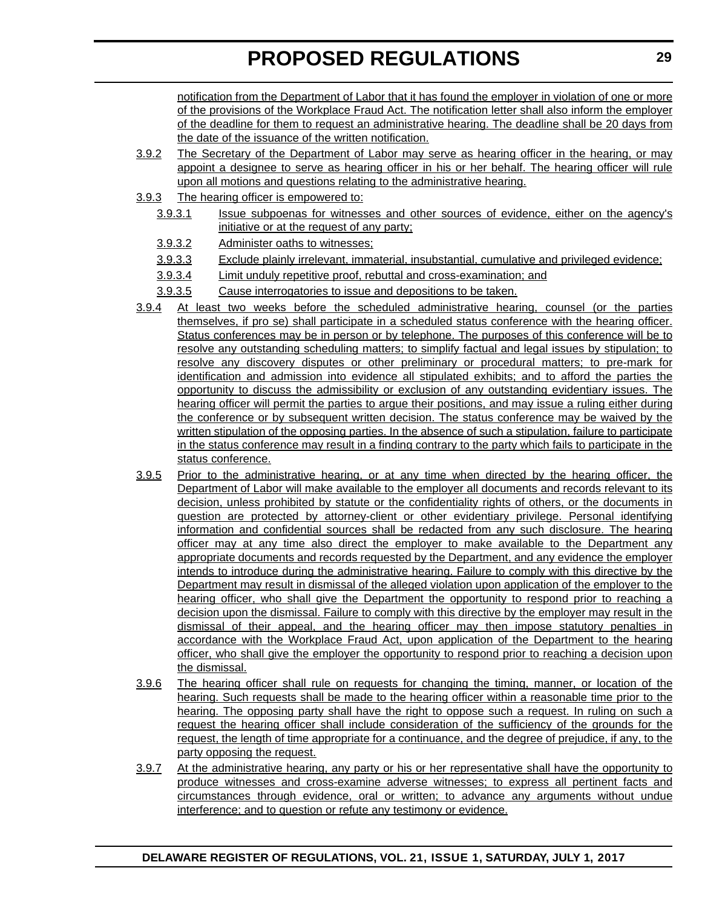notification from the Department of Labor that it has found the employer in violation of one or more of the provisions of the Workplace Fraud Act. The notification letter shall also inform the employer of the deadline for them to request an administrative hearing. The deadline shall be 20 days from the date of the issuance of the written notification.

3.9.2 The Secretary of the Department of Labor may serve as hearing officer in the hearing, or may appoint a designee to serve as hearing officer in his or her behalf. The hearing officer will rule upon all motions and questions relating to the administrative hearing.

3.9.3 The hearing officer is empowered to:

- 3.9.3.1 Issue subpoenas for witnesses and other sources of evidence, either on the agency's initiative or at the request of any party;
- 3.9.3.2 Administer oaths to witnesses;
- 3.9.3.3 Exclude plainly irrelevant, immaterial, insubstantial, cumulative and privileged evidence;
- 3.9.3.4 Limit unduly repetitive proof, rebuttal and cross-examination; and
- 3.9.3.5 Cause interrogatories to issue and depositions to be taken.

3.9.4 At least two weeks before the scheduled administrative hearing, counsel (or the parties themselves, if pro se) shall participate in a scheduled status conference with the hearing officer. Status conferences may be in person or by telephone. The purposes of this conference will be to resolve any outstanding scheduling matters; to simplify factual and legal issues by stipulation; to resolve any discovery disputes or other preliminary or procedural matters; to pre-mark for identification and admission into evidence all stipulated exhibits; and to afford the parties the opportunity to discuss the admissibility or exclusion of any outstanding evidentiary issues. The hearing officer will permit the parties to argue their positions, and may issue a ruling either during the conference or by subsequent written decision. The status conference may be waived by the written stipulation of the opposing parties. In the absence of such a stipulation, failure to participate in the status conference may result in a finding contrary to the party which fails to participate in the status conference.

3.9.5 Prior to the administrative hearing, or at any time when directed by the hearing officer, the Department of Labor will make available to the employer all documents and records relevant to its decision, unless prohibited by statute or the confidentiality rights of others, or the documents in question are protected by attorney-client or other evidentiary privilege. Personal identifying information and confidential sources shall be redacted from any such disclosure. The hearing officer may at any time also direct the employer to make available to the Department any appropriate documents and records requested by the Department, and any evidence the employer intends to introduce during the administrative hearing. Failure to comply with this directive by the Department may result in dismissal of the alleged violation upon application of the employer to the hearing officer, who shall give the Department the opportunity to respond prior to reaching a decision upon the dismissal. Failure to comply with this directive by the employer may result in the dismissal of their appeal, and the hearing officer may then impose statutory penalties in accordance with the Workplace Fraud Act, upon application of the Department to the hearing officer, who shall give the employer the opportunity to respond prior to reaching a decision upon the dismissal.

3.9.6 The hearing officer shall rule on requests for changing the timing, manner, or location of the hearing. Such requests shall be made to the hearing officer within a reasonable time prior to the hearing. The opposing party shall have the right to oppose such a request. In ruling on such a request the hearing officer shall include consideration of the sufficiency of the grounds for the request, the length of time appropriate for a continuance, and the degree of prejudice, if any, to the party opposing the request.

3.9.7 At the administrative hearing, any party or his or her representative shall have the opportunity to produce witnesses and cross-examine adverse witnesses; to express all pertinent facts and circumstances through evidence, oral or written; to advance any arguments without undue interference; and to question or refute any testimony or evidence.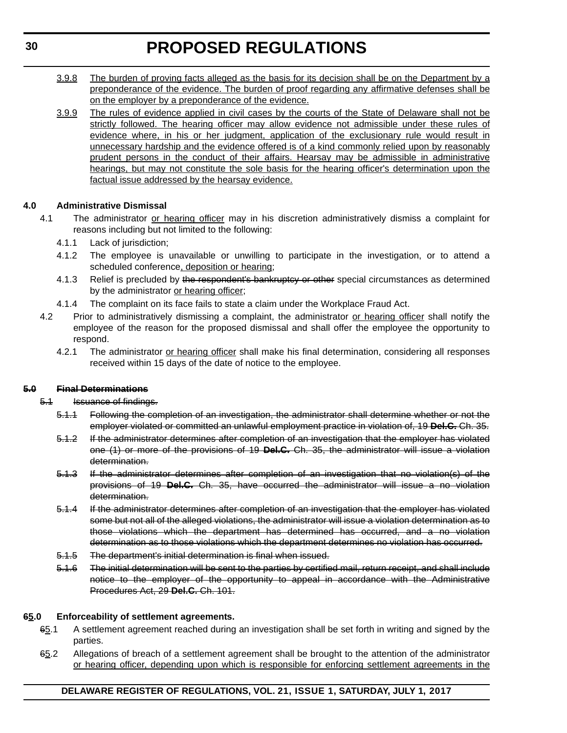3.9.8 <u>The burden of proving facts alleged as the basis for its decision shall be on the Department by a preponderance of the evidence. The burden of proof regarding any affirmative defenses shall be on the employer by a preponderance of the evidence.</u>

3.9.9 <u>The rules of evidence applied in civil cases by the courts of the State of Delaware shall not be strictly followed. The hearing officer may allow evidence not admissible under these rules of evidence where, in his or her judgment, application of the exclusionary rule would result in unnecessary hardship and the evidence offered is of a kind commonly relied upon by reasonably prudent persons in the conduct of their affairs. Hearsay may be admissible in administrative hearings, but may not constitute the sole basis for the hearing officer's determination upon the factual issue addressed by the hearsay evidence.</u>

**4.0 Administrative Dismissal**

4.1 The administrator <u>or hearing officer</u> may in his discretion administratively dismiss a complaint for reasons including but not limited to the following:

4.1.1 Lack of jurisdiction;

4.1.2 The employee is unavailable or unwilling to participate in the investigation, or to attend a scheduled conference<u>, deposition or hearing</u>;

4.1.3 Relief is precluded by ~~the respondent's bankruptcy or other~~ special circumstances as determined by the administrator <u>or hearing officer</u>;

4.1.4 The complaint on its face fails to state a claim under the Workplace Fraud Act.

4.2 Prior to administratively dismissing a complaint, the administrator <u>or hearing officer</u> shall notify the employee of the reason for the proposed dismissal and shall offer the employee the opportunity to respond.

4.2.1 The administrator <u>or hearing officer</u> shall make his final determination, considering all responses received within 15 days of the date of notice to the employee.

~~**5.0 Final Determinations**~~

~~5.1 Issuance of findings.~~

~~5.1.1 Following the completion of an investigation, the administrator shall determine whether or not the employer violated or committed an unlawful employment practice in violation of, 19 **Del.C.** Ch. 35.~~

~~5.1.2 If the administrator determines after completion of an investigation that the employer has violated one (1) or more of the provisions of 19 **Del.C.** Ch. 35, the administrator will issue a violation determination.~~

~~5.1.3 If the administrator determines after completion of an investigation that no violation(s) of the provisions of 19 **Del.C.** Ch. 35, have occurred the administrator will issue a no violation determination.~~

~~5.1.4 If the administrator determines after completion of an investigation that the employer has violated some but not all of the alleged violations, the administrator will issue a violation determination as to those violations which the department has determined has occurred, and a no violation determination as to those violations which the department determines no violation has occurred.~~

~~5.1.5 The department's initial determination is final when issued.~~

~~5.1.6 The initial determination will be sent to the parties by certified mail, return receipt, and shall include notice to the employer of the opportunity to appeal in accordance with the Administrative Procedures Act, 29 **Del.C.** Ch. 101.~~

**~~6~~<u>5</u>.0 Enforceability of settlement agreements.**

~~6~~<u>5</u>.1 A settlement agreement reached during an investigation shall be set forth in writing and signed by the parties.

~~6~~<u>5</u>.2 Allegations of breach of a settlement agreement shall be brought to the attention of the administrator <u>or hearing officer, depending upon which is responsible for enforcing settlement agreements in the</u>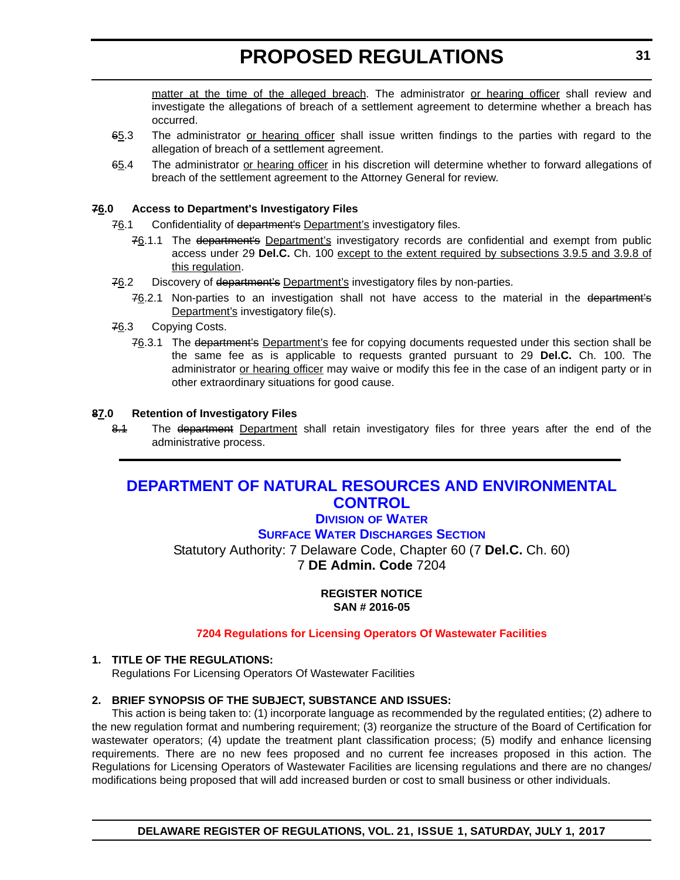matter at the time of the alleged breach. The administrator or hearing officer shall review and investigate the allegations of breach of a settlement agreement to determine whether a breach has occurred.

~~6~~5.3 The administrator or hearing officer shall issue written findings to the parties with regard to the allegation of breach of a settlement agreement.

~~6~~5.4 The administrator or hearing officer in his discretion will determine whether to forward allegations of breach of the settlement agreement to the Attorney General for review.

**~~7~~6.0 Access to Department's Investigatory Files**

~~7~~6.1 Confidentiality of ~~department's~~ Department's investigatory files.

~~7~~6.1.1 The ~~department's~~ Department's investigatory records are confidential and exempt from public access under 29 **Del.C.** Ch. 100 except to the extent required by subsections 3.9.5 and 3.9.8 of this regulation.

~~7~~6.2 Discovery of ~~department's~~ Department's investigatory files by non-parties.

~~7~~6.2.1 Non-parties to an investigation shall not have access to the material in the ~~department's~~ Department's investigatory file(s).

~~7~~6.3 Copying Costs.

~~7~~6.3.1 The ~~department's~~ Department's fee for copying documents requested under this section shall be the same fee as is applicable to requests granted pursuant to 29 **Del.C.** Ch. 100. The administrator or hearing officer may waive or modify this fee in the case of an indigent party or in other extraordinary situations for good cause.

**~~8~~7.0 Retention of Investigatory Files**

~~8.1~~ The ~~department~~ Department shall retain investigatory files for three years after the end of the administrative process.

---

## DEPARTMENT OF NATURAL RESOURCES AND ENVIRONMENTAL CONTROL

### Division of Water

### Surface Water Discharges Section

Statutory Authority: 7 Delaware Code, Chapter 60 (7 **Del.C.** Ch. 60)
7 **DE Admin. Code** 7204

**REGISTER NOTICE**
**SAN # 2016-05**

**7204 Regulations for Licensing Operators Of Wastewater Facilities**

**1. TITLE OF THE REGULATIONS:**

Regulations For Licensing Operators Of Wastewater Facilities

**2. BRIEF SYNOPSIS OF THE SUBJECT, SUBSTANCE AND ISSUES:**

This action is being taken to: (1) incorporate language as recommended by the regulated entities; (2) adhere to the new regulation format and numbering requirement; (3) reorganize the structure of the Board of Certification for wastewater operators; (4) update the treatment plant classification process; (5) modify and enhance licensing requirements. There are no new fees proposed and no current fee increases proposed in this action. The Regulations for Licensing Operators of Wastewater Facilities are licensing regulations and there are no changes/ modifications being proposed that will add increased burden or cost to small business or other individuals.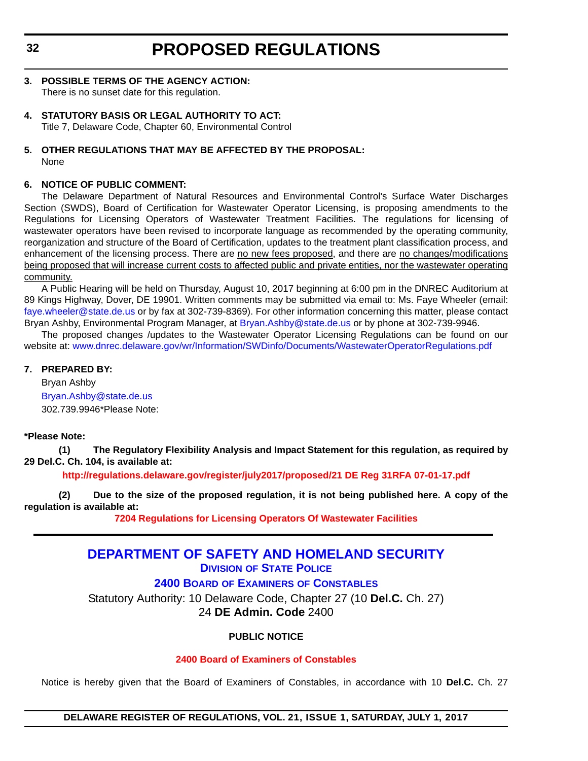**3. POSSIBLE TERMS OF THE AGENCY ACTION:**

There is no sunset date for this regulation.

**4. STATUTORY BASIS OR LEGAL AUTHORITY TO ACT:**

Title 7, Delaware Code, Chapter 60, Environmental Control

**5. OTHER REGULATIONS THAT MAY BE AFFECTED BY THE PROPOSAL:**

None

**6. NOTICE OF PUBLIC COMMENT:**

The Delaware Department of Natural Resources and Environmental Control's Surface Water Discharges Section (SWDS), Board of Certification for Wastewater Operator Licensing, is proposing amendments to the Regulations for Licensing Operators of Wastewater Treatment Facilities. The regulations for licensing of wastewater operators have been revised to incorporate language as recommended by the operating community, reorganization and structure of the Board of Certification, updates to the treatment plant classification process, and enhancement of the licensing process. There are no new fees proposed, and there are no changes/modifications being proposed that will increase current costs to affected public and private entities, nor the wastewater operating community.

A Public Hearing will be held on Thursday, August 10, 2017 beginning at 6:00 pm in the DNREC Auditorium at 89 Kings Highway, Dover, DE 19901. Written comments may be submitted via email to: Ms. Faye Wheeler (email: faye.wheeler@state.de.us or by fax at 302-739-8369). For other information concerning this matter, please contact Bryan Ashby, Environmental Program Manager, at Bryan.Ashby@state.de.us or by phone at 302-739-9946.

The proposed changes /updates to the Wastewater Operator Licensing Regulations can be found on our website at: www.dnrec.delaware.gov/wr/Information/SWDinfo/Documents/WastewaterOperatorRegulations.pdf

**7. PREPARED BY:**

Bryan Ashby
Bryan.Ashby@state.de.us
302.739.9946*Please Note:

***Please Note:**

**(1) The Regulatory Flexibility Analysis and Impact Statement for this regulation, as required by 29 Del.C. Ch. 104, is available at:**

**http://regulations.delaware.gov/register/july2017/proposed/21 DE Reg 31RFA 07-01-17.pdf**

**(2) Due to the size of the proposed regulation, it is not being published here. A copy of the regulation is available at:**

**7204 Regulations for Licensing Operators Of Wastewater Facilities**

---

## DEPARTMENT OF SAFETY AND HOMELAND SECURITY

### DIVISION OF STATE POLICE

### 2400 BOARD OF EXAMINERS OF CONSTABLES

Statutory Authority: 10 Delaware Code, Chapter 27 (10 **Del.C.** Ch. 27)
24 **DE Admin. Code** 2400

**PUBLIC NOTICE**

**2400 Board of Examiners of Constables**

Notice is hereby given that the Board of Examiners of Constables, in accordance with 10 **Del.C.** Ch. 27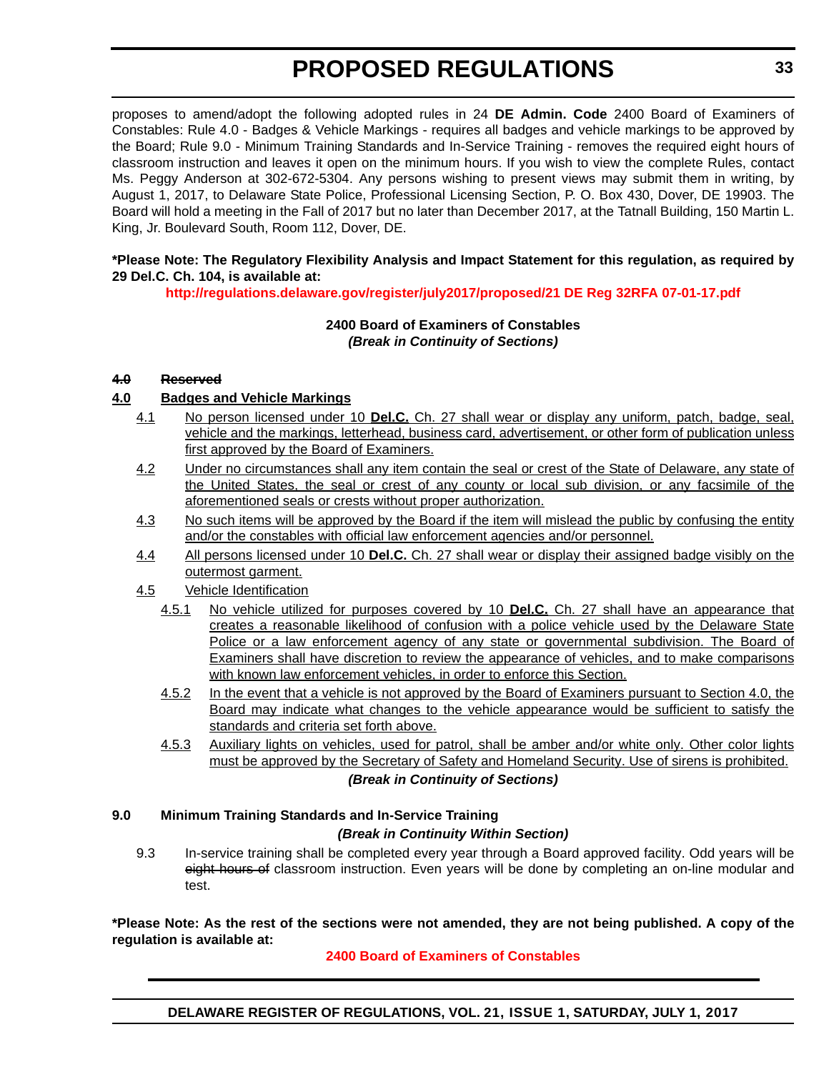proposes to amend/adopt the following adopted rules in 24 **DE Admin. Code** 2400 Board of Examiners of Constables: Rule 4.0 - Badges & Vehicle Markings - requires all badges and vehicle markings to be approved by the Board; Rule 9.0 - Minimum Training Standards and In-Service Training - removes the required eight hours of classroom instruction and leaves it open on the minimum hours. If you wish to view the complete Rules, contact Ms. Peggy Anderson at 302-672-5304. Any persons wishing to present views may submit them in writing, by August 1, 2017, to Delaware State Police, Professional Licensing Section, P. O. Box 430, Dover, DE 19903. The Board will hold a meeting in the Fall of 2017 but no later than December 2017, at the Tatnall Building, 150 Martin L. King, Jr. Boulevard South, Room 112, Dover, DE.

**\*Please Note: The Regulatory Flexibility Analysis and Impact Statement for this regulation, as required by 29 Del.C. Ch. 104, is available at:**

**http://regulations.delaware.gov/register/july2017/proposed/21 DE Reg 32RFA 07-01-17.pdf**

**2400 Board of Examiners of Constables**

***(Break in Continuity of Sections)***

**~~4.0 Reserved~~**

**<u>4.0 Badges and Vehicle Markings</u>**

<u>4.1</u> <u>No person licensed under 10 **Del.C.** Ch. 27 shall wear or display any uniform, patch, badge, seal, vehicle and the markings, letterhead, business card, advertisement, or other form of publication unless first approved by the Board of Examiners.</u>

<u>4.2</u> <u>Under no circumstances shall any item contain the seal or crest of the State of Delaware, any state of the United States, the seal or crest of any county or local sub division, or any facsimile of the aforementioned seals or crests without proper authorization.</u>

<u>4.3</u> <u>No such items will be approved by the Board if the item will mislead the public by confusing the entity and/or the constables with official law enforcement agencies and/or personnel.</u>

<u>4.4</u> <u>All persons licensed under 10 **Del.C.** Ch. 27 shall wear or display their assigned badge visibly on the outermost garment.</u>

<u>4.5</u> <u>Vehicle Identification</u>

<u>4.5.1</u> <u>No vehicle utilized for purposes covered by 10 **Del.C.** Ch. 27 shall have an appearance that creates a reasonable likelihood of confusion with a police vehicle used by the Delaware State Police or a law enforcement agency of any state or governmental subdivision. The Board of Examiners shall have discretion to review the appearance of vehicles, and to make comparisons with known law enforcement vehicles, in order to enforce this Section.</u>

<u>4.5.2</u> <u>In the event that a vehicle is not approved by the Board of Examiners pursuant to Section 4.0, the Board may indicate what changes to the vehicle appearance would be sufficient to satisfy the standards and criteria set forth above.</u>

<u>4.5.3</u> <u>Auxiliary lights on vehicles, used for patrol, shall be amber and/or white only. Other color lights must be approved by the Secretary of Safety and Homeland Security. Use of sirens is prohibited.</u>

***(Break in Continuity of Sections)***

**9.0 Minimum Training Standards and In-Service Training**

***(Break in Continuity Within Section)***

9.3 In-service training shall be completed every year through a Board approved facility. Odd years will be ~~eight hours of~~ classroom instruction. Even years will be done by completing an on-line modular and test.

**\*Please Note: As the rest of the sections were not amended, they are not being published. A copy of the regulation is available at:**

**2400 Board of Examiners of Constables**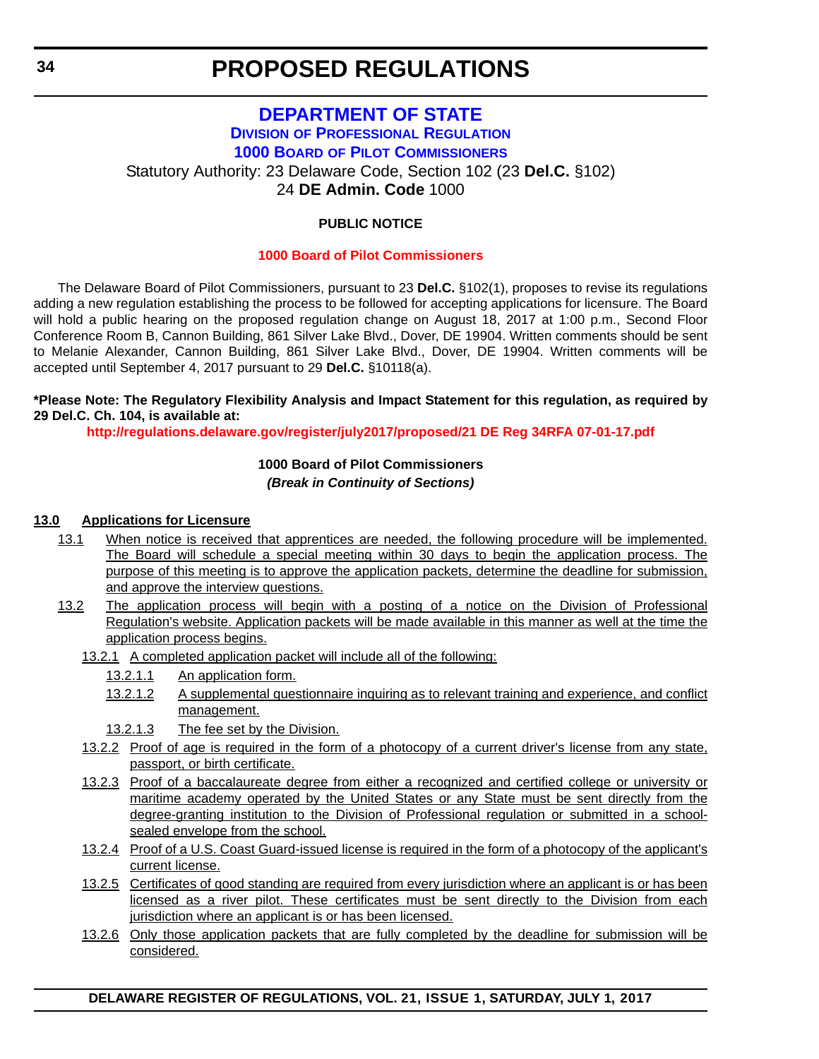# PROPOSED REGULATIONS

## DEPARTMENT OF STATE

### DIVISION OF PROFESSIONAL REGULATION

### 1000 BOARD OF PILOT COMMISSIONERS

Statutory Authority: 23 Delaware Code, Section 102 (23 **Del.C.** §102)
24 **DE Admin. Code** 1000

**PUBLIC NOTICE**

**1000 Board of Pilot Commissioners**

The Delaware Board of Pilot Commissioners, pursuant to 23 **Del.C.** §102(1), proposes to revise its regulations adding a new regulation establishing the process to be followed for accepting applications for licensure. The Board will hold a public hearing on the proposed regulation change on August 18, 2017 at 1:00 p.m., Second Floor Conference Room B, Cannon Building, 861 Silver Lake Blvd., Dover, DE 19904. Written comments should be sent to Melanie Alexander, Cannon Building, 861 Silver Lake Blvd., Dover, DE 19904. Written comments will be accepted until September 4, 2017 pursuant to 29 **Del.C.** §10118(a).

**\*Please Note: The Regulatory Flexibility Analysis and Impact Statement for this regulation, as required by 29 Del.C. Ch. 104, is available at:**

**http://regulations.delaware.gov/register/july2017/proposed/21 DE Reg 34RFA 07-01-17.pdf**

**1000 Board of Pilot Commissioners**

***(Break in Continuity of Sections)***

**13.0 Applications for Licensure**

13.1 When notice is received that apprentices are needed, the following procedure will be implemented. The Board will schedule a special meeting within 30 days to begin the application process. The purpose of this meeting is to approve the application packets, determine the deadline for submission, and approve the interview questions.

13.2 The application process will begin with a posting of a notice on the Division of Professional Regulation's website. Application packets will be made available in this manner as well at the time the application process begins.

13.2.1 A completed application packet will include all of the following:

13.2.1.1 An application form.

13.2.1.2 A supplemental questionnaire inquiring as to relevant training and experience, and conflict management.

13.2.1.3 The fee set by the Division.

13.2.2 Proof of age is required in the form of a photocopy of a current driver's license from any state, passport, or birth certificate.

13.2.3 Proof of a baccalaureate degree from either a recognized and certified college or university or maritime academy operated by the United States or any State must be sent directly from the degree-granting institution to the Division of Professional regulation or submitted in a school-sealed envelope from the school.

13.2.4 Proof of a U.S. Coast Guard-issued license is required in the form of a photocopy of the applicant's current license.

13.2.5 Certificates of good standing are required from every jurisdiction where an applicant is or has been licensed as a river pilot. These certificates must be sent directly to the Division from each jurisdiction where an applicant is or has been licensed.

13.2.6 Only those application packets that are fully completed by the deadline for submission will be considered.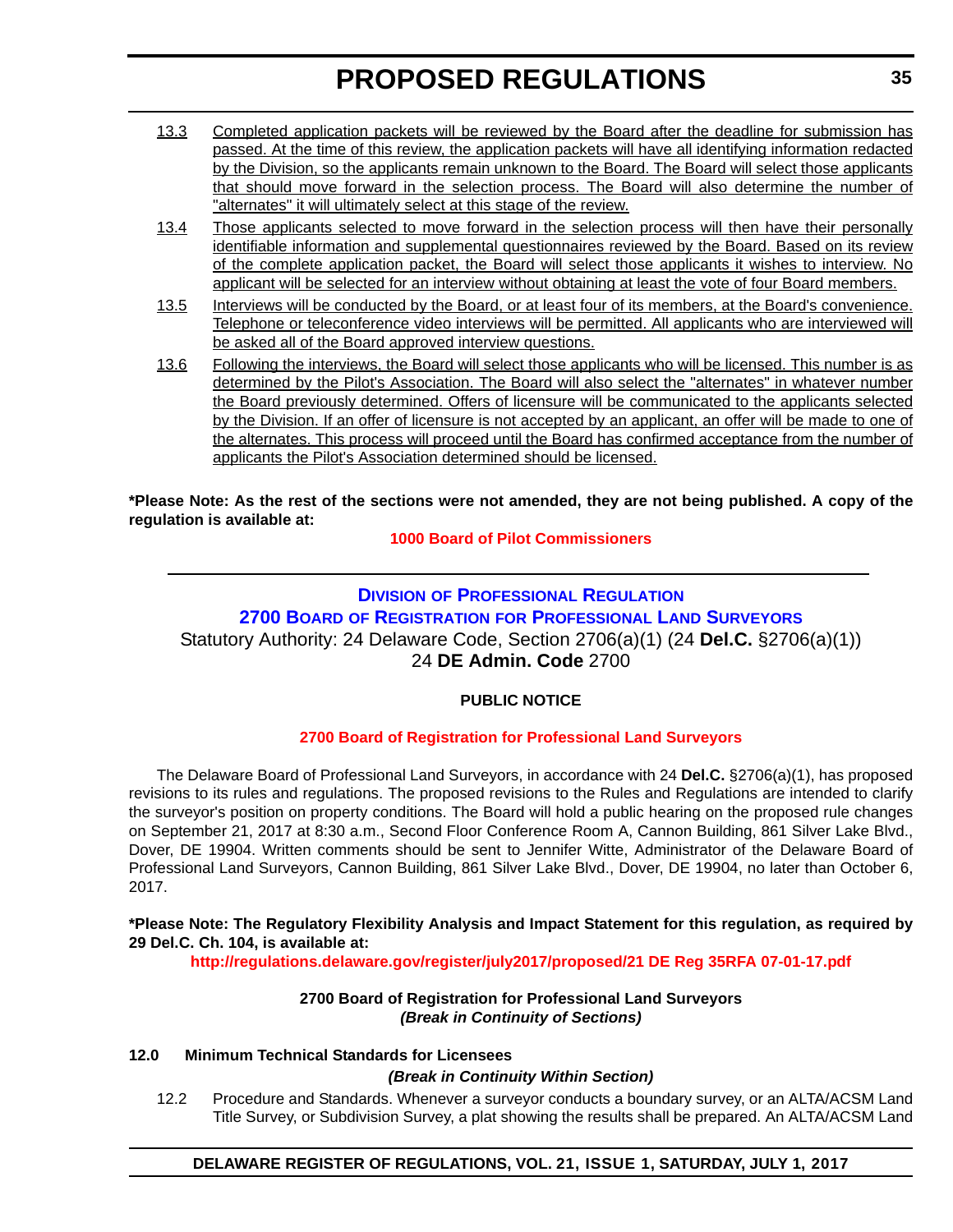13.3 Completed application packets will be reviewed by the Board after the deadline for submission has passed. At the time of this review, the application packets will have all identifying information redacted by the Division, so the applicants remain unknown to the Board. The Board will select those applicants that should move forward in the selection process. The Board will also determine the number of "alternates" it will ultimately select at this stage of the review.

13.4 Those applicants selected to move forward in the selection process will then have their personally identifiable information and supplemental questionnaires reviewed by the Board. Based on its review of the complete application packet, the Board will select those applicants it wishes to interview. No applicant will be selected for an interview without obtaining at least the vote of four Board members.

13.5 Interviews will be conducted by the Board, or at least four of its members, at the Board's convenience. Telephone or teleconference video interviews will be permitted. All applicants who are interviewed will be asked all of the Board approved interview questions.

13.6 Following the interviews, the Board will select those applicants who will be licensed. This number is as determined by the Pilot's Association. The Board will also select the "alternates" in whatever number the Board previously determined. Offers of licensure will be communicated to the applicants selected by the Division. If an offer of licensure is not accepted by an applicant, an offer will be made to one of the alternates. This process will proceed until the Board has confirmed acceptance from the number of applicants the Pilot's Association determined should be licensed.

**\*Please Note: As the rest of the sections were not amended, they are not being published. A copy of the regulation is available at:**

**1000 Board of Pilot Commissioners**

---

## Division of Professional Regulation

## 2700 Board of Registration for Professional Land Surveyors

Statutory Authority: 24 Delaware Code, Section 2706(a)(1) (24 **Del.C.** §2706(a)(1))
24 **DE Admin. Code** 2700

**PUBLIC NOTICE**

**2700 Board of Registration for Professional Land Surveyors**

The Delaware Board of Professional Land Surveyors, in accordance with 24 **Del.C.** §2706(a)(1), has proposed revisions to its rules and regulations. The proposed revisions to the Rules and Regulations are intended to clarify the surveyor's position on property conditions. The Board will hold a public hearing on the proposed rule changes on September 21, 2017 at 8:30 a.m., Second Floor Conference Room A, Cannon Building, 861 Silver Lake Blvd., Dover, DE 19904. Written comments should be sent to Jennifer Witte, Administrator of the Delaware Board of Professional Land Surveyors, Cannon Building, 861 Silver Lake Blvd., Dover, DE 19904, no later than October 6, 2017.

**\*Please Note: The Regulatory Flexibility Analysis and Impact Statement for this regulation, as required by 29 Del.C. Ch. 104, is available at:**

**http://regulations.delaware.gov/register/july2017/proposed/21 DE Reg 35RFA 07-01-17.pdf**

**2700 Board of Registration for Professional Land Surveyors**
***(Break in Continuity of Sections)***

**12.0 Minimum Technical Standards for Licensees**

***(Break in Continuity Within Section)***

12.2 Procedure and Standards. Whenever a surveyor conducts a boundary survey, or an ALTA/ACSM Land Title Survey, or Subdivision Survey, a plat showing the results shall be prepared. An ALTA/ACSM Land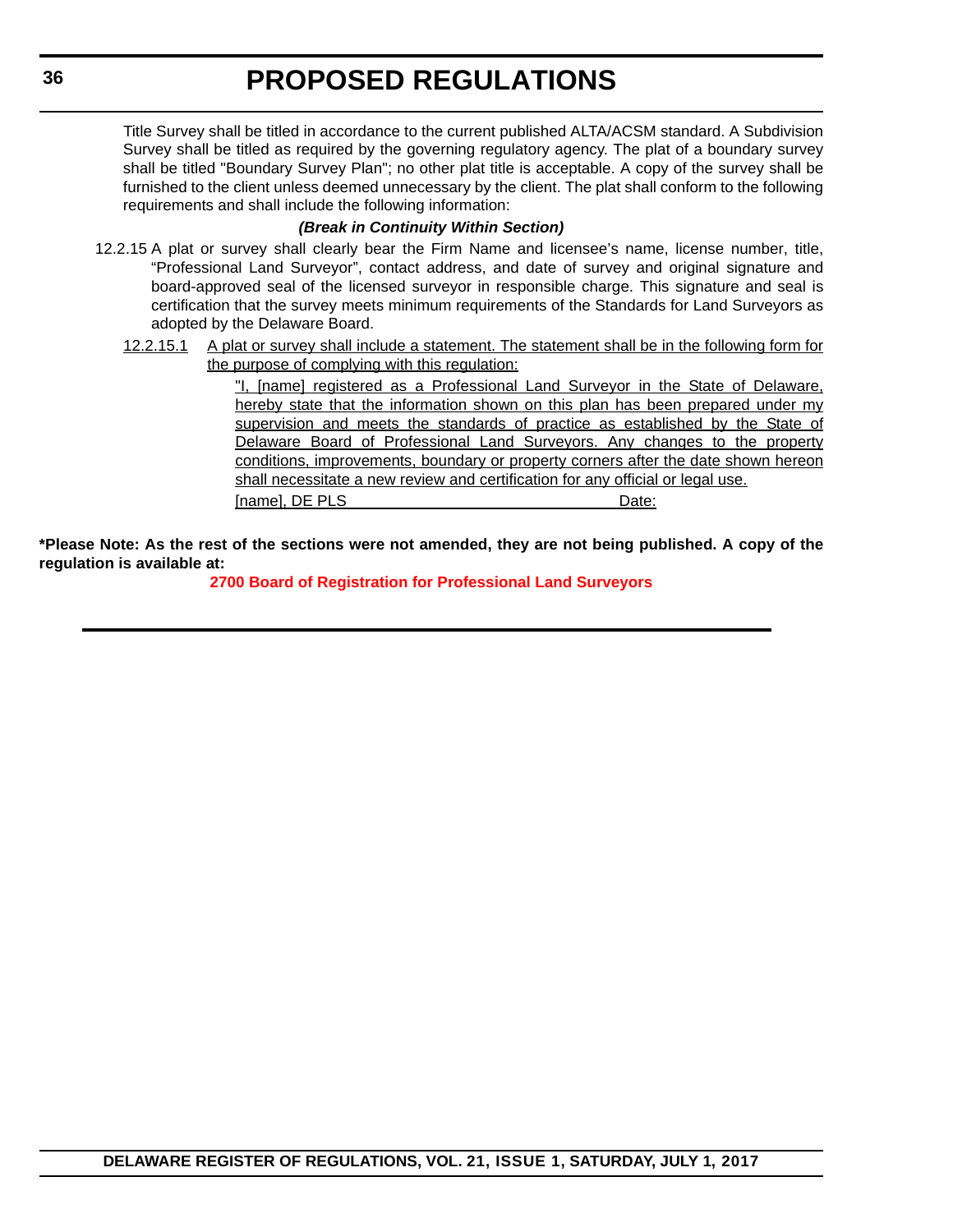Title Survey shall be titled in accordance to the current published ALTA/ACSM standard. A Subdivision Survey shall be titled as required by the governing regulatory agency. The plat of a boundary survey shall be titled "Boundary Survey Plan"; no other plat title is acceptable. A copy of the survey shall be furnished to the client unless deemed unnecessary by the client. The plat shall conform to the following requirements and shall include the following information:

***(Break in Continuity Within Section)***

12.2.15 A plat or survey shall clearly bear the Firm Name and licensee's name, license number, title, "Professional Land Surveyor", contact address, and date of survey and original signature and board-approved seal of the licensed surveyor in responsible charge. This signature and seal is certification that the survey meets minimum requirements of the Standards for Land Surveyors as adopted by the Delaware Board.

<u>12.2.15.1 A plat or survey shall include a statement. The statement shall be in the following form for the purpose of complying with this regulation:</u>

<u>"I, [name] registered as a Professional Land Surveyor in the State of Delaware, hereby state that the information shown on this plan has been prepared under my supervision and meets the standards of practice as established by the State of Delaware Board of Professional Land Surveyors. Any changes to the property conditions, improvements, boundary or property corners after the date shown hereon shall necessitate a new review and certification for any official or legal use.</u>

<u>[name], DE PLS \_\_\_\_\_\_\_\_\_\_\_\_\_\_\_\_\_\_\_\_\_\_\_\_\_\_\_\_\_\_\_\_ Date:</u>

**\*Please Note: As the rest of the sections were not amended, they are not being published. A copy of the regulation is available at:**

**2700 Board of Registration for Professional Land Surveyors**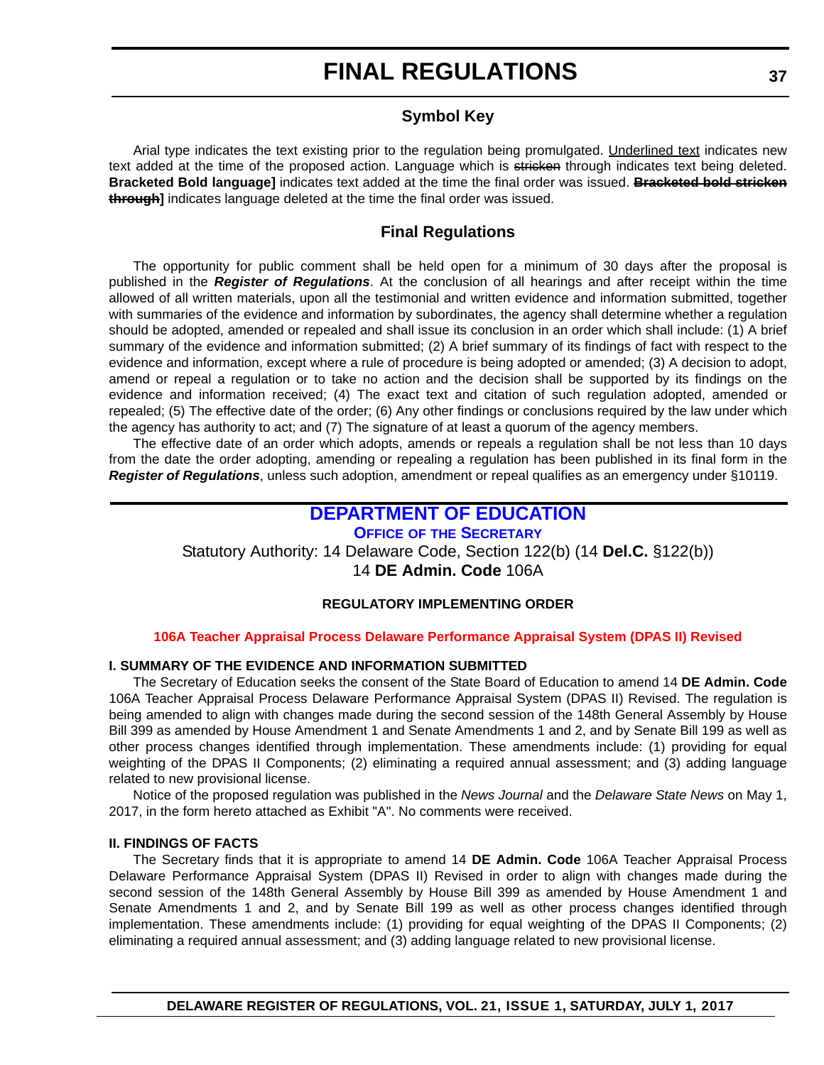# FINAL REGULATIONS

## Symbol Key

Arial type indicates the text existing prior to the regulation being promulgated. <u>Underlined text</u> indicates new text added at the time of the proposed action. Language which is ~~stricken~~ through indicates text being deleted. **Bracketed Bold language]** indicates text added at the time the final order was issued. **~~Bracketed bold stricken through~~]** indicates language deleted at the time the final order was issued.

## Final Regulations

The opportunity for public comment shall be held open for a minimum of 30 days after the proposal is published in the ***Register of Regulations***. At the conclusion of all hearings and after receipt within the time allowed of all written materials, upon all the testimonial and written evidence and information submitted, together with summaries of the evidence and information by subordinates, the agency shall determine whether a regulation should be adopted, amended or repealed and shall issue its conclusion in an order which shall include: (1) A brief summary of the evidence and information submitted; (2) A brief summary of its findings of fact with respect to the evidence and information, except where a rule of procedure is being adopted or amended; (3) A decision to adopt, amend or repeal a regulation or to take no action and the decision shall be supported by its findings on the evidence and information received; (4) The exact text and citation of such regulation adopted, amended or repealed; (5) The effective date of the order; (6) Any other findings or conclusions required by the law under which the agency has authority to act; and (7) The signature of at least a quorum of the agency members.

The effective date of an order which adopts, amends or repeals a regulation shall be not less than 10 days from the date the order adopting, amending or repealing a regulation has been published in its final form in the ***Register of Regulations***, unless such adoption, amendment or repeal qualifies as an emergency under §10119.

## DEPARTMENT OF EDUCATION

### OFFICE OF THE SECRETARY

Statutory Authority: 14 Delaware Code, Section 122(b) (14 **Del.C.** §122(b))
14 **DE Admin. Code** 106A

**REGULATORY IMPLEMENTING ORDER**

**106A Teacher Appraisal Process Delaware Performance Appraisal System (DPAS II) Revised**

**I. SUMMARY OF THE EVIDENCE AND INFORMATION SUBMITTED**

The Secretary of Education seeks the consent of the State Board of Education to amend 14 **DE Admin. Code** 106A Teacher Appraisal Process Delaware Performance Appraisal System (DPAS II) Revised. The regulation is being amended to align with changes made during the second session of the 148th General Assembly by House Bill 399 as amended by House Amendment 1 and Senate Amendments 1 and 2, and by Senate Bill 199 as well as other process changes identified through implementation. These amendments include: (1) providing for equal weighting of the DPAS II Components; (2) eliminating a required annual assessment; and (3) adding language related to new provisional license.

Notice of the proposed regulation was published in the *News Journal* and the *Delaware State News* on May 1, 2017, in the form hereto attached as Exhibit "A". No comments were received.

**II. FINDINGS OF FACTS**

The Secretary finds that it is appropriate to amend 14 **DE Admin. Code** 106A Teacher Appraisal Process Delaware Performance Appraisal System (DPAS II) Revised in order to align with changes made during the second session of the 148th General Assembly by House Bill 399 as amended by House Amendment 1 and Senate Amendments 1 and 2, and by Senate Bill 199 as well as other process changes identified through implementation. These amendments include: (1) providing for equal weighting of the DPAS II Components; (2) eliminating a required annual assessment; and (3) adding language related to new provisional license.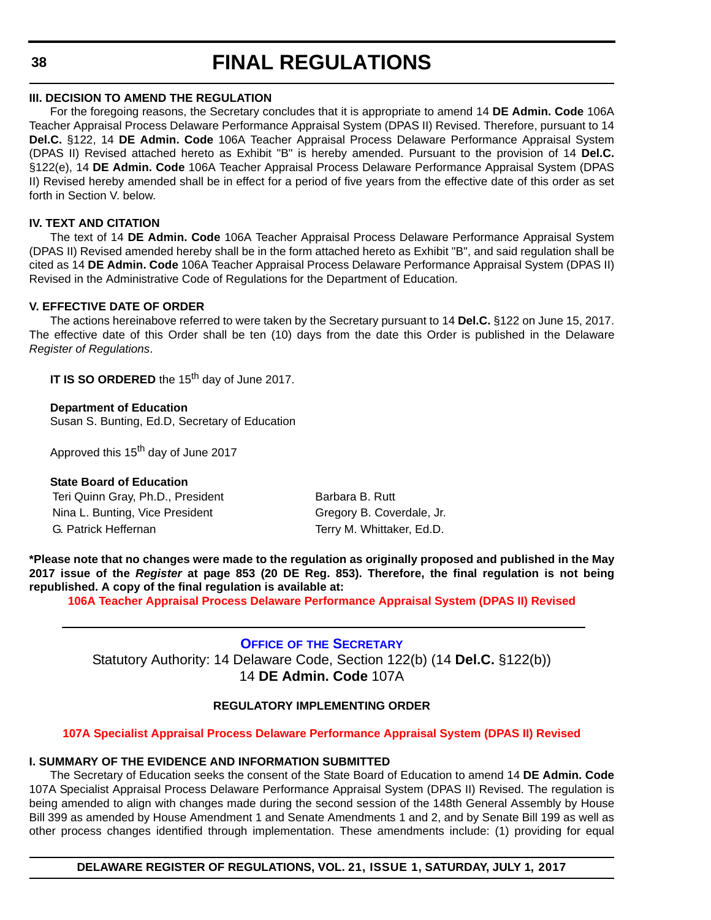**III. DECISION TO AMEND THE REGULATION**

For the foregoing reasons, the Secretary concludes that it is appropriate to amend 14 **DE Admin. Code** 106A Teacher Appraisal Process Delaware Performance Appraisal System (DPAS II) Revised. Therefore, pursuant to 14 **Del.C.** §122, 14 **DE Admin. Code** 106A Teacher Appraisal Process Delaware Performance Appraisal System (DPAS II) Revised attached hereto as Exhibit "B" is hereby amended. Pursuant to the provision of 14 **Del.C.** §122(e), 14 **DE Admin. Code** 106A Teacher Appraisal Process Delaware Performance Appraisal System (DPAS II) Revised hereby amended shall be in effect for a period of five years from the effective date of this order as set forth in Section V. below.

**IV. TEXT AND CITATION**

The text of 14 **DE Admin. Code** 106A Teacher Appraisal Process Delaware Performance Appraisal System (DPAS II) Revised amended hereby shall be in the form attached hereto as Exhibit "B", and said regulation shall be cited as 14 **DE Admin. Code** 106A Teacher Appraisal Process Delaware Performance Appraisal System (DPAS II) Revised in the Administrative Code of Regulations for the Department of Education.

**V. EFFECTIVE DATE OF ORDER**

The actions hereinabove referred to were taken by the Secretary pursuant to 14 **Del.C.** §122 on June 15, 2017. The effective date of this Order shall be ten (10) days from the date this Order is published in the Delaware *Register of Regulations*.

**IT IS SO ORDERED** the 15th day of June 2017.

**Department of Education**
Susan S. Bunting, Ed.D, Secretary of Education

Approved this 15th day of June 2017

**State Board of Education**

Teri Quinn Gray, Ph.D., President
Nina L. Bunting, Vice President
G. Patrick Heffernan
Barbara B. Rutt
Gregory B. Coverdale, Jr.
Terry M. Whittaker, Ed.D.

**\*Please note that no changes were made to the regulation as originally proposed and published in the May 2017 issue of the *Register* at page 853 (20 DE Reg. 853). Therefore, the final regulation is not being republished. A copy of the final regulation is available at:**

**106A Teacher Appraisal Process Delaware Performance Appraisal System (DPAS II) Revised**

---

**OFFICE OF THE SECRETARY**

Statutory Authority: 14 Delaware Code, Section 122(b) (14 **Del.C.** §122(b))
14 **DE Admin. Code** 107A

**REGULATORY IMPLEMENTING ORDER**

**107A Specialist Appraisal Process Delaware Performance Appraisal System (DPAS II) Revised**

**I. SUMMARY OF THE EVIDENCE AND INFORMATION SUBMITTED**

The Secretary of Education seeks the consent of the State Board of Education to amend 14 **DE Admin. Code** 107A Specialist Appraisal Process Delaware Performance Appraisal System (DPAS II) Revised. The regulation is being amended to align with changes made during the second session of the 148th General Assembly by House Bill 399 as amended by House Amendment 1 and Senate Amendments 1 and 2, and by Senate Bill 199 as well as other process changes identified through implementation. These amendments include: (1) providing for equal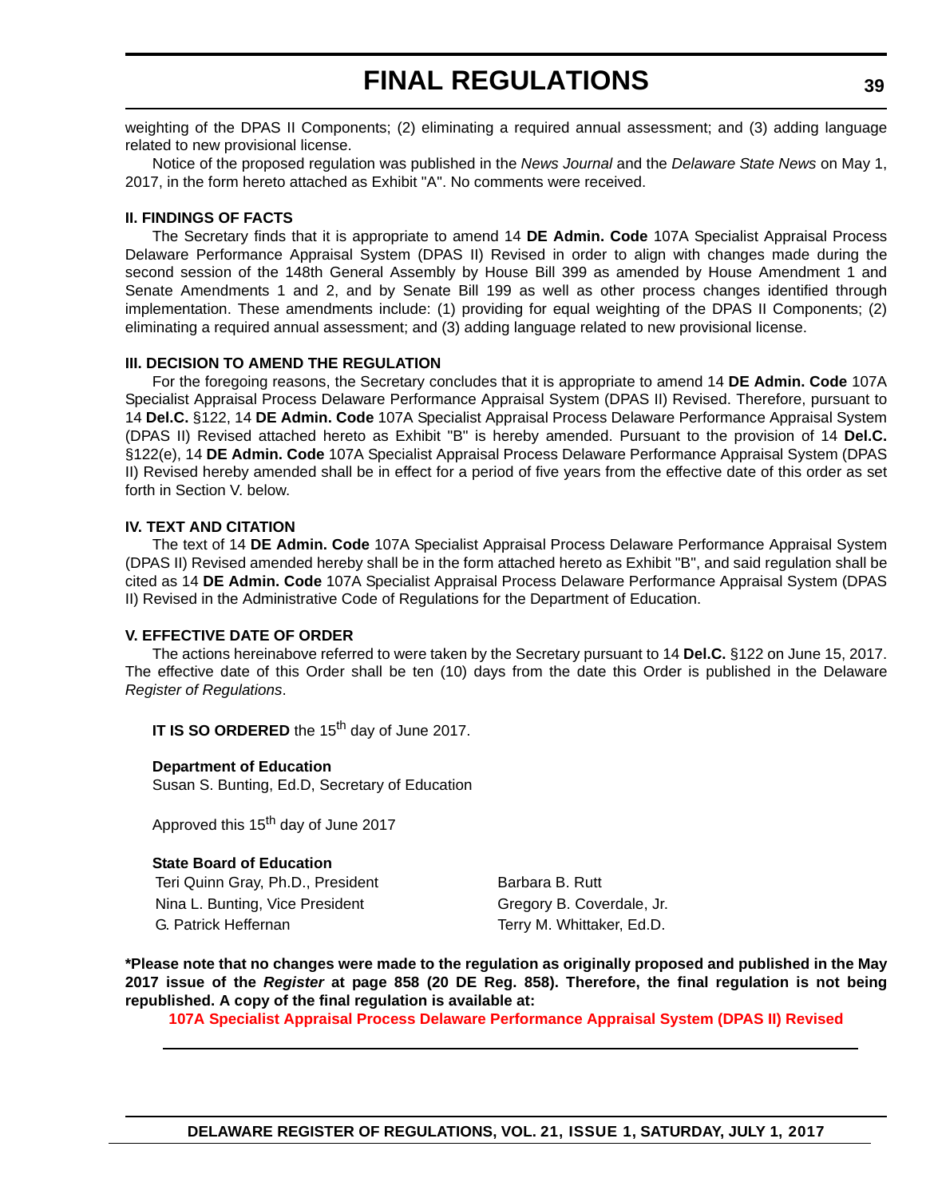weighting of the DPAS II Components; (2) eliminating a required annual assessment; and (3) adding language related to new provisional license.

Notice of the proposed regulation was published in the *News Journal* and the *Delaware State News* on May 1, 2017, in the form hereto attached as Exhibit "A". No comments were received.

**II. FINDINGS OF FACTS**

The Secretary finds that it is appropriate to amend 14 **DE Admin. Code** 107A Specialist Appraisal Process Delaware Performance Appraisal System (DPAS II) Revised in order to align with changes made during the second session of the 148th General Assembly by House Bill 399 as amended by House Amendment 1 and Senate Amendments 1 and 2, and by Senate Bill 199 as well as other process changes identified through implementation. These amendments include: (1) providing for equal weighting of the DPAS II Components; (2) eliminating a required annual assessment; and (3) adding language related to new provisional license.

**III. DECISION TO AMEND THE REGULATION**

For the foregoing reasons, the Secretary concludes that it is appropriate to amend 14 **DE Admin. Code** 107A Specialist Appraisal Process Delaware Performance Appraisal System (DPAS II) Revised. Therefore, pursuant to 14 **Del.C.** §122, 14 **DE Admin. Code** 107A Specialist Appraisal Process Delaware Performance Appraisal System (DPAS II) Revised attached hereto as Exhibit "B" is hereby amended. Pursuant to the provision of 14 **Del.C.** §122(e), 14 **DE Admin. Code** 107A Specialist Appraisal Process Delaware Performance Appraisal System (DPAS II) Revised hereby amended shall be in effect for a period of five years from the effective date of this order as set forth in Section V. below.

**IV. TEXT AND CITATION**

The text of 14 **DE Admin. Code** 107A Specialist Appraisal Process Delaware Performance Appraisal System (DPAS II) Revised amended hereby shall be in the form attached hereto as Exhibit "B", and said regulation shall be cited as 14 **DE Admin. Code** 107A Specialist Appraisal Process Delaware Performance Appraisal System (DPAS II) Revised in the Administrative Code of Regulations for the Department of Education.

**V. EFFECTIVE DATE OF ORDER**

The actions hereinabove referred to were taken by the Secretary pursuant to 14 **Del.C.** §122 on June 15, 2017. The effective date of this Order shall be ten (10) days from the date this Order is published in the Delaware *Register of Regulations*.

**IT IS SO ORDERED** the 15th day of June 2017.

**Department of Education**
Susan S. Bunting, Ed.D, Secretary of Education

Approved this 15th day of June 2017

**State Board of Education**

Teri Quinn Gray, Ph.D., President
Nina L. Bunting, Vice President
G. Patrick Heffernan
Barbara B. Rutt
Gregory B. Coverdale, Jr.
Terry M. Whittaker, Ed.D.

**\*Please note that no changes were made to the regulation as originally proposed and published in the May 2017 issue of the *Register* at page 858 (20 DE Reg. 858). Therefore, the final regulation is not being republished. A copy of the final regulation is available at:**

**107A Specialist Appraisal Process Delaware Performance Appraisal System (DPAS II) Revised**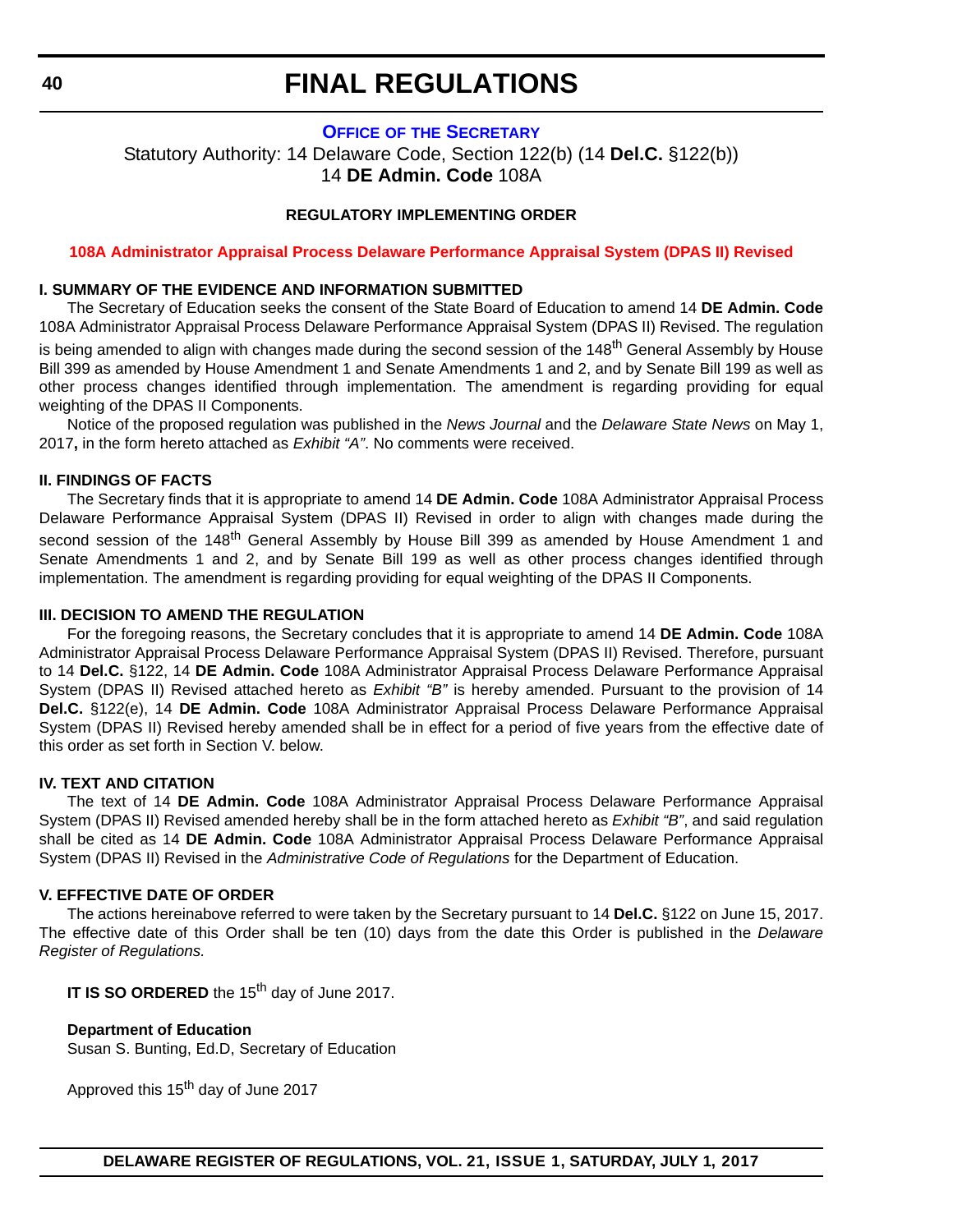# FINAL REGULATIONS

**OFFICE OF THE SECRETARY**

Statutory Authority: 14 Delaware Code, Section 122(b) (14 **Del.C.** §122(b))
14 **DE Admin. Code** 108A

**REGULATORY IMPLEMENTING ORDER**

**108A Administrator Appraisal Process Delaware Performance Appraisal System (DPAS II) Revised**

**I. SUMMARY OF THE EVIDENCE AND INFORMATION SUBMITTED**

The Secretary of Education seeks the consent of the State Board of Education to amend 14 **DE Admin. Code** 108A Administrator Appraisal Process Delaware Performance Appraisal System (DPAS II) Revised. The regulation is being amended to align with changes made during the second session of the 148th General Assembly by House Bill 399 as amended by House Amendment 1 and Senate Amendments 1 and 2, and by Senate Bill 199 as well as other process changes identified through implementation. The amendment is regarding providing for equal weighting of the DPAS II Components.

Notice of the proposed regulation was published in the *News Journal* and the *Delaware State News* on May 1, 2017**,** in the form hereto attached as *Exhibit "A"*. No comments were received.

**II. FINDINGS OF FACTS**

The Secretary finds that it is appropriate to amend 14 **DE Admin. Code** 108A Administrator Appraisal Process Delaware Performance Appraisal System (DPAS II) Revised in order to align with changes made during the second session of the 148th General Assembly by House Bill 399 as amended by House Amendment 1 and Senate Amendments 1 and 2, and by Senate Bill 199 as well as other process changes identified through implementation. The amendment is regarding providing for equal weighting of the DPAS II Components.

**III. DECISION TO AMEND THE REGULATION**

For the foregoing reasons, the Secretary concludes that it is appropriate to amend 14 **DE Admin. Code** 108A Administrator Appraisal Process Delaware Performance Appraisal System (DPAS II) Revised. Therefore, pursuant to 14 **Del.C.** §122, 14 **DE Admin. Code** 108A Administrator Appraisal Process Delaware Performance Appraisal System (DPAS II) Revised attached hereto as *Exhibit "B"* is hereby amended. Pursuant to the provision of 14 **Del.C.** §122(e), 14 **DE Admin. Code** 108A Administrator Appraisal Process Delaware Performance Appraisal System (DPAS II) Revised hereby amended shall be in effect for a period of five years from the effective date of this order as set forth in Section V. below.

**IV. TEXT AND CITATION**

The text of 14 **DE Admin. Code** 108A Administrator Appraisal Process Delaware Performance Appraisal System (DPAS II) Revised amended hereby shall be in the form attached hereto as *Exhibit "B"*, and said regulation shall be cited as 14 **DE Admin. Code** 108A Administrator Appraisal Process Delaware Performance Appraisal System (DPAS II) Revised in the *Administrative Code of Regulations* for the Department of Education.

**V. EFFECTIVE DATE OF ORDER**

The actions hereinabove referred to were taken by the Secretary pursuant to 14 **Del.C.** §122 on June 15, 2017. The effective date of this Order shall be ten (10) days from the date this Order is published in the *Delaware Register of Regulations.*

**IT IS SO ORDERED** the 15th day of June 2017.

**Department of Education**
Susan S. Bunting, Ed.D, Secretary of Education

Approved this 15th day of June 2017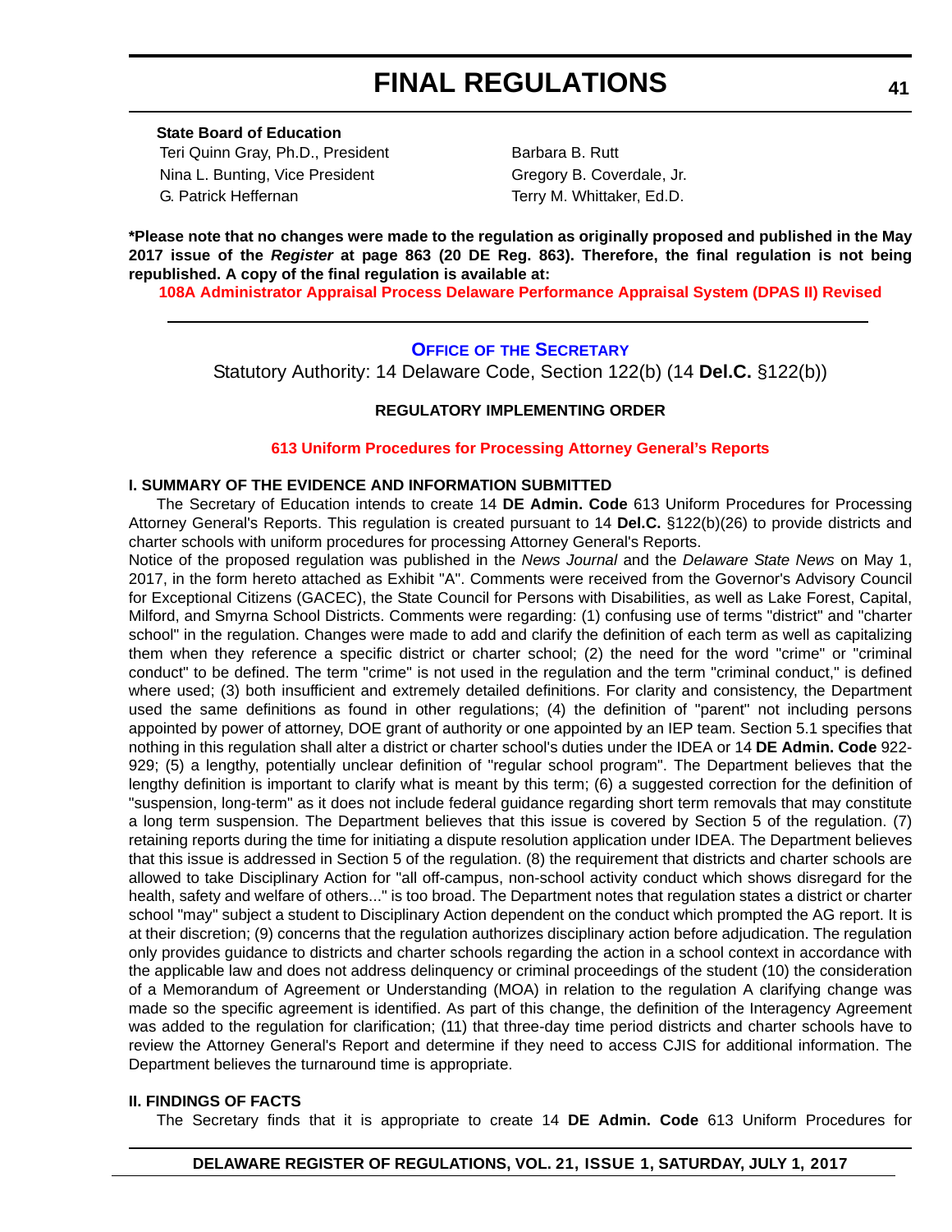**State Board of Education**

Teri Quinn Gray, Ph.D., President
Nina L. Bunting, Vice President
G. Patrick Heffernan
Barbara B. Rutt
Gregory B. Coverdale, Jr.
Terry M. Whittaker, Ed.D.

**\*Please note that no changes were made to the regulation as originally proposed and published in the May 2017 issue of the *Register* at page 863 (20 DE Reg. 863). Therefore, the final regulation is not being republished. A copy of the final regulation is available at:**

**108A Administrator Appraisal Process Delaware Performance Appraisal System (DPAS II) Revised**

---

## Office of the Secretary

Statutory Authority: 14 Delaware Code, Section 122(b) (14 **Del.C.** §122(b))

**REGULATORY IMPLEMENTING ORDER**

**613 Uniform Procedures for Processing Attorney General's Reports**

### I. SUMMARY OF THE EVIDENCE AND INFORMATION SUBMITTED

The Secretary of Education intends to create 14 **DE Admin. Code** 613 Uniform Procedures for Processing Attorney General's Reports. This regulation is created pursuant to 14 **Del.C.** §122(b)(26) to provide districts and charter schools with uniform procedures for processing Attorney General's Reports.

Notice of the proposed regulation was published in the *News Journal* and the *Delaware State News* on May 1, 2017, in the form hereto attached as Exhibit "A". Comments were received from the Governor's Advisory Council for Exceptional Citizens (GACEC), the State Council for Persons with Disabilities, as well as Lake Forest, Capital, Milford, and Smyrna School Districts. Comments were regarding: (1) confusing use of terms "district" and "charter school" in the regulation. Changes were made to add and clarify the definition of each term as well as capitalizing them when they reference a specific district or charter school; (2) the need for the word "crime" or "criminal conduct" to be defined. The term "crime" is not used in the regulation and the term "criminal conduct," is defined where used; (3) both insufficient and extremely detailed definitions. For clarity and consistency, the Department used the same definitions as found in other regulations; (4) the definition of "parent" not including persons appointed by power of attorney, DOE grant of authority or one appointed by an IEP team. Section 5.1 specifies that nothing in this regulation shall alter a district or charter school's duties under the IDEA or 14 **DE Admin. Code** 922-929; (5) a lengthy, potentially unclear definition of "regular school program". The Department believes that the lengthy definition is important to clarify what is meant by this term; (6) a suggested correction for the definition of "suspension, long-term" as it does not include federal guidance regarding short term removals that may constitute a long term suspension. The Department believes that this issue is covered by Section 5 of the regulation. (7) retaining reports during the time for initiating a dispute resolution application under IDEA. The Department believes that this issue is addressed in Section 5 of the regulation. (8) the requirement that districts and charter schools are allowed to take Disciplinary Action for "all off-campus, non-school activity conduct which shows disregard for the health, safety and welfare of others..." is too broad. The Department notes that regulation states a district or charter school "may" subject a student to Disciplinary Action dependent on the conduct which prompted the AG report. It is at their discretion; (9) concerns that the regulation authorizes disciplinary action before adjudication. The regulation only provides guidance to districts and charter schools regarding the action in a school context in accordance with the applicable law and does not address delinquency or criminal proceedings of the student (10) the consideration of a Memorandum of Agreement or Understanding (MOA) in relation to the regulation A clarifying change was made so the specific agreement is identified. As part of this change, the definition of the Interagency Agreement was added to the regulation for clarification; (11) that three-day time period districts and charter schools have to review the Attorney General's Report and determine if they need to access CJIS for additional information. The Department believes the turnaround time is appropriate.

### II. FINDINGS OF FACTS

The Secretary finds that it is appropriate to create 14 **DE Admin. Code** 613 Uniform Procedures for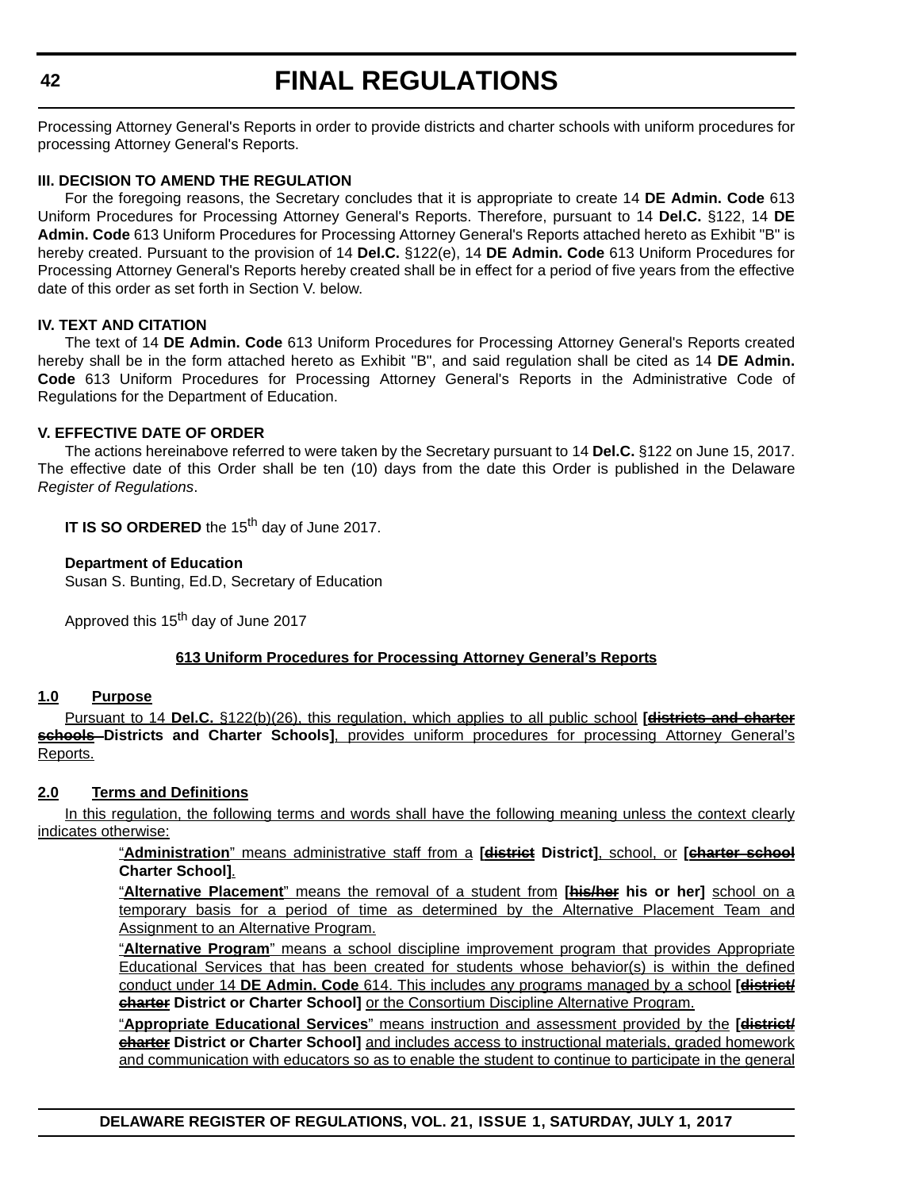Processing Attorney General's Reports in order to provide districts and charter schools with uniform procedures for processing Attorney General's Reports.

**III. DECISION TO AMEND THE REGULATION**

For the foregoing reasons, the Secretary concludes that it is appropriate to create 14 **DE Admin. Code** 613 Uniform Procedures for Processing Attorney General's Reports. Therefore, pursuant to 14 **Del.C.** §122, 14 **DE Admin. Code** 613 Uniform Procedures for Processing Attorney General's Reports attached hereto as Exhibit "B" is hereby created. Pursuant to the provision of 14 **Del.C.** §122(e), 14 **DE Admin. Code** 613 Uniform Procedures for Processing Attorney General's Reports hereby created shall be in effect for a period of five years from the effective date of this order as set forth in Section V. below.

**IV. TEXT AND CITATION**

The text of 14 **DE Admin. Code** 613 Uniform Procedures for Processing Attorney General's Reports created hereby shall be in the form attached hereto as Exhibit "B", and said regulation shall be cited as 14 **DE Admin. Code** 613 Uniform Procedures for Processing Attorney General's Reports in the Administrative Code of Regulations for the Department of Education.

**V. EFFECTIVE DATE OF ORDER**

The actions hereinabove referred to were taken by the Secretary pursuant to 14 **Del.C.** §122 on June 15, 2017. The effective date of this Order shall be ten (10) days from the date this Order is published in the Delaware *Register of Regulations*.

**IT IS SO ORDERED** the 15th day of June 2017.

**Department of Education**
Susan S. Bunting, Ed.D, Secretary of Education

Approved this 15th day of June 2017

**613 Uniform Procedures for Processing Attorney General's Reports**

**1.0 Purpose**

Pursuant to 14 **Del.C.** §122(b)(26), this regulation, which applies to all public school **[~~districts and charter schools~~ Districts and Charter Schools]**, provides uniform procedures for processing Attorney General's Reports.

**2.0 Terms and Definitions**

In this regulation, the following terms and words shall have the following meaning unless the context clearly indicates otherwise:

"**Administration**" means administrative staff from a **[~~district~~ District]**, school, or **[~~charter school~~ Charter School]**.

"**Alternative Placement**" means the removal of a student from **[~~his/her~~ his or her]** school on a temporary basis for a period of time as determined by the Alternative Placement Team and Assignment to an Alternative Program.

"**Alternative Program**" means a school discipline improvement program that provides Appropriate Educational Services that has been created for students whose behavior(s) is within the defined conduct under 14 **DE Admin. Code** 614. This includes any programs managed by a school **[~~district/charter~~ District or Charter School]** or the Consortium Discipline Alternative Program.

"**Appropriate Educational Services**" means instruction and assessment provided by the **[~~district/charter~~ District or Charter School]** and includes access to instructional materials, graded homework and communication with educators so as to enable the student to continue to participate in the general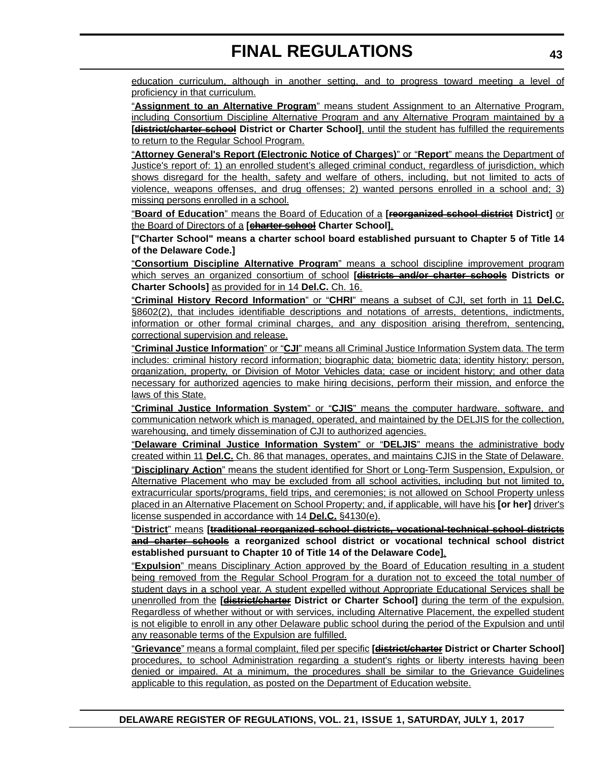education curriculum, although in another setting, and to progress toward meeting a level of proficiency in that curriculum.

"**Assignment to an Alternative Program**" means student Assignment to an Alternative Program, including Consortium Discipline Alternative Program and any Alternative Program maintained by a **[~~district/charter school~~ District or Charter School]**, until the student has fulfilled the requirements to return to the Regular School Program.

"**Attorney General's Report (Electronic Notice of Charges)**" or "**Report**" means the Department of Justice's report of: 1) an enrolled student's alleged criminal conduct, regardless of jurisdiction, which shows disregard for the health, safety and welfare of others, including, but not limited to acts of violence, weapons offenses, and drug offenses; 2) wanted persons enrolled in a school and; 3) missing persons enrolled in a school.

"**Board of Education**" means the Board of Education of a **[~~reorganized school district~~ District]** or the Board of Directors of a **[~~charter school~~ Charter School]**.

**["Charter School" means a charter school board established pursuant to Chapter 5 of Title 14 of the Delaware Code.]**

"**Consortium Discipline Alternative Program**" means a school discipline improvement program which serves an organized consortium of school **[~~districts and/or charter schools~~ Districts or Charter Schools]** as provided for in 14 **Del.C.** Ch. 16.

"**Criminal History Record Information**" or "**CHRI**" means a subset of CJI, set forth in 11 **Del.C.** §8602(2), that includes identifiable descriptions and notations of arrests, detentions, indictments, information or other formal criminal charges, and any disposition arising therefrom, sentencing, correctional supervision and release.

"**Criminal Justice Information**" or "**CJI**" means all Criminal Justice Information System data. The term includes: criminal history record information; biographic data; biometric data; identity history; person, organization, property, or Division of Motor Vehicles data; case or incident history; and other data necessary for authorized agencies to make hiring decisions, perform their mission, and enforce the laws of this State.

"**Criminal Justice Information System**" or "**CJIS**" means the computer hardware, software, and communication network which is managed, operated, and maintained by the DELJIS for the collection, warehousing, and timely dissemination of CJI to authorized agencies.

"**Delaware Criminal Justice Information System**" or "**DELJIS**" means the administrative body created within 11 **Del.C.** Ch. 86 that manages, operates, and maintains CJIS in the State of Delaware.

"**Disciplinary Action**" means the student identified for Short or Long-Term Suspension, Expulsion, or Alternative Placement who may be excluded from all school activities, including but not limited to, extracurricular sports/programs, field trips, and ceremonies; is not allowed on School Property unless placed in an Alternative Placement on School Property; and, if applicable, will have his **[or her]** driver's license suspended in accordance with 14 **Del.C.** §4130(e).

"**District**" means **[~~traditional reorganized school districts, vocational-technical school districts and charter schools~~ a reorganized school district or vocational technical school district established pursuant to Chapter 10 of Title 14 of the Delaware Code]**.

"**Expulsion**" means Disciplinary Action approved by the Board of Education resulting in a student being removed from the Regular School Program for a duration not to exceed the total number of student days in a school year. A student expelled without Appropriate Educational Services shall be unenrolled from the **[~~district/charter~~ District or Charter School]** during the term of the expulsion. Regardless of whether without or with services, including Alternative Placement, the expelled student is not eligible to enroll in any other Delaware public school during the period of the Expulsion and until any reasonable terms of the Expulsion are fulfilled.

"**Grievance**" means a formal complaint, filed per specific **[~~district/charter~~ District or Charter School]** procedures, to school Administration regarding a student's rights or liberty interests having been denied or impaired. At a minimum, the procedures shall be similar to the Grievance Guidelines applicable to this regulation, as posted on the Department of Education website.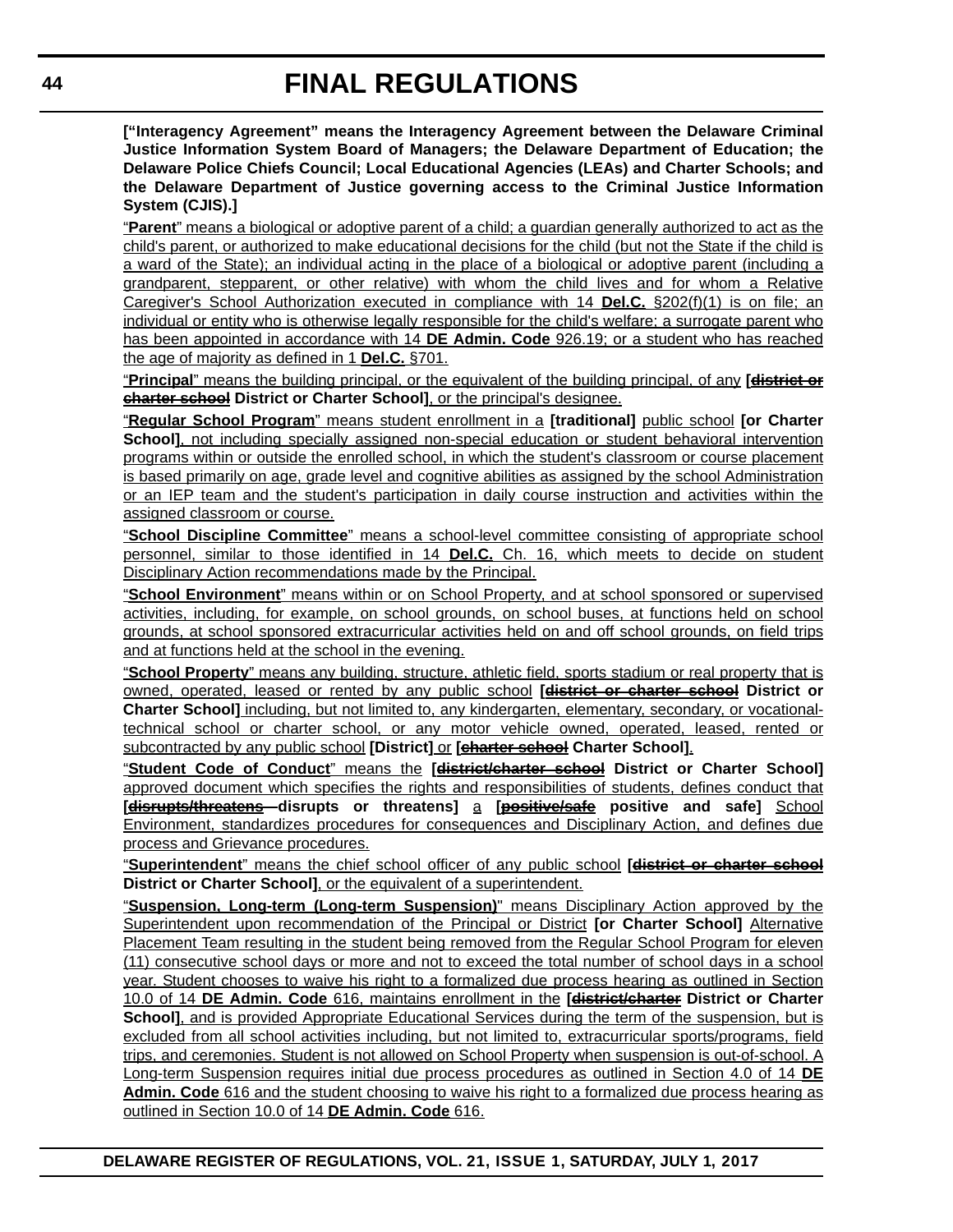**[“Interagency Agreement” means the Interagency Agreement between the Delaware Criminal Justice Information System Board of Managers; the Delaware Department of Education; the Delaware Police Chiefs Council; Local Educational Agencies (LEAs) and Charter Schools; and the Delaware Department of Justice governing access to the Criminal Justice Information System (CJIS).]**

“**Parent**” means a biological or adoptive parent of a child; a guardian generally authorized to act as the child's parent, or authorized to make educational decisions for the child (but not the State if the child is a ward of the State); an individual acting in the place of a biological or adoptive parent (including a grandparent, stepparent, or other relative) with whom the child lives and for whom a Relative Caregiver's School Authorization executed in compliance with 14 **Del.C.** §202(f)(1) is on file; an individual or entity who is otherwise legally responsible for the child's welfare; a surrogate parent who has been appointed in accordance with 14 **DE Admin. Code** 926.19; or a student who has reached the age of majority as defined in 1 **Del.C.** §701.

“**Principal**” means the building principal, or the equivalent of the building principal, of any **[~~district or charter school~~ District or Charter School]**, or the principal's designee.

“**Regular School Program**” means student enrollment in a **[traditional]** public school **[or Charter School]**, not including specially assigned non-special education or student behavioral intervention programs within or outside the enrolled school, in which the student's classroom or course placement is based primarily on age, grade level and cognitive abilities as assigned by the school Administration or an IEP team and the student's participation in daily course instruction and activities within the assigned classroom or course.

“**School Discipline Committee**” means a school-level committee consisting of appropriate school personnel, similar to those identified in 14 **Del.C.** Ch. 16, which meets to decide on student Disciplinary Action recommendations made by the Principal.

“**School Environment**” means within or on School Property, and at school sponsored or supervised activities, including, for example, on school grounds, on school buses, at functions held on school grounds, at school sponsored extracurricular activities held on and off school grounds, on field trips and at functions held at the school in the evening.

“**School Property**” means any building, structure, athletic field, sports stadium or real property that is owned, operated, leased or rented by any public school **[~~district or charter school~~ District or Charter School]** including, but not limited to, any kindergarten, elementary, secondary, or vocational-technical school or charter school, or any motor vehicle owned, operated, leased, rented or subcontracted by any public school **[District]** or **[~~charter school~~ Charter School]**.

“**Student Code of Conduct**” means the **[~~district/charter school~~ District or Charter School]** approved document which specifies the rights and responsibilities of students, defines conduct that **[~~disrupts/threatens~~ disrupts or threatens]** a **[~~positive/safe~~ positive and safe]** School Environment, standardizes procedures for consequences and Disciplinary Action, and defines due process and Grievance procedures.

“**Superintendent**” means the chief school officer of any public school **[~~district or charter school~~ District or Charter School]**, or the equivalent of a superintendent.

“**Suspension, Long-term (Long-term Suspension)**” means Disciplinary Action approved by the Superintendent upon recommendation of the Principal or District **[or Charter School]** Alternative Placement Team resulting in the student being removed from the Regular School Program for eleven (11) consecutive school days or more and not to exceed the total number of school days in a school year. Student chooses to waive his right to a formalized due process hearing as outlined in Section 10.0 of 14 **DE Admin. Code** 616, maintains enrollment in the **[~~district/charter~~ District or Charter School]**, and is provided Appropriate Educational Services during the term of the suspension, but is excluded from all school activities including, but not limited to, extracurricular sports/programs, field trips, and ceremonies. Student is not allowed on School Property when suspension is out-of-school. A Long-term Suspension requires initial due process procedures as outlined in Section 4.0 of 14 **DE Admin. Code** 616 and the student choosing to waive his right to a formalized due process hearing as outlined in Section 10.0 of 14 **DE Admin. Code** 616.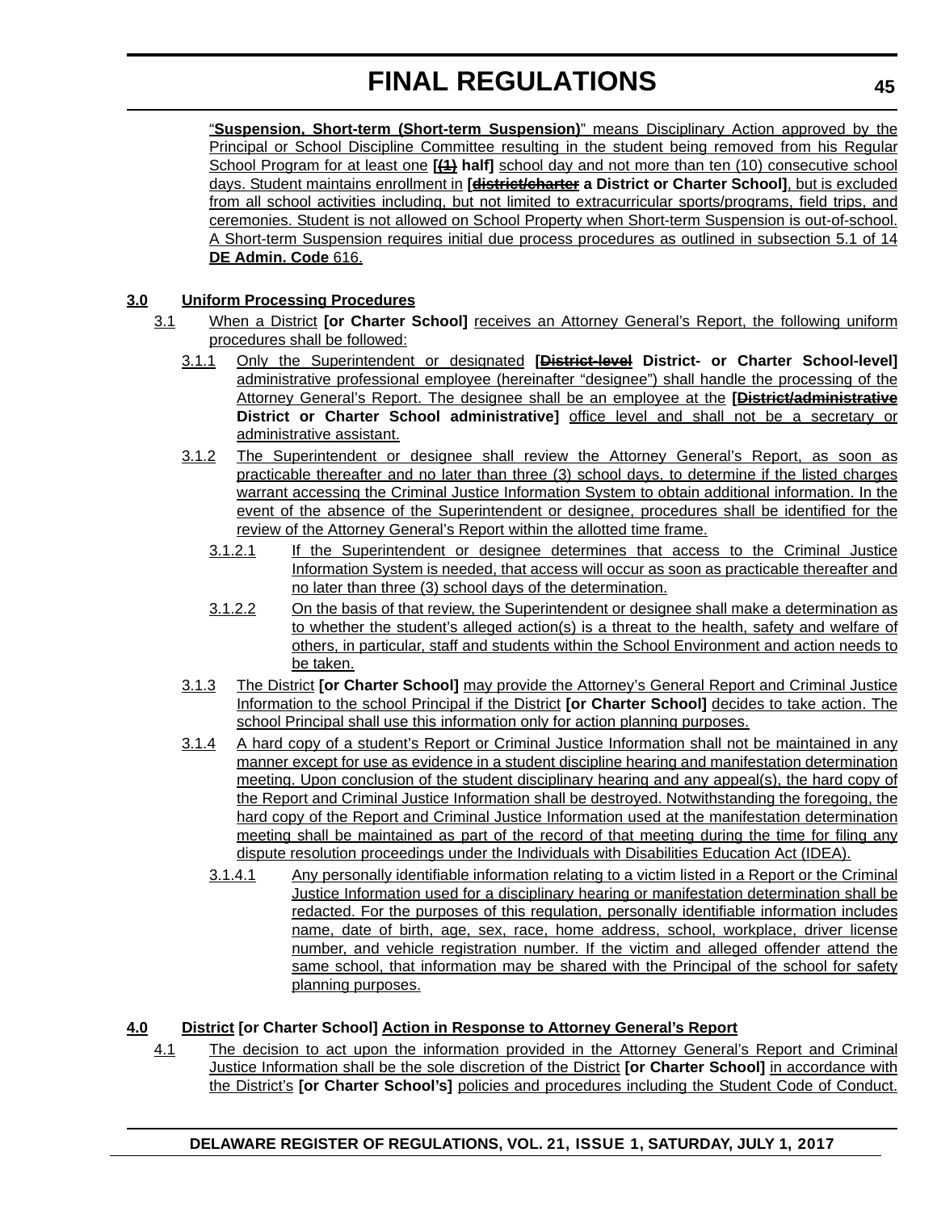"**Suspension, Short-term (Short-term Suspension)**" means Disciplinary Action approved by the Principal or School Discipline Committee resulting in the student being removed from his Regular School Program for at least one **[~~(1)~~ half]** school day and not more than ten (10) consecutive school days. Student maintains enrollment in **[~~district/charter~~ a District or Charter School]**, but is excluded from all school activities including, but not limited to extracurricular sports/programs, field trips, and ceremonies. Student is not allowed on School Property when Short-term Suspension is out-of-school. A Short-term Suspension requires initial due process procedures as outlined in subsection 5.1 of 14 **DE Admin. Code** 616.

## 3.0 Uniform Processing Procedures

3.1 When a District **[or Charter School]** receives an Attorney General's Report, the following uniform procedures shall be followed:

3.1.1 Only the Superintendent or designated **[~~District-level~~ District- or Charter School-level]** administrative professional employee (hereinafter "designee") shall handle the processing of the Attorney General's Report. The designee shall be an employee at the **[~~District/administrative~~ District or Charter School administrative]** office level and shall not be a secretary or administrative assistant.

3.1.2 The Superintendent or designee shall review the Attorney General's Report, as soon as practicable thereafter and no later than three (3) school days, to determine if the listed charges warrant accessing the Criminal Justice Information System to obtain additional information. In the event of the absence of the Superintendent or designee, procedures shall be identified for the review of the Attorney General's Report within the allotted time frame.

3.1.2.1 If the Superintendent or designee determines that access to the Criminal Justice Information System is needed, that access will occur as soon as practicable thereafter and no later than three (3) school days of the determination.

3.1.2.2 On the basis of that review, the Superintendent or designee shall make a determination as to whether the student's alleged action(s) is a threat to the health, safety and welfare of others, in particular, staff and students within the School Environment and action needs to be taken.

3.1.3 The District **[or Charter School]** may provide the Attorney's General Report and Criminal Justice Information to the school Principal if the District **[or Charter School]** decides to take action. The school Principal shall use this information only for action planning purposes.

3.1.4 A hard copy of a student's Report or Criminal Justice Information shall not be maintained in any manner except for use as evidence in a student discipline hearing and manifestation determination meeting. Upon conclusion of the student disciplinary hearing and any appeal(s), the hard copy of the Report and Criminal Justice Information shall be destroyed. Notwithstanding the foregoing, the hard copy of the Report and Criminal Justice Information used at the manifestation determination meeting shall be maintained as part of the record of that meeting during the time for filing any dispute resolution proceedings under the Individuals with Disabilities Education Act (IDEA).

3.1.4.1 Any personally identifiable information relating to a victim listed in a Report or the Criminal Justice Information used for a disciplinary hearing or manifestation determination shall be redacted. For the purposes of this regulation, personally identifiable information includes name, date of birth, age, sex, race, home address, school, workplace, driver license number, and vehicle registration number. If the victim and alleged offender attend the same school, that information may be shared with the Principal of the school for safety planning purposes.

## 4.0 District [or Charter School] Action in Response to Attorney General's Report

4.1 The decision to act upon the information provided in the Attorney General's Report and Criminal Justice Information shall be the sole discretion of the District **[or Charter School]** in accordance with the District's **[or Charter School's]** policies and procedures including the Student Code of Conduct.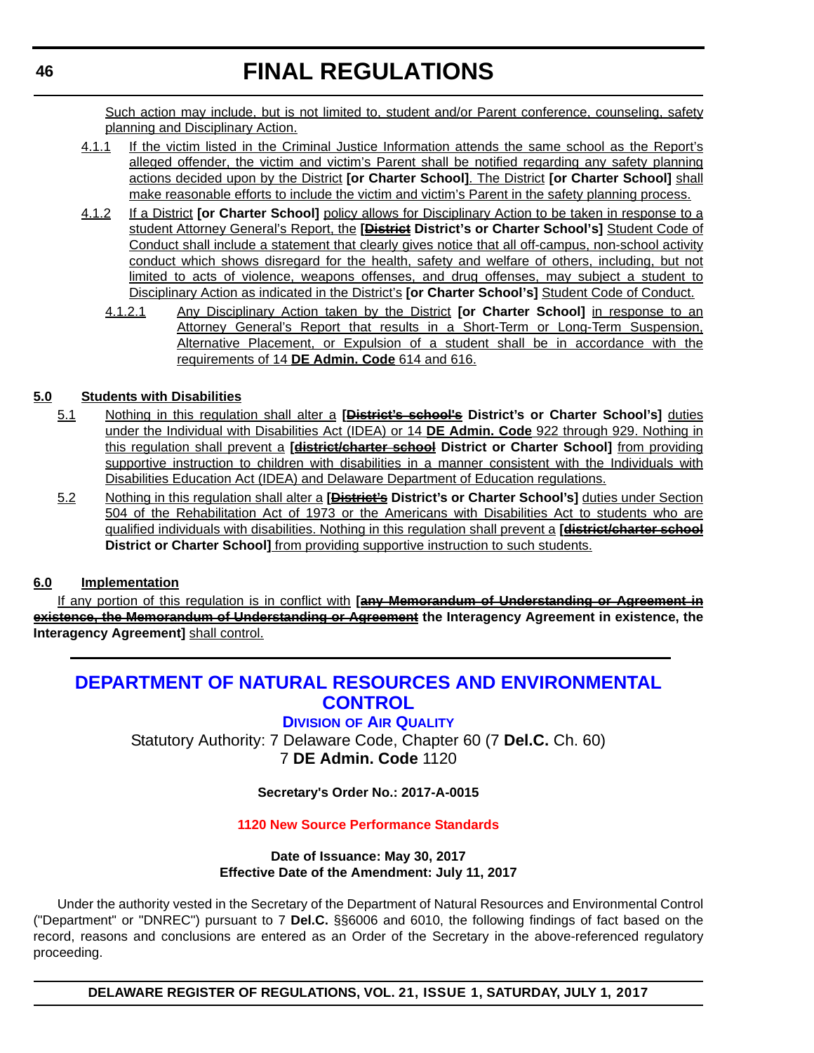Such action may include, but is not limited to, student and/or Parent conference, counseling, safety planning and Disciplinary Action.

4.1.1 If the victim listed in the Criminal Justice Information attends the same school as the Report's alleged offender, the victim and victim's Parent shall be notified regarding any safety planning actions decided upon by the District **[or Charter School]**. The District **[or Charter School]** shall make reasonable efforts to include the victim and victim's Parent in the safety planning process.

4.1.2 If a District **[or Charter School]** policy allows for Disciplinary Action to be taken in response to a student Attorney General's Report, the **[~~District~~ District's or Charter School's]** Student Code of Conduct shall include a statement that clearly gives notice that all off-campus, non-school activity conduct which shows disregard for the health, safety and welfare of others, including, but not limited to acts of violence, weapons offenses, and drug offenses, may subject a student to Disciplinary Action as indicated in the District's **[or Charter School's]** Student Code of Conduct.

4.1.2.1 Any Disciplinary Action taken by the District **[or Charter School]** in response to an Attorney General's Report that results in a Short-Term or Long-Term Suspension, Alternative Placement, or Expulsion of a student shall be in accordance with the requirements of 14 **DE Admin. Code** 614 and 616.

**5.0 Students with Disabilities**

5.1 Nothing in this regulation shall alter a **[~~District's school's~~ District's or Charter School's]** duties under the Individual with Disabilities Act (IDEA) or 14 **DE Admin. Code** 922 through 929. Nothing in this regulation shall prevent a **[~~district/charter school~~ District or Charter School]** from providing supportive instruction to children with disabilities in a manner consistent with the Individuals with Disabilities Education Act (IDEA) and Delaware Department of Education regulations.

5.2 Nothing in this regulation shall alter a **[~~District's~~ District's or Charter School's]** duties under Section 504 of the Rehabilitation Act of 1973 or the Americans with Disabilities Act to students who are qualified individuals with disabilities. Nothing in this regulation shall prevent a **[~~district/charter school~~ District or Charter School]** from providing supportive instruction to such students.

**6.0 Implementation**

If any portion of this regulation is in conflict with **[~~any Memorandum of Understanding or Agreement in existence, the Memorandum of Understanding or Agreement~~ the Interagency Agreement in existence, the Interagency Agreement]** shall control.

---

# DEPARTMENT OF NATURAL RESOURCES AND ENVIRONMENTAL CONTROL

## DIVISION OF AIR QUALITY

Statutory Authority: 7 Delaware Code, Chapter 60 (7 **Del.C.** Ch. 60)
7 **DE Admin. Code** 1120

**Secretary's Order No.: 2017-A-0015**

**1120 New Source Performance Standards**

**Date of Issuance: May 30, 2017**
**Effective Date of the Amendment: July 11, 2017**

Under the authority vested in the Secretary of the Department of Natural Resources and Environmental Control ("Department" or "DNREC") pursuant to 7 **Del.C.** §§6006 and 6010, the following findings of fact based on the record, reasons and conclusions are entered as an Order of the Secretary in the above-referenced regulatory proceeding.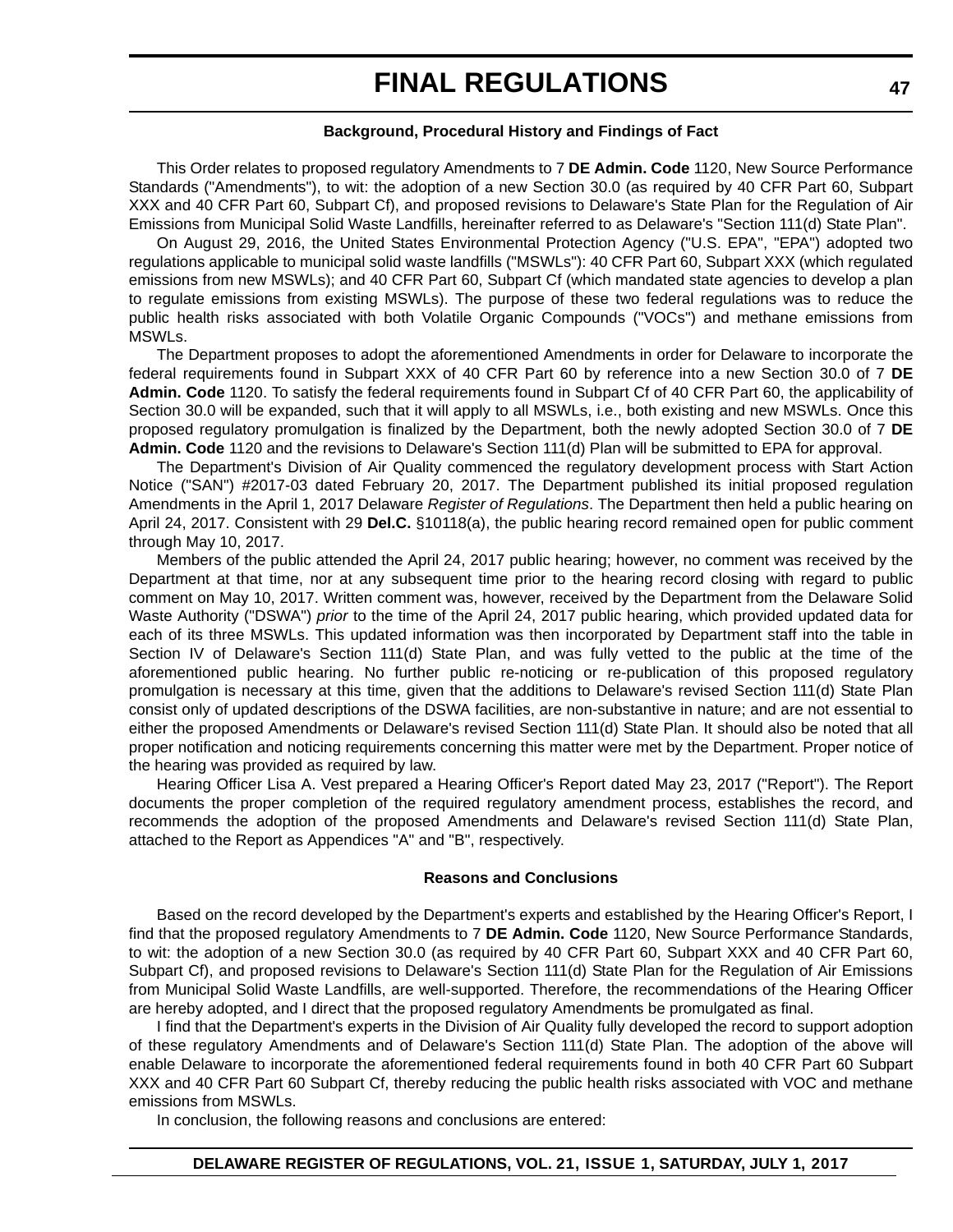### Background, Procedural History and Findings of Fact

This Order relates to proposed regulatory Amendments to 7 **DE Admin. Code** 1120, New Source Performance Standards ("Amendments"), to wit: the adoption of a new Section 30.0 (as required by 40 CFR Part 60, Subpart XXX and 40 CFR Part 60, Subpart Cf), and proposed revisions to Delaware's State Plan for the Regulation of Air Emissions from Municipal Solid Waste Landfills, hereinafter referred to as Delaware's "Section 111(d) State Plan".

On August 29, 2016, the United States Environmental Protection Agency ("U.S. EPA", "EPA") adopted two regulations applicable to municipal solid waste landfills ("MSWLs"): 40 CFR Part 60, Subpart XXX (which regulated emissions from new MSWLs); and 40 CFR Part 60, Subpart Cf (which mandated state agencies to develop a plan to regulate emissions from existing MSWLs). The purpose of these two federal regulations was to reduce the public health risks associated with both Volatile Organic Compounds ("VOCs") and methane emissions from MSWLs.

The Department proposes to adopt the aforementioned Amendments in order for Delaware to incorporate the federal requirements found in Subpart XXX of 40 CFR Part 60 by reference into a new Section 30.0 of 7 **DE Admin. Code** 1120. To satisfy the federal requirements found in Subpart Cf of 40 CFR Part 60, the applicability of Section 30.0 will be expanded, such that it will apply to all MSWLs, i.e., both existing and new MSWLs. Once this proposed regulatory promulgation is finalized by the Department, both the newly adopted Section 30.0 of 7 **DE Admin. Code** 1120 and the revisions to Delaware's Section 111(d) Plan will be submitted to EPA for approval.

The Department's Division of Air Quality commenced the regulatory development process with Start Action Notice ("SAN") #2017-03 dated February 20, 2017. The Department published its initial proposed regulation Amendments in the April 1, 2017 Delaware *Register of Regulations*. The Department then held a public hearing on April 24, 2017. Consistent with 29 **Del.C.** §10118(a), the public hearing record remained open for public comment through May 10, 2017.

Members of the public attended the April 24, 2017 public hearing; however, no comment was received by the Department at that time, nor at any subsequent time prior to the hearing record closing with regard to public comment on May 10, 2017. Written comment was, however, received by the Department from the Delaware Solid Waste Authority ("DSWA") *prior* to the time of the April 24, 2017 public hearing, which provided updated data for each of its three MSWLs. This updated information was then incorporated by Department staff into the table in Section IV of Delaware's Section 111(d) State Plan, and was fully vetted to the public at the time of the aforementioned public hearing. No further public re-noticing or re-publication of this proposed regulatory promulgation is necessary at this time, given that the additions to Delaware's revised Section 111(d) State Plan consist only of updated descriptions of the DSWA facilities, are non-substantive in nature; and are not essential to either the proposed Amendments or Delaware's revised Section 111(d) State Plan. It should also be noted that all proper notification and noticing requirements concerning this matter were met by the Department. Proper notice of the hearing was provided as required by law.

Hearing Officer Lisa A. Vest prepared a Hearing Officer's Report dated May 23, 2017 ("Report"). The Report documents the proper completion of the required regulatory amendment process, establishes the record, and recommends the adoption of the proposed Amendments and Delaware's revised Section 111(d) State Plan, attached to the Report as Appendices "A" and "B", respectively.

### Reasons and Conclusions

Based on the record developed by the Department's experts and established by the Hearing Officer's Report, I find that the proposed regulatory Amendments to 7 **DE Admin. Code** 1120, New Source Performance Standards, to wit: the adoption of a new Section 30.0 (as required by 40 CFR Part 60, Subpart XXX and 40 CFR Part 60, Subpart Cf), and proposed revisions to Delaware's Section 111(d) State Plan for the Regulation of Air Emissions from Municipal Solid Waste Landfills, are well-supported. Therefore, the recommendations of the Hearing Officer are hereby adopted, and I direct that the proposed regulatory Amendments be promulgated as final.

I find that the Department's experts in the Division of Air Quality fully developed the record to support adoption of these regulatory Amendments and of Delaware's Section 111(d) State Plan. The adoption of the above will enable Delaware to incorporate the aforementioned federal requirements found in both 40 CFR Part 60 Subpart XXX and 40 CFR Part 60 Subpart Cf, thereby reducing the public health risks associated with VOC and methane emissions from MSWLs.

In conclusion, the following reasons and conclusions are entered: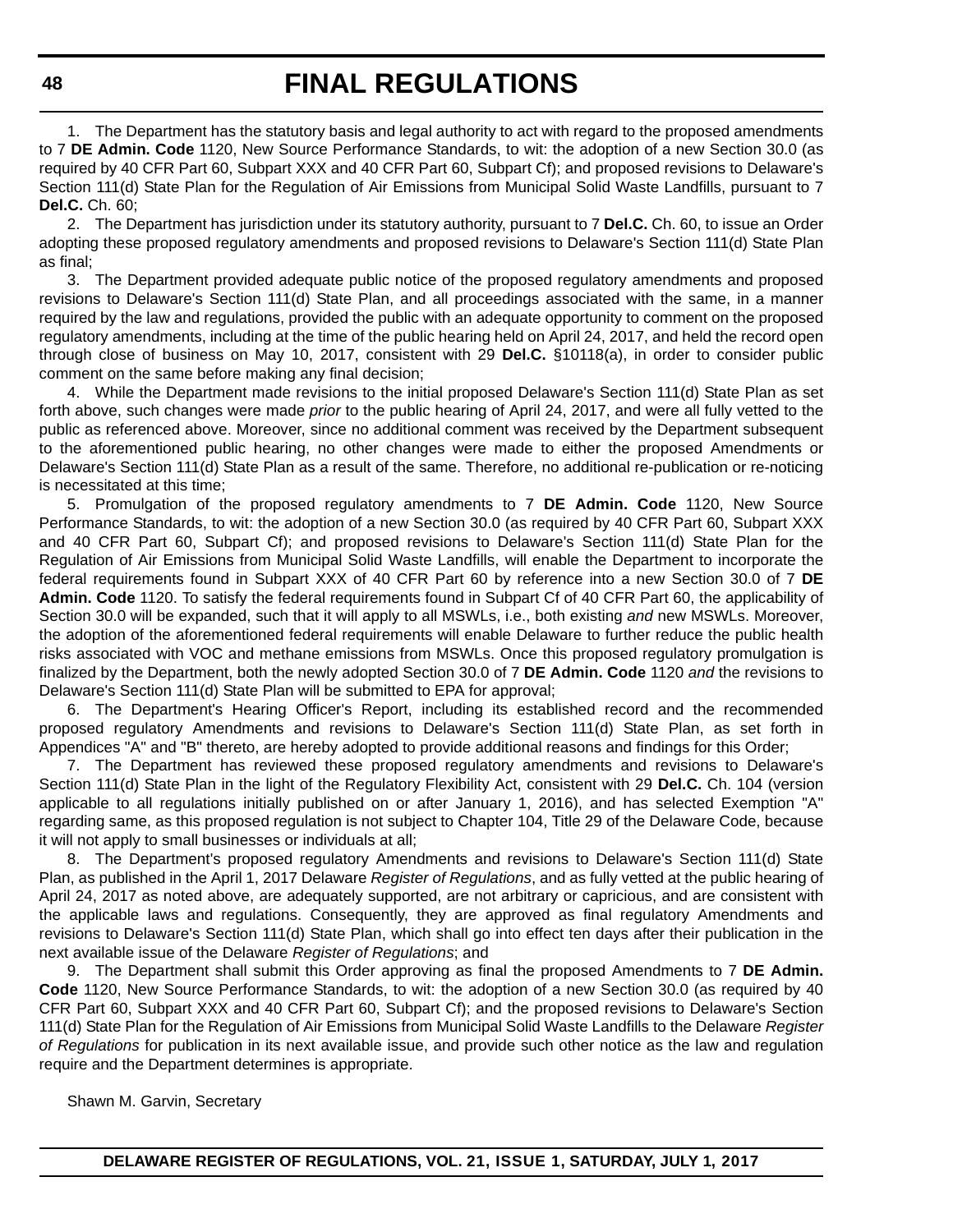1. The Department has the statutory basis and legal authority to act with regard to the proposed amendments to 7 **DE Admin. Code** 1120, New Source Performance Standards, to wit: the adoption of a new Section 30.0 (as required by 40 CFR Part 60, Subpart XXX and 40 CFR Part 60, Subpart Cf); and proposed revisions to Delaware's Section 111(d) State Plan for the Regulation of Air Emissions from Municipal Solid Waste Landfills, pursuant to 7 **Del.C.** Ch. 60;

2. The Department has jurisdiction under its statutory authority, pursuant to 7 **Del.C.** Ch. 60, to issue an Order adopting these proposed regulatory amendments and proposed revisions to Delaware's Section 111(d) State Plan as final;

3. The Department provided adequate public notice of the proposed regulatory amendments and proposed revisions to Delaware's Section 111(d) State Plan, and all proceedings associated with the same, in a manner required by the law and regulations, provided the public with an adequate opportunity to comment on the proposed regulatory amendments, including at the time of the public hearing held on April 24, 2017, and held the record open through close of business on May 10, 2017, consistent with 29 **Del.C.** §10118(a), in order to consider public comment on the same before making any final decision;

4. While the Department made revisions to the initial proposed Delaware's Section 111(d) State Plan as set forth above, such changes were made *prior* to the public hearing of April 24, 2017, and were all fully vetted to the public as referenced above. Moreover, since no additional comment was received by the Department subsequent to the aforementioned public hearing, no other changes were made to either the proposed Amendments or Delaware's Section 111(d) State Plan as a result of the same. Therefore, no additional re-publication or re-noticing is necessitated at this time;

5. Promulgation of the proposed regulatory amendments to 7 **DE Admin. Code** 1120, New Source Performance Standards, to wit: the adoption of a new Section 30.0 (as required by 40 CFR Part 60, Subpart XXX and 40 CFR Part 60, Subpart Cf); and proposed revisions to Delaware's Section 111(d) State Plan for the Regulation of Air Emissions from Municipal Solid Waste Landfills, will enable the Department to incorporate the federal requirements found in Subpart XXX of 40 CFR Part 60 by reference into a new Section 30.0 of 7 **DE Admin. Code** 1120. To satisfy the federal requirements found in Subpart Cf of 40 CFR Part 60, the applicability of Section 30.0 will be expanded, such that it will apply to all MSWLs, i.e., both existing *and* new MSWLs. Moreover, the adoption of the aforementioned federal requirements will enable Delaware to further reduce the public health risks associated with VOC and methane emissions from MSWLs. Once this proposed regulatory promulgation is finalized by the Department, both the newly adopted Section 30.0 of 7 **DE Admin. Code** 1120 *and* the revisions to Delaware's Section 111(d) State Plan will be submitted to EPA for approval;

6. The Department's Hearing Officer's Report, including its established record and the recommended proposed regulatory Amendments and revisions to Delaware's Section 111(d) State Plan, as set forth in Appendices "A" and "B" thereto, are hereby adopted to provide additional reasons and findings for this Order;

7. The Department has reviewed these proposed regulatory amendments and revisions to Delaware's Section 111(d) State Plan in the light of the Regulatory Flexibility Act, consistent with 29 **Del.C.** Ch. 104 (version applicable to all regulations initially published on or after January 1, 2016), and has selected Exemption "A" regarding same, as this proposed regulation is not subject to Chapter 104, Title 29 of the Delaware Code, because it will not apply to small businesses or individuals at all;

8. The Department's proposed regulatory Amendments and revisions to Delaware's Section 111(d) State Plan, as published in the April 1, 2017 Delaware *Register of Regulations*, and as fully vetted at the public hearing of April 24, 2017 as noted above, are adequately supported, are not arbitrary or capricious, and are consistent with the applicable laws and regulations. Consequently, they are approved as final regulatory Amendments and revisions to Delaware's Section 111(d) State Plan, which shall go into effect ten days after their publication in the next available issue of the Delaware *Register of Regulations*; and

9. The Department shall submit this Order approving as final the proposed Amendments to 7 **DE Admin. Code** 1120, New Source Performance Standards, to wit: the adoption of a new Section 30.0 (as required by 40 CFR Part 60, Subpart XXX and 40 CFR Part 60, Subpart Cf); and the proposed revisions to Delaware's Section 111(d) State Plan for the Regulation of Air Emissions from Municipal Solid Waste Landfills to the Delaware *Register of Regulations* for publication in its next available issue, and provide such other notice as the law and regulation require and the Department determines is appropriate.

Shawn M. Garvin, Secretary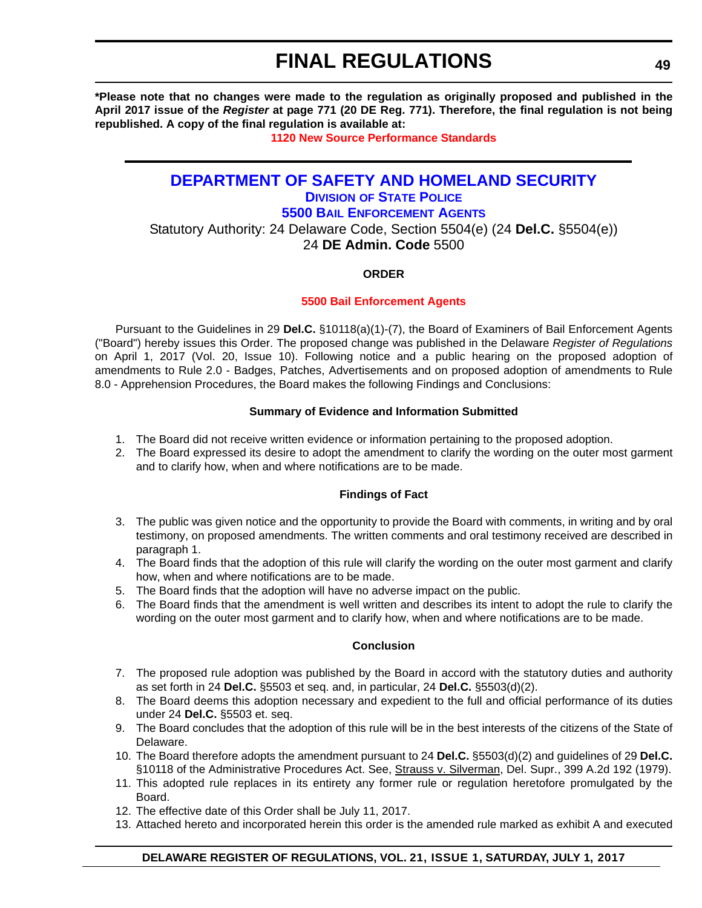**\*Please note that no changes were made to the regulation as originally proposed and published in the April 2017 issue of the *Register* at page 771 (20 DE Reg. 771). Therefore, the final regulation is not being republished. A copy of the final regulation is available at:**

**1120 New Source Performance Standards**

# DEPARTMENT OF SAFETY AND HOMELAND SECURITY

## DIVISION OF STATE POLICE

## 5500 BAIL ENFORCEMENT AGENTS

Statutory Authority: 24 Delaware Code, Section 5504(e) (24 **Del.C.** §5504(e))
24 **DE Admin. Code** 5500

**ORDER**

**5500 Bail Enforcement Agents**

Pursuant to the Guidelines in 29 **Del.C.** §10118(a)(1)-(7), the Board of Examiners of Bail Enforcement Agents ("Board") hereby issues this Order. The proposed change was published in the Delaware *Register of Regulations* on April 1, 2017 (Vol. 20, Issue 10). Following notice and a public hearing on the proposed adoption of amendments to Rule 2.0 - Badges, Patches, Advertisements and on proposed adoption of amendments to Rule 8.0 - Apprehension Procedures, the Board makes the following Findings and Conclusions:

**Summary of Evidence and Information Submitted**

1. The Board did not receive written evidence or information pertaining to the proposed adoption.
2. The Board expressed its desire to adopt the amendment to clarify the wording on the outer most garment and to clarify how, when and where notifications are to be made.

**Findings of Fact**

3. The public was given notice and the opportunity to provide the Board with comments, in writing and by oral testimony, on proposed amendments. The written comments and oral testimony received are described in paragraph 1.
4. The Board finds that the adoption of this rule will clarify the wording on the outer most garment and clarify how, when and where notifications are to be made.
5. The Board finds that the adoption will have no adverse impact on the public.
6. The Board finds that the amendment is well written and describes its intent to adopt the rule to clarify the wording on the outer most garment and to clarify how, when and where notifications are to be made.

**Conclusion**

7. The proposed rule adoption was published by the Board in accord with the statutory duties and authority as set forth in 24 **Del.C.** §5503 et seq. and, in particular, 24 **Del.C.** §5503(d)(2).
8. The Board deems this adoption necessary and expedient to the full and official performance of its duties under 24 **Del.C.** §5503 et. seq.
9. The Board concludes that the adoption of this rule will be in the best interests of the citizens of the State of Delaware.
10. The Board therefore adopts the amendment pursuant to 24 **Del.C.** §5503(d)(2) and guidelines of 29 **Del.C.** §10118 of the Administrative Procedures Act. See, Strauss v. Silverman, Del. Supr., 399 A.2d 192 (1979).
11. This adopted rule replaces in its entirety any former rule or regulation heretofore promulgated by the Board.
12. The effective date of this Order shall be July 11, 2017.
13. Attached hereto and incorporated herein this order is the amended rule marked as exhibit A and executed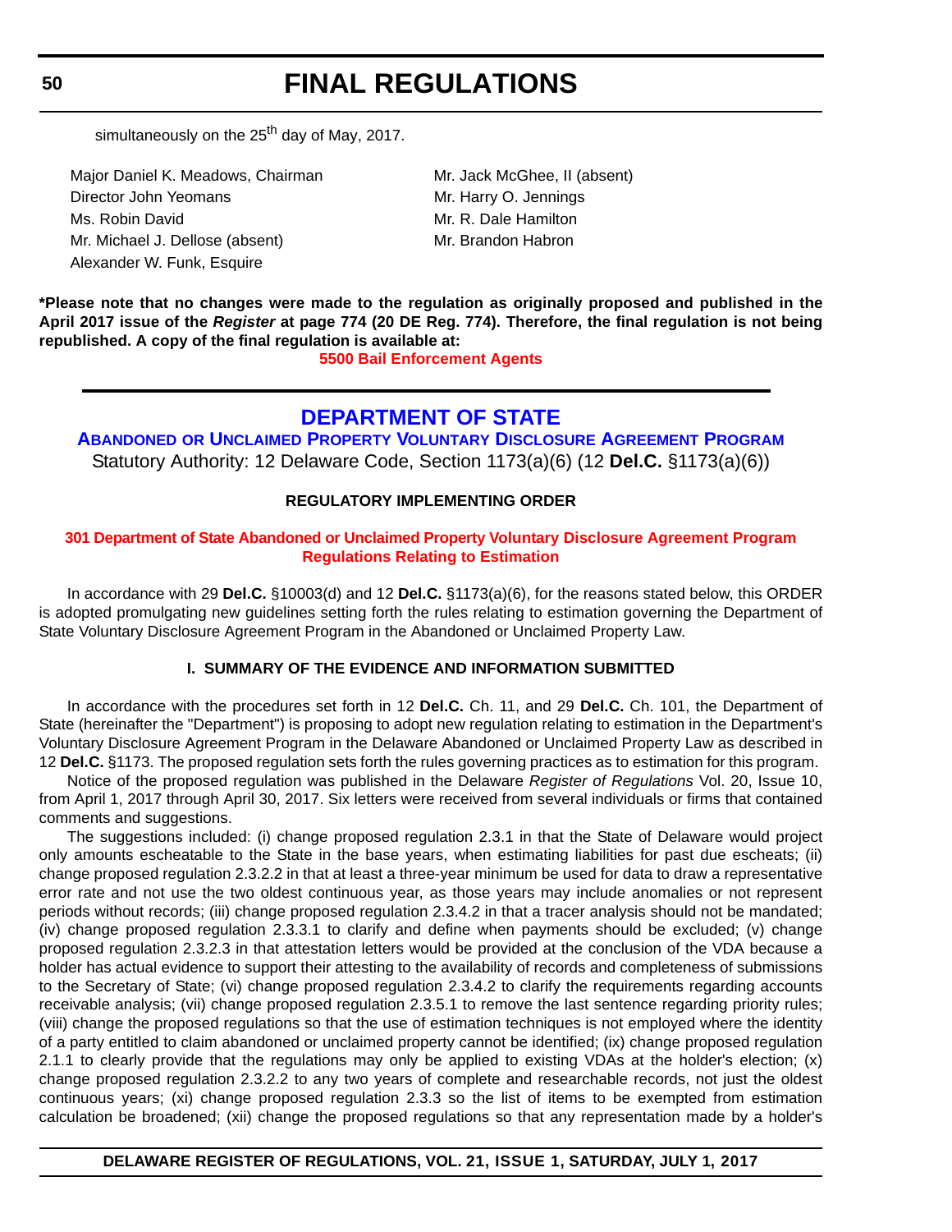simultaneously on the 25th day of May, 2017.

Major Daniel K. Meadows, Chairman
Director John Yeomans
Ms. Robin David
Mr. Michael J. Dellose (absent)
Alexander W. Funk, Esquire
Mr. Jack McGhee, II (absent)
Mr. Harry O. Jennings
Mr. R. Dale Hamilton
Mr. Brandon Habron

**\*Please note that no changes were made to the regulation as originally proposed and published in the April 2017 issue of the *Register* at page 774 (20 DE Reg. 774). Therefore, the final regulation is not being republished. A copy of the final regulation is available at:**

**5500 Bail Enforcement Agents**

---

# DEPARTMENT OF STATE

## Abandoned or Unclaimed Property Voluntary Disclosure Agreement Program

Statutory Authority: 12 Delaware Code, Section 1173(a)(6) (12 **Del.C.** §1173(a)(6))

### REGULATORY IMPLEMENTING ORDER

### 301 Department of State Abandoned or Unclaimed Property Voluntary Disclosure Agreement Program Regulations Relating to Estimation

In accordance with 29 **Del.C.** §10003(d) and 12 **Del.C.** §1173(a)(6), for the reasons stated below, this ORDER is adopted promulgating new guidelines setting forth the rules relating to estimation governing the Department of State Voluntary Disclosure Agreement Program in the Abandoned or Unclaimed Property Law.

### I. SUMMARY OF THE EVIDENCE AND INFORMATION SUBMITTED

In accordance with the procedures set forth in 12 **Del.C.** Ch. 11, and 29 **Del.C.** Ch. 101, the Department of State (hereinafter the "Department") is proposing to adopt new regulation relating to estimation in the Department's Voluntary Disclosure Agreement Program in the Delaware Abandoned or Unclaimed Property Law as described in 12 **Del.C.** §1173. The proposed regulation sets forth the rules governing practices as to estimation for this program.

Notice of the proposed regulation was published in the Delaware *Register of Regulations* Vol. 20, Issue 10, from April 1, 2017 through April 30, 2017. Six letters were received from several individuals or firms that contained comments and suggestions.

The suggestions included: (i) change proposed regulation 2.3.1 in that the State of Delaware would project only amounts escheatable to the State in the base years, when estimating liabilities for past due escheats; (ii) change proposed regulation 2.3.2.2 in that at least a three-year minimum be used for data to draw a representative error rate and not use the two oldest continuous year, as those years may include anomalies or not represent periods without records; (iii) change proposed regulation 2.3.4.2 in that a tracer analysis should not be mandated; (iv) change proposed regulation 2.3.3.1 to clarify and define when payments should be excluded; (v) change proposed regulation 2.3.2.3 in that attestation letters would be provided at the conclusion of the VDA because a holder has actual evidence to support their attesting to the availability of records and completeness of submissions to the Secretary of State; (vi) change proposed regulation 2.3.4.2 to clarify the requirements regarding accounts receivable analysis; (vii) change proposed regulation 2.3.5.1 to remove the last sentence regarding priority rules; (viii) change the proposed regulations so that the use of estimation techniques is not employed where the identity of a party entitled to claim abandoned or unclaimed property cannot be identified; (ix) change proposed regulation 2.1.1 to clearly provide that the regulations may only be applied to existing VDAs at the holder's election; (x) change proposed regulation 2.3.2.2 to any two years of complete and researchable records, not just the oldest continuous years; (xi) change proposed regulation 2.3.3 so the list of items to be exempted from estimation calculation be broadened; (xii) change the proposed regulations so that any representation made by a holder's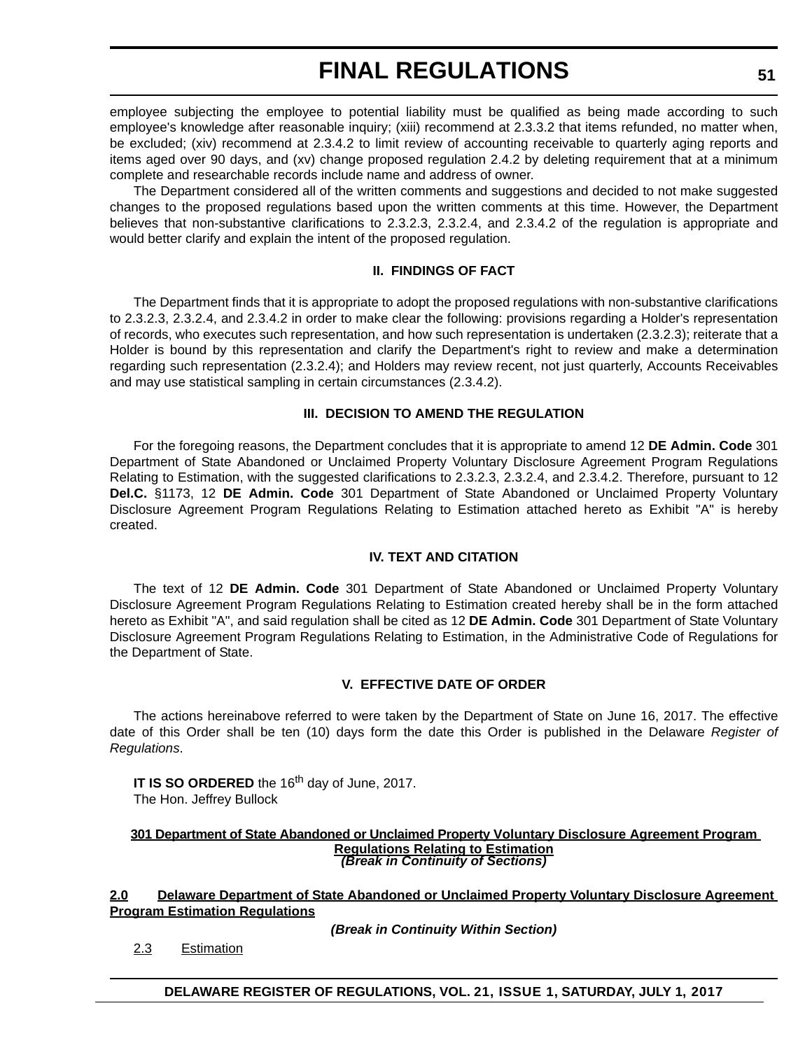employee subjecting the employee to potential liability must be qualified as being made according to such employee's knowledge after reasonable inquiry; (xiii) recommend at 2.3.3.2 that items refunded, no matter when, be excluded; (xiv) recommend at 2.3.4.2 to limit review of accounting receivable to quarterly aging reports and items aged over 90 days, and (xv) change proposed regulation 2.4.2 by deleting requirement that at a minimum complete and researchable records include name and address of owner.

The Department considered all of the written comments and suggestions and decided to not make suggested changes to the proposed regulations based upon the written comments at this time. However, the Department believes that non-substantive clarifications to 2.3.2.3, 2.3.2.4, and 2.3.4.2 of the regulation is appropriate and would better clarify and explain the intent of the proposed regulation.

### II. FINDINGS OF FACT

The Department finds that it is appropriate to adopt the proposed regulations with non-substantive clarifications to 2.3.2.3, 2.3.2.4, and 2.3.4.2 in order to make clear the following: provisions regarding a Holder's representation of records, who executes such representation, and how such representation is undertaken (2.3.2.3); reiterate that a Holder is bound by this representation and clarify the Department's right to review and make a determination regarding such representation (2.3.2.4); and Holders may review recent, not just quarterly, Accounts Receivables and may use statistical sampling in certain circumstances (2.3.4.2).

### III. DECISION TO AMEND THE REGULATION

For the foregoing reasons, the Department concludes that it is appropriate to amend 12 **DE Admin. Code** 301 Department of State Abandoned or Unclaimed Property Voluntary Disclosure Agreement Program Regulations Relating to Estimation, with the suggested clarifications to 2.3.2.3, 2.3.2.4, and 2.3.4.2. Therefore, pursuant to 12 **Del.C.** §1173, 12 **DE Admin. Code** 301 Department of State Abandoned or Unclaimed Property Voluntary Disclosure Agreement Program Regulations Relating to Estimation attached hereto as Exhibit "A" is hereby created.

### IV. TEXT AND CITATION

The text of 12 **DE Admin. Code** 301 Department of State Abandoned or Unclaimed Property Voluntary Disclosure Agreement Program Regulations Relating to Estimation created hereby shall be in the form attached hereto as Exhibit "A", and said regulation shall be cited as 12 **DE Admin. Code** 301 Department of State Voluntary Disclosure Agreement Program Regulations Relating to Estimation, in the Administrative Code of Regulations for the Department of State.

### V. EFFECTIVE DATE OF ORDER

The actions hereinabove referred to were taken by the Department of State on June 16, 2017. The effective date of this Order shall be ten (10) days form the date this Order is published in the Delaware *Register of Regulations*.

**IT IS SO ORDERED** the 16th day of June, 2017.
The Hon. Jeffrey Bullock

**301 Department of State Abandoned or Unclaimed Property Voluntary Disclosure Agreement Program Regulations Relating to Estimation**

***(Break in Continuity of Sections)***

**2.0 Delaware Department of State Abandoned or Unclaimed Property Voluntary Disclosure Agreement Program Estimation Regulations**

***(Break in Continuity Within Section)***

2.3 Estimation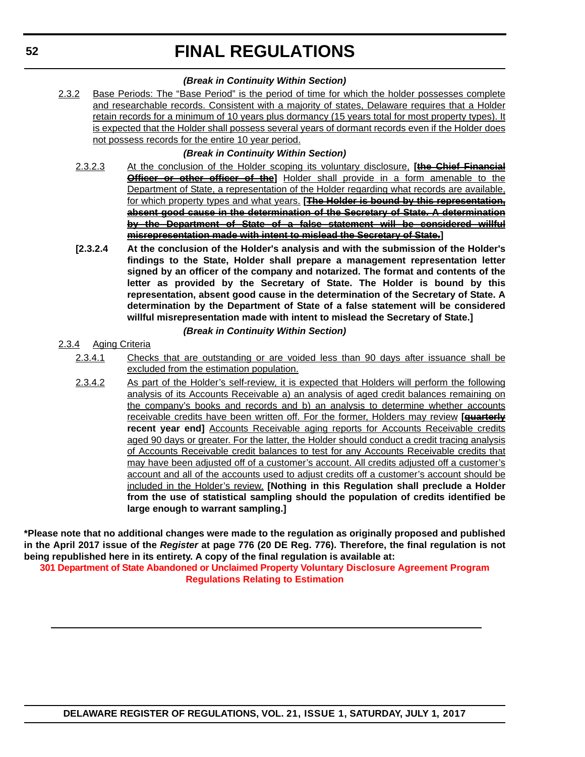# FINAL REGULATIONS

***(Break in Continuity Within Section)***

2.3.2 Base Periods: The “Base Period” is the period of time for which the holder possesses complete and researchable records. Consistent with a majority of states, Delaware requires that a Holder retain records for a minimum of 10 years plus dormancy (15 years total for most property types). It is expected that the Holder shall possess several years of dormant records even if the Holder does not possess records for the entire 10 year period.

***(Break in Continuity Within Section)***

2.3.2.3 At the conclusion of the Holder scoping its voluntary disclosure, **[~~the Chief Financial Officer or other officer of the~~]** Holder shall provide in a form amenable to the Department of State, a representation of the Holder regarding what records are available, for which property types and what years. **[~~The Holder is bound by this representation, absent good cause in the determination of the Secretary of State. A determination by the Department of State of a false statement will be considered willful misrepresentation made with intent to mislead the Secretary of State.~~]**

**[2.3.2.4 At the conclusion of the Holder's analysis and with the submission of the Holder's findings to the State, Holder shall prepare a management representation letter signed by an officer of the company and notarized. The format and contents of the letter as provided by the Secretary of State. The Holder is bound by this representation, absent good cause in the determination of the Secretary of State. A determination by the Department of State of a false statement will be considered willful misrepresentation made with intent to mislead the Secretary of State.]**

***(Break in Continuity Within Section)***

2.3.4 Aging Criteria

2.3.4.1 Checks that are outstanding or are voided less than 90 days after issuance shall be excluded from the estimation population.

2.3.4.2 As part of the Holder’s self-review, it is expected that Holders will perform the following analysis of its Accounts Receivable a) an analysis of aged credit balances remaining on the company’s books and records and b) an analysis to determine whether accounts receivable credits have been written off. For the former, Holders may review **[~~quarterly~~ recent year end]** Accounts Receivable aging reports for Accounts Receivable credits aged 90 days or greater. For the latter, the Holder should conduct a credit tracing analysis of Accounts Receivable credit balances to test for any Accounts Receivable credits that may have been adjusted off of a customer’s account. All credits adjusted off a customer’s account and all of the accounts used to adjust credits off a customer’s account should be included in the Holder’s review. **[Nothing in this Regulation shall preclude a Holder from the use of statistical sampling should the population of credits identified be large enough to warrant sampling.]**

**\*Please note that no additional changes were made to the regulation as originally proposed and published in the April 2017 issue of the *Register* at page 776 (20 DE Reg. 776). Therefore, the final regulation is not being republished here in its entirety. A copy of the final regulation is available at:**

**301 Department of State Abandoned or Unclaimed Property Voluntary Disclosure Agreement Program Regulations Relating to Estimation**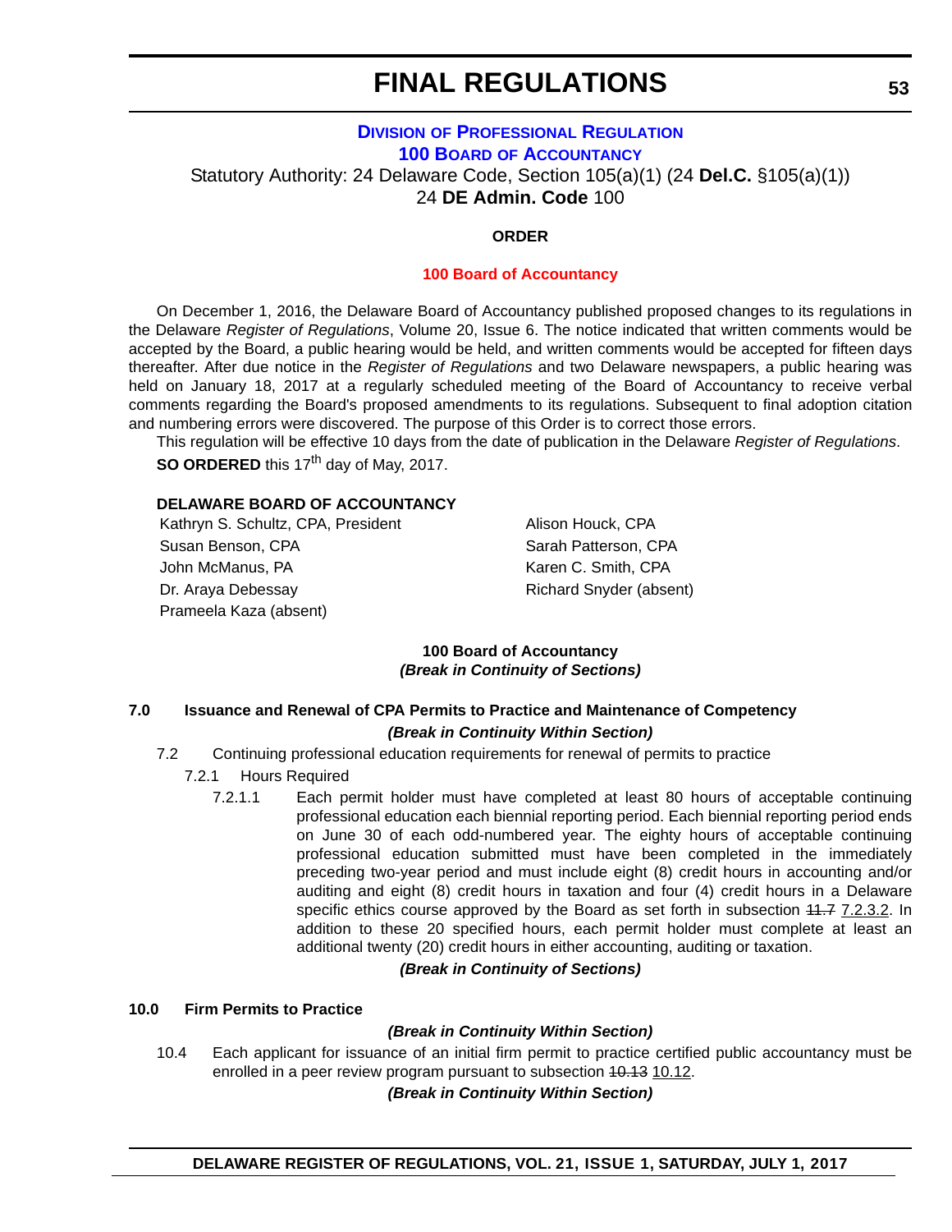# FINAL REGULATIONS

**DIVISION OF PROFESSIONAL REGULATION**

**100 BOARD OF ACCOUNTANCY**

Statutory Authority: 24 Delaware Code, Section 105(a)(1) (24 **Del.C.** §105(a)(1))

24 **DE Admin. Code** 100

**ORDER**

**100 Board of Accountancy**

On December 1, 2016, the Delaware Board of Accountancy published proposed changes to its regulations in the Delaware *Register of Regulations*, Volume 20, Issue 6. The notice indicated that written comments would be accepted by the Board, a public hearing would be held, and written comments would be accepted for fifteen days thereafter. After due notice in the *Register of Regulations* and two Delaware newspapers, a public hearing was held on January 18, 2017 at a regularly scheduled meeting of the Board of Accountancy to receive verbal comments regarding the Board's proposed amendments to its regulations. Subsequent to final adoption citation and numbering errors were discovered. The purpose of this Order is to correct those errors.

This regulation will be effective 10 days from the date of publication in the Delaware *Register of Regulations*.

**SO ORDERED** this 17th day of May, 2017.

**DELAWARE BOARD OF ACCOUNTANCY**

Kathryn S. Schultz, CPA, President
Susan Benson, CPA
John McManus, PA
Dr. Araya Debessay
Prameela Kaza (absent)
Alison Houck, CPA
Sarah Patterson, CPA
Karen C. Smith, CPA
Richard Snyder (absent)

**100 Board of Accountancy**

***(Break in Continuity of Sections)***

**7.0 Issuance and Renewal of CPA Permits to Practice and Maintenance of Competency**

***(Break in Continuity Within Section)***

7.2 Continuing professional education requirements for renewal of permits to practice

7.2.1 Hours Required

7.2.1.1 Each permit holder must have completed at least 80 hours of acceptable continuing professional education each biennial reporting period. Each biennial reporting period ends on June 30 of each odd-numbered year. The eighty hours of acceptable continuing professional education submitted must have been completed in the immediately preceding two-year period and must include eight (8) credit hours in accounting and/or auditing and eight (8) credit hours in taxation and four (4) credit hours in a Delaware specific ethics course approved by the Board as set forth in subsection ~~11.7~~ 7.2.3.2. In addition to these 20 specified hours, each permit holder must complete at least an additional twenty (20) credit hours in either accounting, auditing or taxation.

***(Break in Continuity of Sections)***

**10.0 Firm Permits to Practice**

***(Break in Continuity Within Section)***

10.4 Each applicant for issuance of an initial firm permit to practice certified public accountancy must be enrolled in a peer review program pursuant to subsection ~~10.13~~ 10.12.

***(Break in Continuity Within Section)***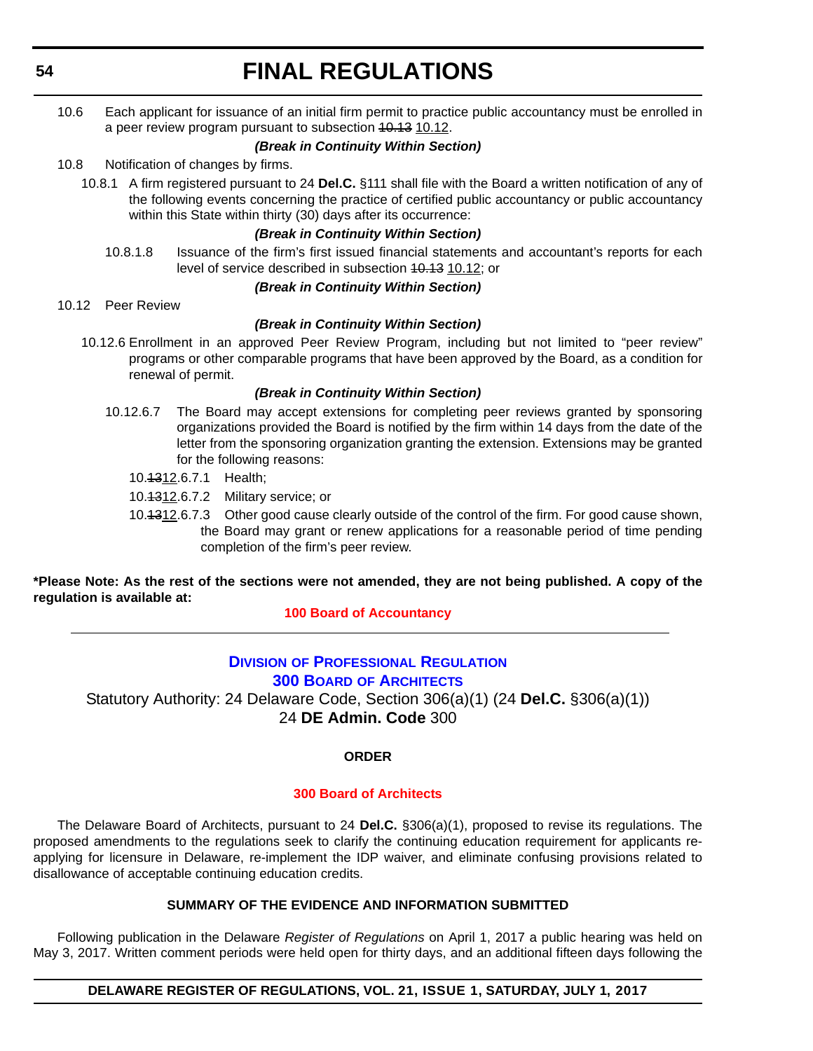10.6 Each applicant for issuance of an initial firm permit to practice public accountancy must be enrolled in a peer review program pursuant to subsection ~~10.13~~ 10.12.

***(Break in Continuity Within Section)***

10.8 Notification of changes by firms.

10.8.1 A firm registered pursuant to 24 **Del.C.** §111 shall file with the Board a written notification of any of the following events concerning the practice of certified public accountancy or public accountancy within this State within thirty (30) days after its occurrence:

***(Break in Continuity Within Section)***

10.8.1.8 Issuance of the firm's first issued financial statements and accountant's reports for each level of service described in subsection ~~10.13~~ 10.12; or

***(Break in Continuity Within Section)***

10.12 Peer Review

***(Break in Continuity Within Section)***

10.12.6 Enrollment in an approved Peer Review Program, including but not limited to "peer review" programs or other comparable programs that have been approved by the Board, as a condition for renewal of permit.

***(Break in Continuity Within Section)***

10.12.6.7 The Board may accept extensions for completing peer reviews granted by sponsoring organizations provided the Board is notified by the firm within 14 days from the date of the letter from the sponsoring organization granting the extension. Extensions may be granted for the following reasons:

10.~~13~~12.6.7.1 Health;

10.~~13~~12.6.7.2 Military service; or

10.~~13~~12.6.7.3 Other good cause clearly outside of the control of the firm. For good cause shown, the Board may grant or renew applications for a reasonable period of time pending completion of the firm's peer review.

**\*Please Note: As the rest of the sections were not amended, they are not being published. A copy of the regulation is available at:**

**100 Board of Accountancy**

---

## Division of Professional Regulation

## 300 Board of Architects

Statutory Authority: 24 Delaware Code, Section 306(a)(1) (24 **Del.C.** §306(a)(1))
24 **DE Admin. Code** 300

**ORDER**

**300 Board of Architects**

The Delaware Board of Architects, pursuant to 24 **Del.C.** §306(a)(1), proposed to revise its regulations. The proposed amendments to the regulations seek to clarify the continuing education requirement for applicants re-applying for licensure in Delaware, re-implement the IDP waiver, and eliminate confusing provisions related to disallowance of acceptable continuing education credits.

**SUMMARY OF THE EVIDENCE AND INFORMATION SUBMITTED**

Following publication in the Delaware *Register of Regulations* on April 1, 2017 a public hearing was held on May 3, 2017. Written comment periods were held open for thirty days, and an additional fifteen days following the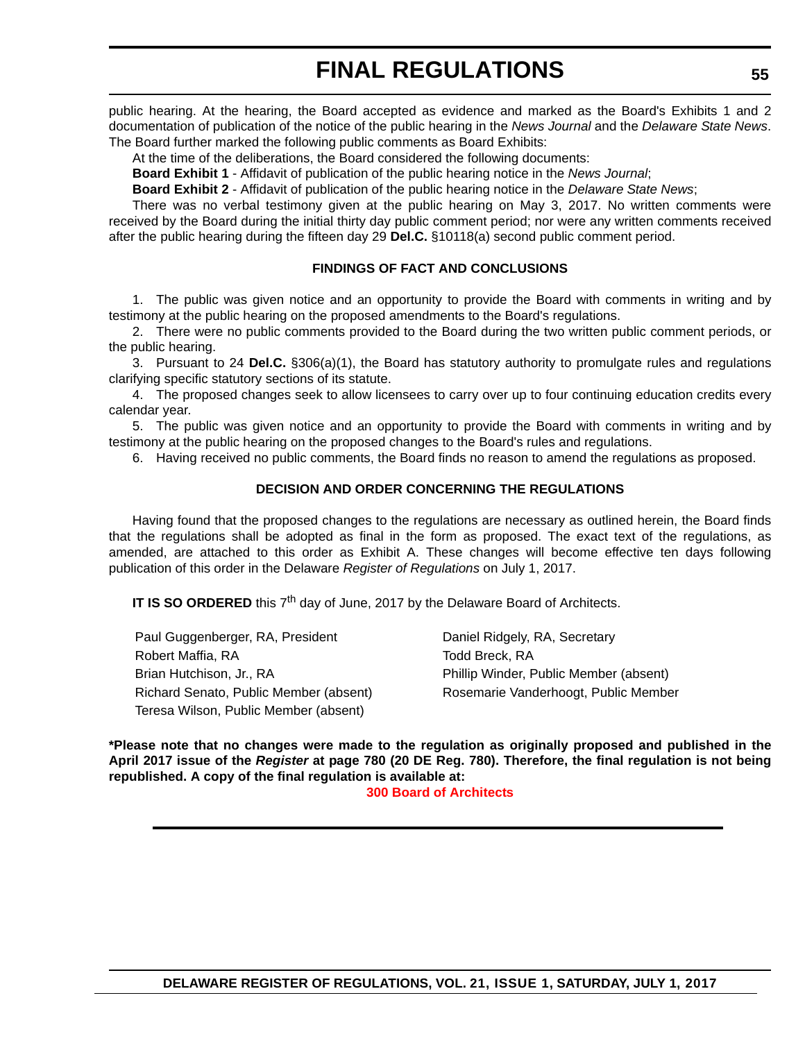public hearing. At the hearing, the Board accepted as evidence and marked as the Board's Exhibits 1 and 2 documentation of publication of the notice of the public hearing in the *News Journal* and the *Delaware State News*. The Board further marked the following public comments as Board Exhibits:

At the time of the deliberations, the Board considered the following documents:

**Board Exhibit 1** - Affidavit of publication of the public hearing notice in the *News Journal*;

**Board Exhibit 2** - Affidavit of publication of the public hearing notice in the *Delaware State News*;

There was no verbal testimony given at the public hearing on May 3, 2017. No written comments were received by the Board during the initial thirty day public comment period; nor were any written comments received after the public hearing during the fifteen day 29 **Del.C.** §10118(a) second public comment period.

**FINDINGS OF FACT AND CONCLUSIONS**

1. The public was given notice and an opportunity to provide the Board with comments in writing and by testimony at the public hearing on the proposed amendments to the Board's regulations.
2. There were no public comments provided to the Board during the two written public comment periods, or the public hearing.
3. Pursuant to 24 **Del.C.** §306(a)(1), the Board has statutory authority to promulgate rules and regulations clarifying specific statutory sections of its statute.
4. The proposed changes seek to allow licensees to carry over up to four continuing education credits every calendar year.
5. The public was given notice and an opportunity to provide the Board with comments in writing and by testimony at the public hearing on the proposed changes to the Board's rules and regulations.
6. Having received no public comments, the Board finds no reason to amend the regulations as proposed.

**DECISION AND ORDER CONCERNING THE REGULATIONS**

Having found that the proposed changes to the regulations are necessary as outlined herein, the Board finds that the regulations shall be adopted as final in the form as proposed. The exact text of the regulations, as amended, are attached to this order as Exhibit A. These changes will become effective ten days following publication of this order in the Delaware *Register of Regulations* on July 1, 2017.

**IT IS SO ORDERED** this 7th day of June, 2017 by the Delaware Board of Architects.

Paul Guggenberger, RA, President
Daniel Ridgely, RA, Secretary
Robert Maffia, RA
Todd Breck, RA
Brian Hutchison, Jr., RA
Phillip Winder, Public Member (absent)
Richard Senato, Public Member (absent)
Rosemarie Vanderhoogt, Public Member
Teresa Wilson, Public Member (absent)

**\*Please note that no changes were made to the regulation as originally proposed and published in the April 2017 issue of the *Register* at page 780 (20 DE Reg. 780). Therefore, the final regulation is not being republished. A copy of the final regulation is available at:**

**300 Board of Architects**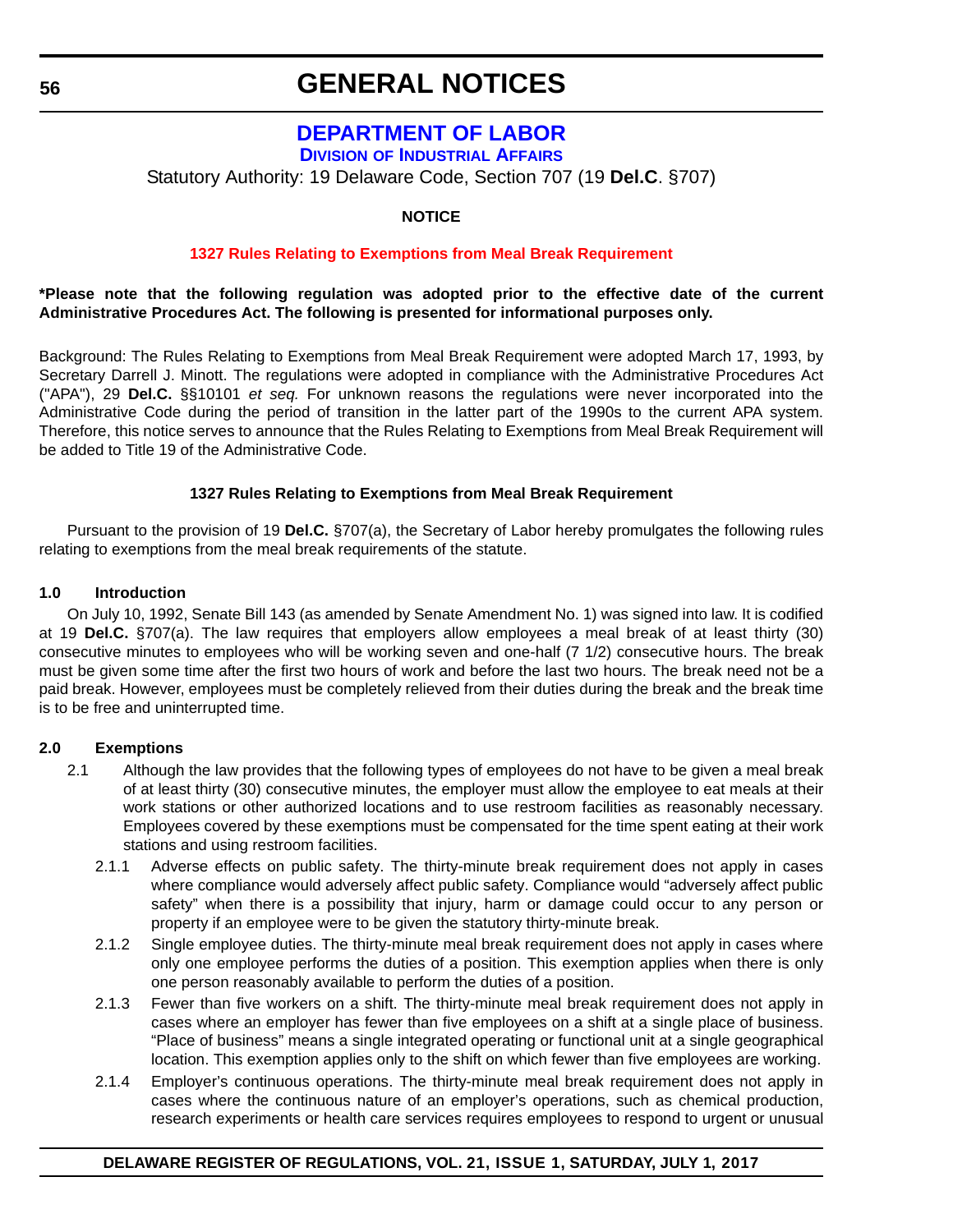# GENERAL NOTICES

## DEPARTMENT OF LABOR

### DIVISION OF INDUSTRIAL AFFAIRS

Statutory Authority: 19 Delaware Code, Section 707 (19 **Del.C**. §707)

**NOTICE**

**1327 Rules Relating to Exemptions from Meal Break Requirement**

**\*Please note that the following regulation was adopted prior to the effective date of the current Administrative Procedures Act. The following is presented for informational purposes only.**

Background: The Rules Relating to Exemptions from Meal Break Requirement were adopted March 17, 1993, by Secretary Darrell J. Minott. The regulations were adopted in compliance with the Administrative Procedures Act ("APA"), 29 **Del.C.** §§10101 *et seq.* For unknown reasons the regulations were never incorporated into the Administrative Code during the period of transition in the latter part of the 1990s to the current APA system. Therefore, this notice serves to announce that the Rules Relating to Exemptions from Meal Break Requirement will be added to Title 19 of the Administrative Code.

**1327 Rules Relating to Exemptions from Meal Break Requirement**

Pursuant to the provision of 19 **Del.C.** §707(a), the Secretary of Labor hereby promulgates the following rules relating to exemptions from the meal break requirements of the statute.

**1.0 Introduction**

On July 10, 1992, Senate Bill 143 (as amended by Senate Amendment No. 1) was signed into law. It is codified at 19 **Del.C.** §707(a). The law requires that employers allow employees a meal break of at least thirty (30) consecutive minutes to employees who will be working seven and one-half (7 1/2) consecutive hours. The break must be given some time after the first two hours of work and before the last two hours. The break need not be a paid break. However, employees must be completely relieved from their duties during the break and the break time is to be free and uninterrupted time.

**2.0 Exemptions**

2.1 Although the law provides that the following types of employees do not have to be given a meal break of at least thirty (30) consecutive minutes, the employer must allow the employee to eat meals at their work stations or other authorized locations and to use restroom facilities as reasonably necessary. Employees covered by these exemptions must be compensated for the time spent eating at their work stations and using restroom facilities.

2.1.1 Adverse effects on public safety. The thirty-minute break requirement does not apply in cases where compliance would adversely affect public safety. Compliance would “adversely affect public safety” when there is a possibility that injury, harm or damage could occur to any person or property if an employee were to be given the statutory thirty-minute break.

2.1.2 Single employee duties. The thirty-minute meal break requirement does not apply in cases where only one employee performs the duties of a position. This exemption applies when there is only one person reasonably available to perform the duties of a position.

2.1.3 Fewer than five workers on a shift. The thirty-minute meal break requirement does not apply in cases where an employer has fewer than five employees on a shift at a single place of business. “Place of business” means a single integrated operating or functional unit at a single geographical location. This exemption applies only to the shift on which fewer than five employees are working.

2.1.4 Employer’s continuous operations. The thirty-minute meal break requirement does not apply in cases where the continuous nature of an employer’s operations, such as chemical production, research experiments or health care services requires employees to respond to urgent or unusual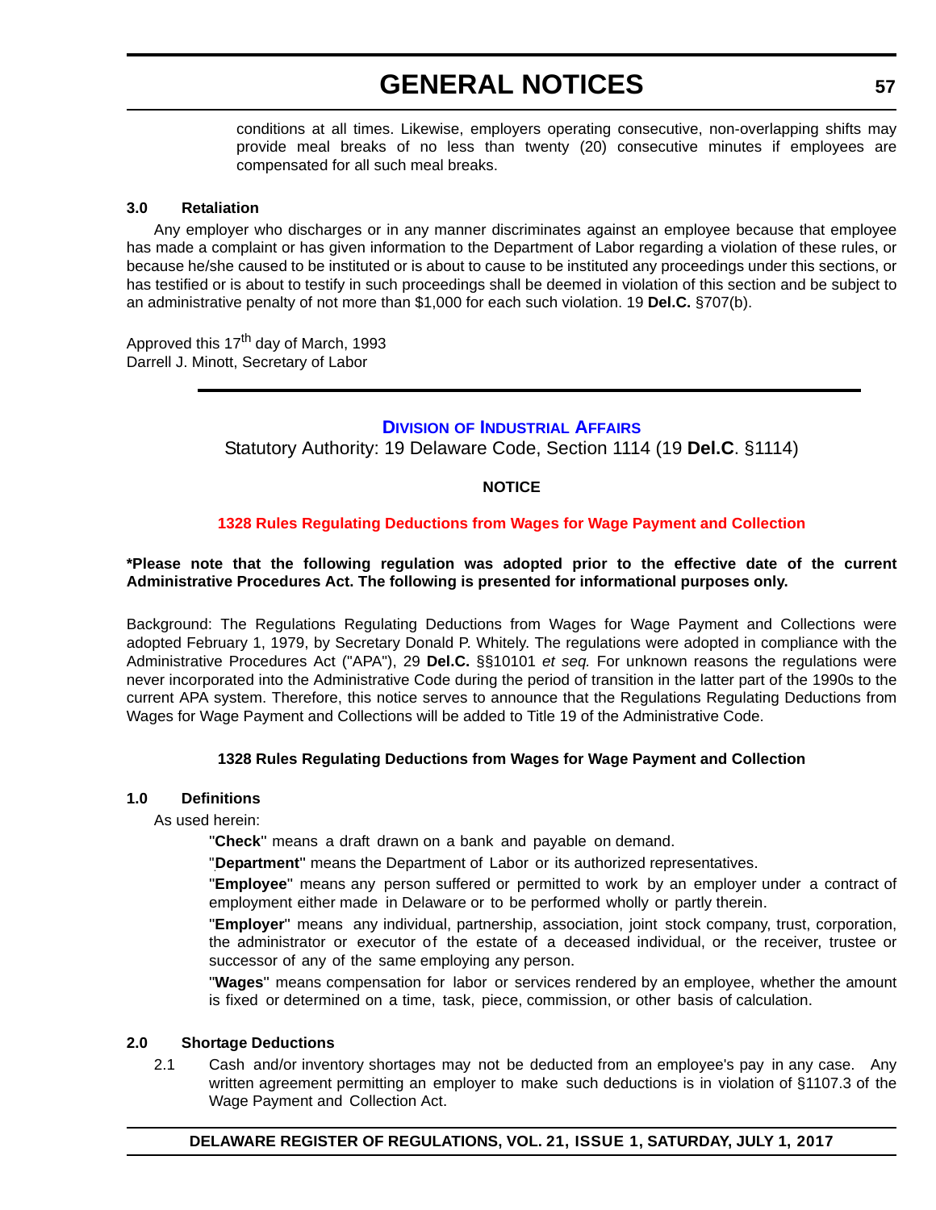conditions at all times. Likewise, employers operating consecutive, non-overlapping shifts may provide meal breaks of no less than twenty (20) consecutive minutes if employees are compensated for all such meal breaks.

**3.0 Retaliation**

Any employer who discharges or in any manner discriminates against an employee because that employee has made a complaint or has given information to the Department of Labor regarding a violation of these rules, or because he/she caused to be instituted or is about to cause to be instituted any proceedings under this sections, or has testified or is about to testify in such proceedings shall be deemed in violation of this section and be subject to an administrative penalty of not more than $1,000 for each such violation. 19 **Del.C.** §707(b).

Approved this 17th day of March, 1993
Darrell J. Minott, Secretary of Labor

---

## Division of Industrial Affairs

Statutory Authority: 19 Delaware Code, Section 1114 (19 **Del.C**. §1114)

**NOTICE**

**1328 Rules Regulating Deductions from Wages for Wage Payment and Collection**

***Please note that the following regulation was adopted prior to the effective date of the current Administrative Procedures Act. The following is presented for informational purposes only.**

Background: The Regulations Regulating Deductions from Wages for Wage Payment and Collections were adopted February 1, 1979, by Secretary Donald P. Whitely. The regulations were adopted in compliance with the Administrative Procedures Act ("APA"), 29 **Del.C.** §§10101 *et seq.* For unknown reasons the regulations were never incorporated into the Administrative Code during the period of transition in the latter part of the 1990s to the current APA system. Therefore, this notice serves to announce that the Regulations Regulating Deductions from Wages for Wage Payment and Collections will be added to Title 19 of the Administrative Code.

**1328 Rules Regulating Deductions from Wages for Wage Payment and Collection**

**1.0 Definitions**

As used herein:

"**Check**" means a draft drawn on a bank and payable on demand.

"**Department**" means the Department of Labor or its authorized representatives.

"**Employee**" means any person suffered or permitted to work by an employer under a contract of employment either made in Delaware or to be performed wholly or partly therein.

"**Employer**" means any individual, partnership, association, joint stock company, trust, corporation, the administrator or executor of the estate of a deceased individual, or the receiver, trustee or successor of any of the same employing any person.

"**Wages**" means compensation for labor or services rendered by an employee, whether the amount is fixed or determined on a time, task, piece, commission, or other basis of calculation.

**2.0 Shortage Deductions**

2.1 Cash and/or inventory shortages may not be deducted from an employee's pay in any case. Any written agreement permitting an employer to make such deductions is in violation of §1107.3 of the Wage Payment and Collection Act.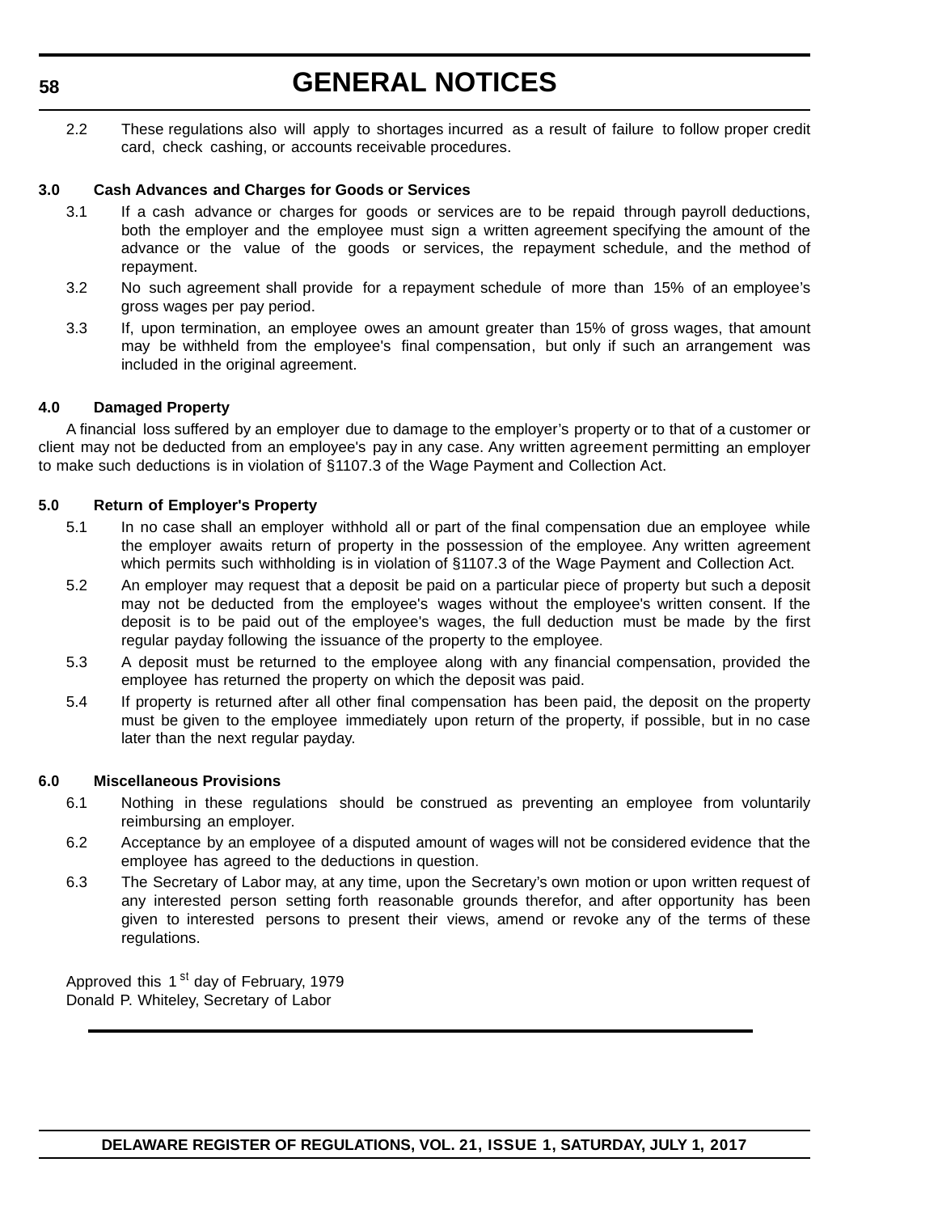2.2 These regulations also will apply to shortages incurred as a result of failure to follow proper credit card, check cashing, or accounts receivable procedures.

**3.0 Cash Advances and Charges for Goods or Services**

3.1 If a cash advance or charges for goods or services are to be repaid through payroll deductions, both the employer and the employee must sign a written agreement specifying the amount of the advance or the value of the goods or services, the repayment schedule, and the method of repayment.

3.2 No such agreement shall provide for a repayment schedule of more than 15% of an employee's gross wages per pay period.

3.3 If, upon termination, an employee owes an amount greater than 15% of gross wages, that amount may be withheld from the employee's final compensation, but only if such an arrangement was included in the original agreement.

**4.0 Damaged Property**

A financial loss suffered by an employer due to damage to the employer's property or to that of a customer or client may not be deducted from an employee's pay in any case. Any written agreement permitting an employer to make such deductions is in violation of §1107.3 of the Wage Payment and Collection Act.

**5.0 Return of Employer's Property**

5.1 In no case shall an employer withhold all or part of the final compensation due an employee while the employer awaits return of property in the possession of the employee. Any written agreement which permits such withholding is in violation of §1107.3 of the Wage Payment and Collection Act.

5.2 An employer may request that a deposit be paid on a particular piece of property but such a deposit may not be deducted from the employee's wages without the employee's written consent. If the deposit is to be paid out of the employee's wages, the full deduction must be made by the first regular payday following the issuance of the property to the employee.

5.3 A deposit must be returned to the employee along with any financial compensation, provided the employee has returned the property on which the deposit was paid.

5.4 If property is returned after all other final compensation has been paid, the deposit on the property must be given to the employee immediately upon return of the property, if possible, but in no case later than the next regular payday.

**6.0 Miscellaneous Provisions**

6.1 Nothing in these regulations should be construed as preventing an employee from voluntarily reimbursing an employer.

6.2 Acceptance by an employee of a disputed amount of wages will not be considered evidence that the employee has agreed to the deductions in question.

6.3 The Secretary of Labor may, at any time, upon the Secretary's own motion or upon written request of any interested person setting forth reasonable grounds therefor, and after opportunity has been given to interested persons to present their views, amend or revoke any of the terms of these regulations.

Approved this 1st day of February, 1979
Donald P. Whiteley, Secretary of Labor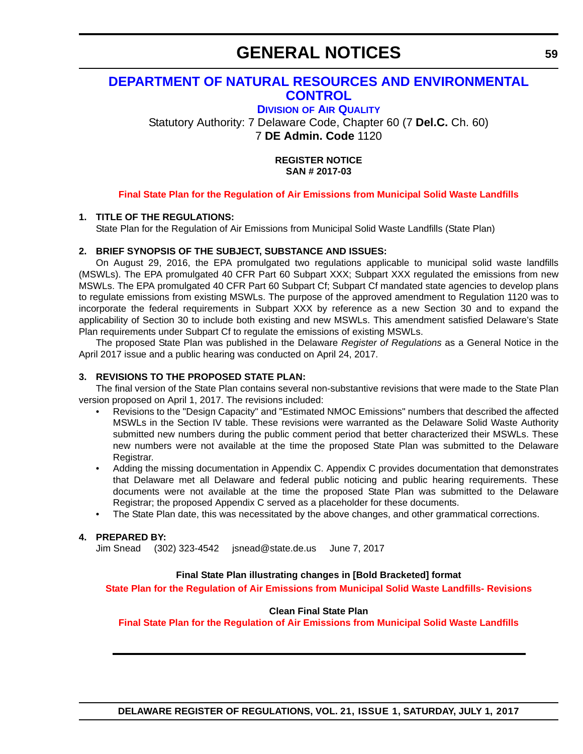# GENERAL NOTICES

## DEPARTMENT OF NATURAL RESOURCES AND ENVIRONMENTAL CONTROL

### DIVISION OF AIR QUALITY

Statutory Authority: 7 Delaware Code, Chapter 60 (7 **Del.C.** Ch. 60)
7 **DE Admin. Code** 1120

**REGISTER NOTICE**
**SAN # 2017-03**

**Final State Plan for the Regulation of Air Emissions from Municipal Solid Waste Landfills**

**1. TITLE OF THE REGULATIONS:**

State Plan for the Regulation of Air Emissions from Municipal Solid Waste Landfills (State Plan)

**2. BRIEF SYNOPSIS OF THE SUBJECT, SUBSTANCE AND ISSUES:**

On August 29, 2016, the EPA promulgated two regulations applicable to municipal solid waste landfills (MSWLs). The EPA promulgated 40 CFR Part 60 Subpart XXX; Subpart XXX regulated the emissions from new MSWLs. The EPA promulgated 40 CFR Part 60 Subpart Cf; Subpart Cf mandated state agencies to develop plans to regulate emissions from existing MSWLs. The purpose of the approved amendment to Regulation 1120 was to incorporate the federal requirements in Subpart XXX by reference as a new Section 30 and to expand the applicability of Section 30 to include both existing and new MSWLs. This amendment satisfied Delaware's State Plan requirements under Subpart Cf to regulate the emissions of existing MSWLs.

The proposed State Plan was published in the Delaware *Register of Regulations* as a General Notice in the April 2017 issue and a public hearing was conducted on April 24, 2017.

**3. REVISIONS TO THE PROPOSED STATE PLAN:**

The final version of the State Plan contains several non-substantive revisions that were made to the State Plan version proposed on April 1, 2017. The revisions included:

- Revisions to the "Design Capacity" and "Estimated NMOC Emissions" numbers that described the affected MSWLs in the Section IV table. These revisions were warranted as the Delaware Solid Waste Authority submitted new numbers during the public comment period that better characterized their MSWLs. These new numbers were not available at the time the proposed State Plan was submitted to the Delaware Registrar.
- Adding the missing documentation in Appendix C. Appendix C provides documentation that demonstrates that Delaware met all Delaware and federal public noticing and public hearing requirements. These documents were not available at the time the proposed State Plan was submitted to the Delaware Registrar; the proposed Appendix C served as a placeholder for these documents.
- The State Plan date, this was necessitated by the above changes, and other grammatical corrections.

**4. PREPARED BY:**

Jim Snead (302) 323-4542 jsnead@state.de.us June 7, 2017

**Final State Plan illustrating changes in [Bold Bracketed] format**

**State Plan for the Regulation of Air Emissions from Municipal Solid Waste Landfills- Revisions**

**Clean Final State Plan**

**Final State Plan for the Regulation of Air Emissions from Municipal Solid Waste Landfills**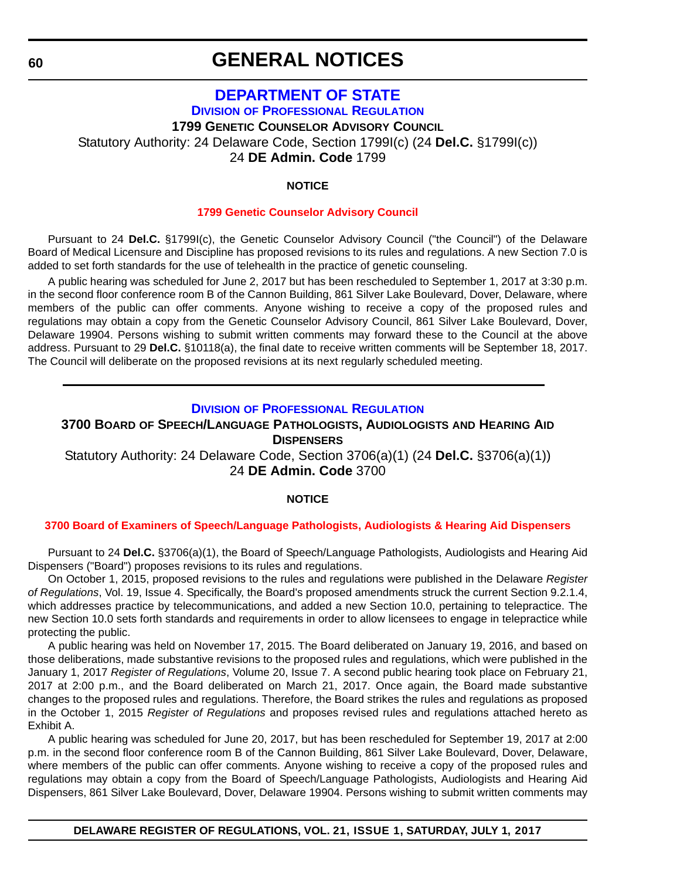# GENERAL NOTICES

## DEPARTMENT OF STATE

### Division of Professional Regulation

**1799 Genetic Counselor Advisory Council**

Statutory Authority: 24 Delaware Code, Section 1799I(c) (24 **Del.C.** §1799I(c))
24 **DE Admin. Code** 1799

**NOTICE**

**1799 Genetic Counselor Advisory Council**

Pursuant to 24 **Del.C.** §1799I(c), the Genetic Counselor Advisory Council ("the Council") of the Delaware Board of Medical Licensure and Discipline has proposed revisions to its rules and regulations. A new Section 7.0 is added to set forth standards for the use of telehealth in the practice of genetic counseling.

A public hearing was scheduled for June 2, 2017 but has been rescheduled to September 1, 2017 at 3:30 p.m. in the second floor conference room B of the Cannon Building, 861 Silver Lake Boulevard, Dover, Delaware, where members of the public can offer comments. Anyone wishing to receive a copy of the proposed rules and regulations may obtain a copy from the Genetic Counselor Advisory Council, 861 Silver Lake Boulevard, Dover, Delaware 19904. Persons wishing to submit written comments may forward these to the Council at the above address. Pursuant to 29 **Del.C.** §10118(a), the final date to receive written comments will be September 18, 2017. The Council will deliberate on the proposed revisions at its next regularly scheduled meeting.

---

### Division of Professional Regulation

**3700 Board of Speech/Language Pathologists, Audiologists and Hearing Aid Dispensers**

Statutory Authority: 24 Delaware Code, Section 3706(a)(1) (24 **Del.C.** §3706(a)(1))
24 **DE Admin. Code** 3700

**NOTICE**

**3700 Board of Examiners of Speech/Language Pathologists, Audiologists & Hearing Aid Dispensers**

Pursuant to 24 **Del.C.** §3706(a)(1), the Board of Speech/Language Pathologists, Audiologists and Hearing Aid Dispensers ("Board") proposes revisions to its rules and regulations.

On October 1, 2015, proposed revisions to the rules and regulations were published in the Delaware *Register of Regulations*, Vol. 19, Issue 4. Specifically, the Board's proposed amendments struck the current Section 9.2.1.4, which addresses practice by telecommunications, and added a new Section 10.0, pertaining to telepractice. The new Section 10.0 sets forth standards and requirements in order to allow licensees to engage in telepractice while protecting the public.

A public hearing was held on November 17, 2015. The Board deliberated on January 19, 2016, and based on those deliberations, made substantive revisions to the proposed rules and regulations, which were published in the January 1, 2017 *Register of Regulations*, Volume 20, Issue 7. A second public hearing took place on February 21, 2017 at 2:00 p.m., and the Board deliberated on March 21, 2017. Once again, the Board made substantive changes to the proposed rules and regulations. Therefore, the Board strikes the rules and regulations as proposed in the October 1, 2015 *Register of Regulations* and proposes revised rules and regulations attached hereto as Exhibit A.

A public hearing was scheduled for June 20, 2017, but has been rescheduled for September 19, 2017 at 2:00 p.m. in the second floor conference room B of the Cannon Building, 861 Silver Lake Boulevard, Dover, Delaware, where members of the public can offer comments. Anyone wishing to receive a copy of the proposed rules and regulations may obtain a copy from the Board of Speech/Language Pathologists, Audiologists and Hearing Aid Dispensers, 861 Silver Lake Boulevard, Dover, Delaware 19904. Persons wishing to submit written comments may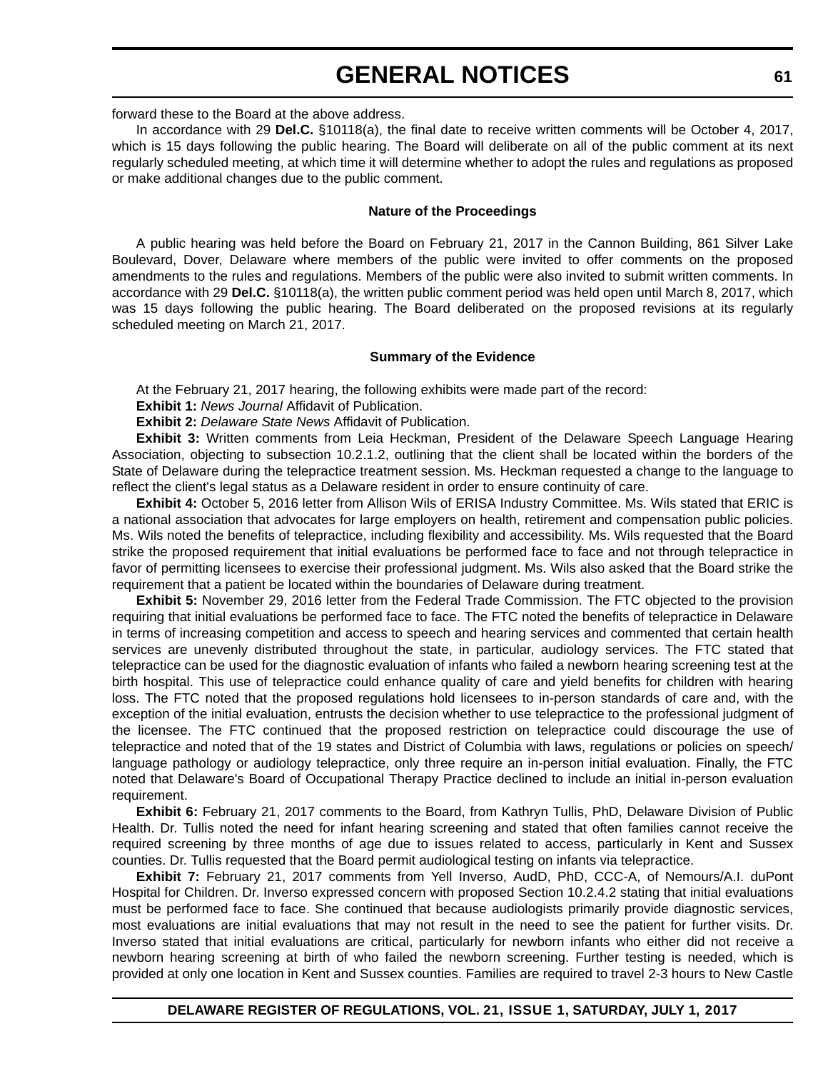forward these to the Board at the above address.

In accordance with 29 **Del.C.** §10118(a), the final date to receive written comments will be October 4, 2017, which is 15 days following the public hearing. The Board will deliberate on all of the public comment at its next regularly scheduled meeting, at which time it will determine whether to adopt the rules and regulations as proposed or make additional changes due to the public comment.

**Nature of the Proceedings**

A public hearing was held before the Board on February 21, 2017 in the Cannon Building, 861 Silver Lake Boulevard, Dover, Delaware where members of the public were invited to offer comments on the proposed amendments to the rules and regulations. Members of the public were also invited to submit written comments. In accordance with 29 **Del.C.** §10118(a), the written public comment period was held open until March 8, 2017, which was 15 days following the public hearing. The Board deliberated on the proposed revisions at its regularly scheduled meeting on March 21, 2017.

**Summary of the Evidence**

At the February 21, 2017 hearing, the following exhibits were made part of the record:

**Exhibit 1:** *News Journal* Affidavit of Publication.

**Exhibit 2:** *Delaware State News* Affidavit of Publication.

**Exhibit 3:** Written comments from Leia Heckman, President of the Delaware Speech Language Hearing Association, objecting to subsection 10.2.1.2, outlining that the client shall be located within the borders of the State of Delaware during the telepractice treatment session. Ms. Heckman requested a change to the language to reflect the client's legal status as a Delaware resident in order to ensure continuity of care.

**Exhibit 4:** October 5, 2016 letter from Allison Wils of ERISA Industry Committee. Ms. Wils stated that ERIC is a national association that advocates for large employers on health, retirement and compensation public policies. Ms. Wils noted the benefits of telepractice, including flexibility and accessibility. Ms. Wils requested that the Board strike the proposed requirement that initial evaluations be performed face to face and not through telepractice in favor of permitting licensees to exercise their professional judgment. Ms. Wils also asked that the Board strike the requirement that a patient be located within the boundaries of Delaware during treatment.

**Exhibit 5:** November 29, 2016 letter from the Federal Trade Commission. The FTC objected to the provision requiring that initial evaluations be performed face to face. The FTC noted the benefits of telepractice in Delaware in terms of increasing competition and access to speech and hearing services and commented that certain health services are unevenly distributed throughout the state, in particular, audiology services. The FTC stated that telepractice can be used for the diagnostic evaluation of infants who failed a newborn hearing screening test at the birth hospital. This use of telepractice could enhance quality of care and yield benefits for children with hearing loss. The FTC noted that the proposed regulations hold licensees to in-person standards of care and, with the exception of the initial evaluation, entrusts the decision whether to use telepractice to the professional judgment of the licensee. The FTC continued that the proposed restriction on telepractice could discourage the use of telepractice and noted that of the 19 states and District of Columbia with laws, regulations or policies on speech/language pathology or audiology telepractice, only three require an in-person initial evaluation. Finally, the FTC noted that Delaware's Board of Occupational Therapy Practice declined to include an initial in-person evaluation requirement.

**Exhibit 6:** February 21, 2017 comments to the Board, from Kathryn Tullis, PhD, Delaware Division of Public Health. Dr. Tullis noted the need for infant hearing screening and stated that often families cannot receive the required screening by three months of age due to issues related to access, particularly in Kent and Sussex counties. Dr. Tullis requested that the Board permit audiological testing on infants via telepractice.

**Exhibit 7:** February 21, 2017 comments from Yell Inverso, AudD, PhD, CCC-A, of Nemours/A.I. duPont Hospital for Children. Dr. Inverso expressed concern with proposed Section 10.2.4.2 stating that initial evaluations must be performed face to face. She continued that because audiologists primarily provide diagnostic services, most evaluations are initial evaluations that may not result in the need to see the patient for further visits. Dr. Inverso stated that initial evaluations are critical, particularly for newborn infants who either did not receive a newborn hearing screening at birth of who failed the newborn screening. Further testing is needed, which is provided at only one location in Kent and Sussex counties. Families are required to travel 2-3 hours to New Castle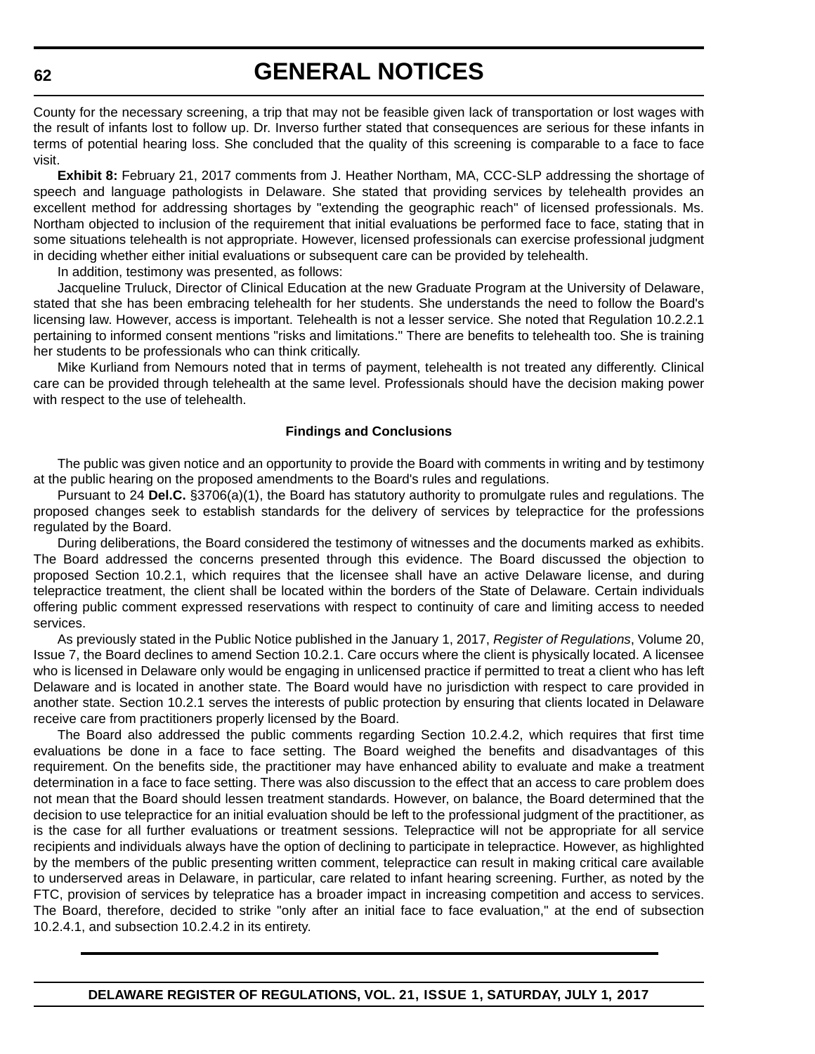County for the necessary screening, a trip that may not be feasible given lack of transportation or lost wages with the result of infants lost to follow up. Dr. Inverso further stated that consequences are serious for these infants in terms of potential hearing loss. She concluded that the quality of this screening is comparable to a face to face visit.

**Exhibit 8:** February 21, 2017 comments from J. Heather Northam, MA, CCC-SLP addressing the shortage of speech and language pathologists in Delaware. She stated that providing services by telehealth provides an excellent method for addressing shortages by "extending the geographic reach" of licensed professionals. Ms. Northam objected to inclusion of the requirement that initial evaluations be performed face to face, stating that in some situations telehealth is not appropriate. However, licensed professionals can exercise professional judgment in deciding whether either initial evaluations or subsequent care can be provided by telehealth.

In addition, testimony was presented, as follows:

Jacqueline Truluck, Director of Clinical Education at the new Graduate Program at the University of Delaware, stated that she has been embracing telehealth for her students. She understands the need to follow the Board's licensing law. However, access is important. Telehealth is not a lesser service. She noted that Regulation 10.2.2.1 pertaining to informed consent mentions "risks and limitations." There are benefits to telehealth too. She is training her students to be professionals who can think critically.

Mike Kurliand from Nemours noted that in terms of payment, telehealth is not treated any differently. Clinical care can be provided through telehealth at the same level. Professionals should have the decision making power with respect to the use of telehealth.

**Findings and Conclusions**

The public was given notice and an opportunity to provide the Board with comments in writing and by testimony at the public hearing on the proposed amendments to the Board's rules and regulations.

Pursuant to 24 **Del.C.** §3706(a)(1), the Board has statutory authority to promulgate rules and regulations. The proposed changes seek to establish standards for the delivery of services by telepractice for the professions regulated by the Board.

During deliberations, the Board considered the testimony of witnesses and the documents marked as exhibits. The Board addressed the concerns presented through this evidence. The Board discussed the objection to proposed Section 10.2.1, which requires that the licensee shall have an active Delaware license, and during telepractice treatment, the client shall be located within the borders of the State of Delaware. Certain individuals offering public comment expressed reservations with respect to continuity of care and limiting access to needed services.

As previously stated in the Public Notice published in the January 1, 2017, *Register of Regulations*, Volume 20, Issue 7, the Board declines to amend Section 10.2.1. Care occurs where the client is physically located. A licensee who is licensed in Delaware only would be engaging in unlicensed practice if permitted to treat a client who has left Delaware and is located in another state. The Board would have no jurisdiction with respect to care provided in another state. Section 10.2.1 serves the interests of public protection by ensuring that clients located in Delaware receive care from practitioners properly licensed by the Board.

The Board also addressed the public comments regarding Section 10.2.4.2, which requires that first time evaluations be done in a face to face setting. The Board weighed the benefits and disadvantages of this requirement. On the benefits side, the practitioner may have enhanced ability to evaluate and make a treatment determination in a face to face setting. There was also discussion to the effect that an access to care problem does not mean that the Board should lessen treatment standards. However, on balance, the Board determined that the decision to use telepractice for an initial evaluation should be left to the professional judgment of the practitioner, as is the case for all further evaluations or treatment sessions. Telepractice will not be appropriate for all service recipients and individuals always have the option of declining to participate in telepractice. However, as highlighted by the members of the public presenting written comment, telepractice can result in making critical care available to underserved areas in Delaware, in particular, care related to infant hearing screening. Further, as noted by the FTC, provision of services by telepratice has a broader impact in increasing competition and access to services. The Board, therefore, decided to strike "only after an initial face to face evaluation," at the end of subsection 10.2.4.1, and subsection 10.2.4.2 in its entirety.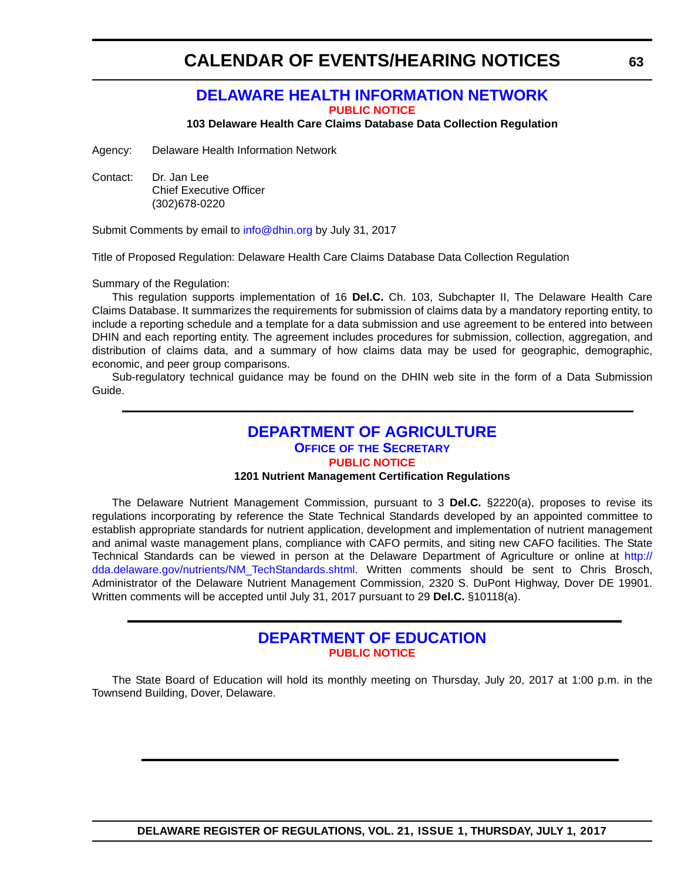# CALENDAR OF EVENTS/HEARING NOTICES

## DELAWARE HEALTH INFORMATION NETWORK

**PUBLIC NOTICE**

**103 Delaware Health Care Claims Database Data Collection Regulation**

Agency: Delaware Health Information Network

Contact: Dr. Jan Lee
Chief Executive Officer
(302)678-0220

Submit Comments by email to info@dhin.org by July 31, 2017

Title of Proposed Regulation: Delaware Health Care Claims Database Data Collection Regulation

Summary of the Regulation:

This regulation supports implementation of 16 **Del.C.** Ch. 103, Subchapter II, The Delaware Health Care Claims Database. It summarizes the requirements for submission of claims data by a mandatory reporting entity, to include a reporting schedule and a template for a data submission and use agreement to be entered into between DHIN and each reporting entity. The agreement includes procedures for submission, collection, aggregation, and distribution of claims data, and a summary of how claims data may be used for geographic, demographic, economic, and peer group comparisons.

Sub-regulatory technical guidance may be found on the DHIN web site in the form of a Data Submission Guide.

## DEPARTMENT OF AGRICULTURE

**OFFICE OF THE SECRETARY**

**PUBLIC NOTICE**

**1201 Nutrient Management Certification Regulations**

The Delaware Nutrient Management Commission, pursuant to 3 **Del.C.** §2220(a), proposes to revise its regulations incorporating by reference the State Technical Standards developed by an appointed committee to establish appropriate standards for nutrient application, development and implementation of nutrient management and animal waste management plans, compliance with CAFO permits, and siting new CAFO facilities. The State Technical Standards can be viewed in person at the Delaware Department of Agriculture or online at http://dda.delaware.gov/nutrients/NM_TechStandards.shtml. Written comments should be sent to Chris Brosch, Administrator of the Delaware Nutrient Management Commission, 2320 S. DuPont Highway, Dover DE 19901. Written comments will be accepted until July 31, 2017 pursuant to 29 **Del.C.** §10118(a).

## DEPARTMENT OF EDUCATION

**PUBLIC NOTICE**

The State Board of Education will hold its monthly meeting on Thursday, July 20, 2017 at 1:00 p.m. in the Townsend Building, Dover, Delaware.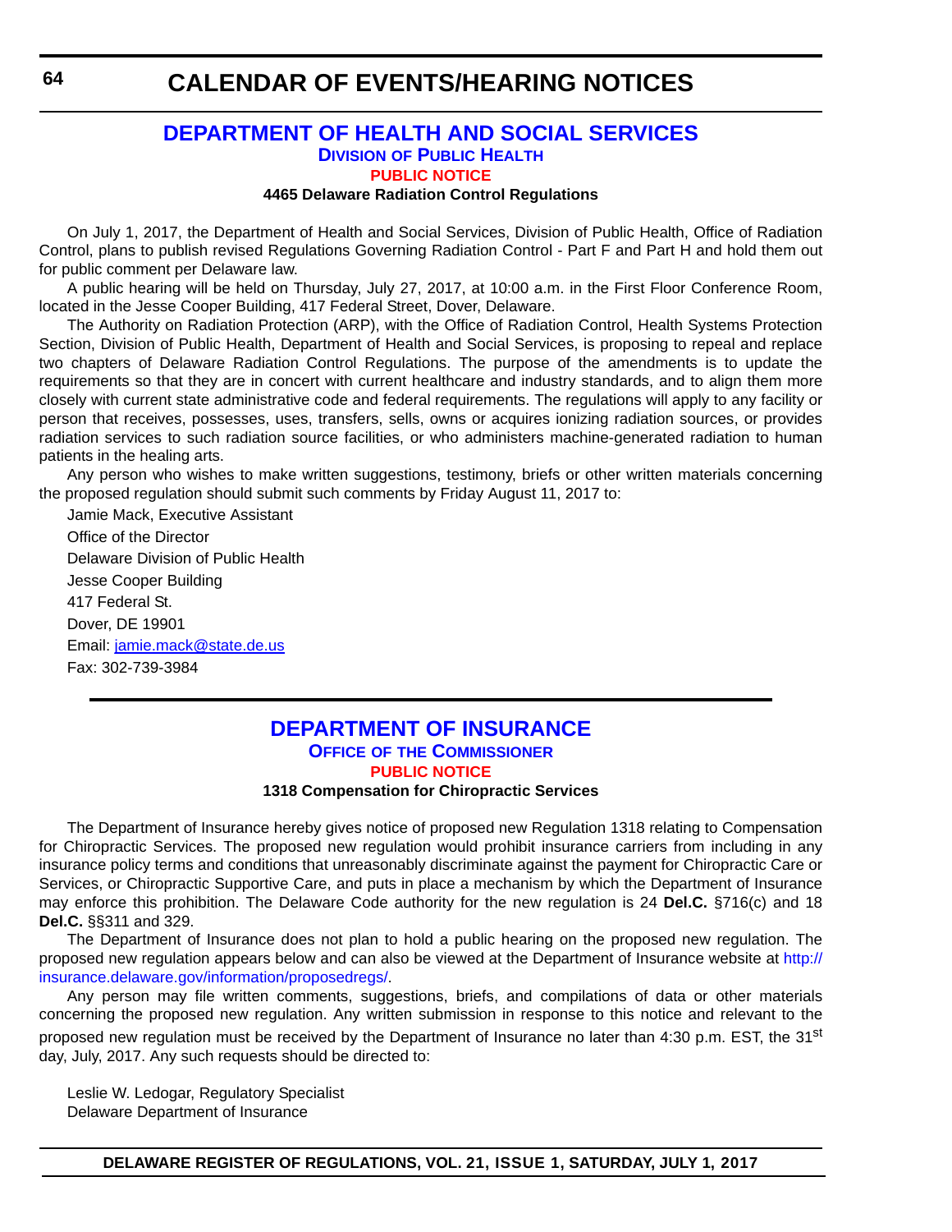# CALENDAR OF EVENTS/HEARING NOTICES

## DEPARTMENT OF HEALTH AND SOCIAL SERVICES

### DIVISION OF PUBLIC HEALTH

#### PUBLIC NOTICE

**4465 Delaware Radiation Control Regulations**

On July 1, 2017, the Department of Health and Social Services, Division of Public Health, Office of Radiation Control, plans to publish revised Regulations Governing Radiation Control - Part F and Part H and hold them out for public comment per Delaware law.

A public hearing will be held on Thursday, July 27, 2017, at 10:00 a.m. in the First Floor Conference Room, located in the Jesse Cooper Building, 417 Federal Street, Dover, Delaware.

The Authority on Radiation Protection (ARP), with the Office of Radiation Control, Health Systems Protection Section, Division of Public Health, Department of Health and Social Services, is proposing to repeal and replace two chapters of Delaware Radiation Control Regulations. The purpose of the amendments is to update the requirements so that they are in concert with current healthcare and industry standards, and to align them more closely with current state administrative code and federal requirements. The regulations will apply to any facility or person that receives, possesses, uses, transfers, sells, owns or acquires ionizing radiation sources, or provides radiation services to such radiation source facilities, or who administers machine-generated radiation to human patients in the healing arts.

Any person who wishes to make written suggestions, testimony, briefs or other written materials concerning the proposed regulation should submit such comments by Friday August 11, 2017 to:

Jamie Mack, Executive Assistant

Office of the Director

Delaware Division of Public Health

Jesse Cooper Building

417 Federal St.

Dover, DE 19901

Email: jamie.mack@state.de.us

Fax: 302-739-3984

---

## DEPARTMENT OF INSURANCE

### OFFICE OF THE COMMISSIONER

#### PUBLIC NOTICE

**1318 Compensation for Chiropractic Services**

The Department of Insurance hereby gives notice of proposed new Regulation 1318 relating to Compensation for Chiropractic Services. The proposed new regulation would prohibit insurance carriers from including in any insurance policy terms and conditions that unreasonably discriminate against the payment for Chiropractic Care or Services, or Chiropractic Supportive Care, and puts in place a mechanism by which the Department of Insurance may enforce this prohibition. The Delaware Code authority for the new regulation is 24 **Del.C.** §716(c) and 18 **Del.C.** §§311 and 329.

The Department of Insurance does not plan to hold a public hearing on the proposed new regulation. The proposed new regulation appears below and can also be viewed at the Department of Insurance website at http://insurance.delaware.gov/information/proposedregs/.

Any person may file written comments, suggestions, briefs, and compilations of data or other materials concerning the proposed new regulation. Any written submission in response to this notice and relevant to the proposed new regulation must be received by the Department of Insurance no later than 4:30 p.m. EST, the 31st day, July, 2017. Any such requests should be directed to:

Leslie W. Ledogar, Regulatory Specialist
Delaware Department of Insurance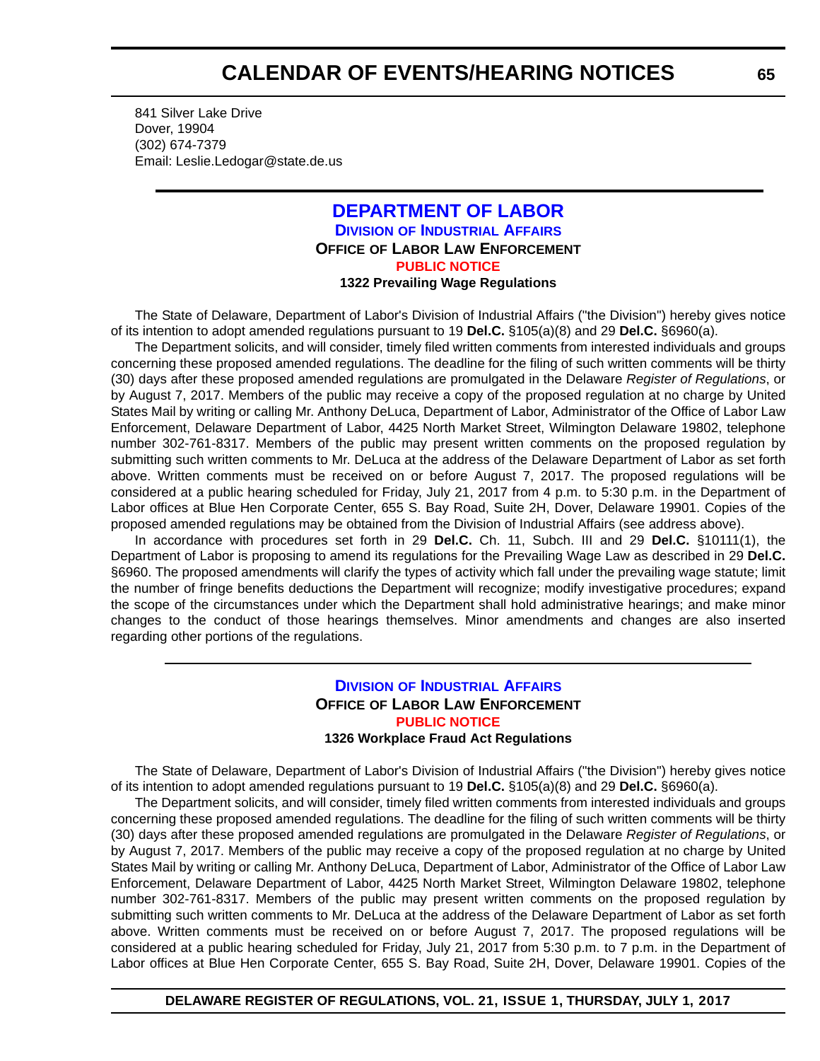841 Silver Lake Drive
Dover, 19904
(302) 674-7379
Email: Leslie.Ledogar@state.de.us

## DEPARTMENT OF LABOR

### DIVISION OF INDUSTRIAL AFFAIRS

**OFFICE OF LABOR LAW ENFORCEMENT**

**PUBLIC NOTICE**

**1322 Prevailing Wage Regulations**

The State of Delaware, Department of Labor's Division of Industrial Affairs ("the Division") hereby gives notice of its intention to adopt amended regulations pursuant to 19 **Del.C.** §105(a)(8) and 29 **Del.C.** §6960(a).

The Department solicits, and will consider, timely filed written comments from interested individuals and groups concerning these proposed amended regulations. The deadline for the filing of such written comments will be thirty (30) days after these proposed amended regulations are promulgated in the Delaware *Register of Regulations*, or by August 7, 2017. Members of the public may receive a copy of the proposed regulation at no charge by United States Mail by writing or calling Mr. Anthony DeLuca, Department of Labor, Administrator of the Office of Labor Law Enforcement, Delaware Department of Labor, 4425 North Market Street, Wilmington Delaware 19802, telephone number 302-761-8317. Members of the public may present written comments on the proposed regulation by submitting such written comments to Mr. DeLuca at the address of the Delaware Department of Labor as set forth above. Written comments must be received on or before August 7, 2017. The proposed regulations will be considered at a public hearing scheduled for Friday, July 21, 2017 from 4 p.m. to 5:30 p.m. in the Department of Labor offices at Blue Hen Corporate Center, 655 S. Bay Road, Suite 2H, Dover, Delaware 19901. Copies of the proposed amended regulations may be obtained from the Division of Industrial Affairs (see address above).

In accordance with procedures set forth in 29 **Del.C.** Ch. 11, Subch. III and 29 **Del.C.** §10111(1), the Department of Labor is proposing to amend its regulations for the Prevailing Wage Law as described in 29 **Del.C.** §6960. The proposed amendments will clarify the types of activity which fall under the prevailing wage statute; limit the number of fringe benefits deductions the Department will recognize; modify investigative procedures; expand the scope of the circumstances under which the Department shall hold administrative hearings; and make minor changes to the conduct of those hearings themselves. Minor amendments and changes are also inserted regarding other portions of the regulations.

### DIVISION OF INDUSTRIAL AFFAIRS

**OFFICE OF LABOR LAW ENFORCEMENT**

**PUBLIC NOTICE**

**1326 Workplace Fraud Act Regulations**

The State of Delaware, Department of Labor's Division of Industrial Affairs ("the Division") hereby gives notice of its intention to adopt amended regulations pursuant to 19 **Del.C.** §105(a)(8) and 29 **Del.C.** §6960(a).

The Department solicits, and will consider, timely filed written comments from interested individuals and groups concerning these proposed amended regulations. The deadline for the filing of such written comments will be thirty (30) days after these proposed amended regulations are promulgated in the Delaware *Register of Regulations*, or by August 7, 2017. Members of the public may receive a copy of the proposed regulation at no charge by United States Mail by writing or calling Mr. Anthony DeLuca, Department of Labor, Administrator of the Office of Labor Law Enforcement, Delaware Department of Labor, 4425 North Market Street, Wilmington Delaware 19802, telephone number 302-761-8317. Members of the public may present written comments on the proposed regulation by submitting such written comments to Mr. DeLuca at the address of the Delaware Department of Labor as set forth above. Written comments must be received on or before August 7, 2017. The proposed regulations will be considered at a public hearing scheduled for Friday, July 21, 2017 from 5:30 p.m. to 7 p.m. in the Department of Labor offices at Blue Hen Corporate Center, 655 S. Bay Road, Suite 2H, Dover, Delaware 19901. Copies of the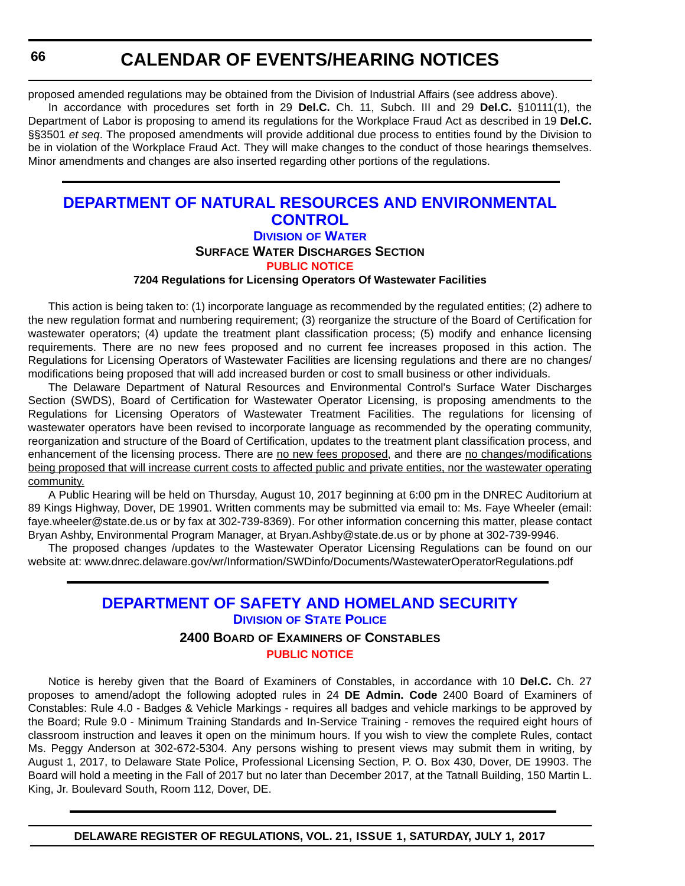proposed amended regulations may be obtained from the Division of Industrial Affairs (see address above).

In accordance with procedures set forth in 29 **Del.C.** Ch. 11, Subch. III and 29 **Del.C.** §10111(1), the Department of Labor is proposing to amend its regulations for the Workplace Fraud Act as described in 19 **Del.C.** §§3501 *et seq*. The proposed amendments will provide additional due process to entities found by the Division to be in violation of the Workplace Fraud Act. They will make changes to the conduct of those hearings themselves. Minor amendments and changes are also inserted regarding other portions of the regulations.

## DEPARTMENT OF NATURAL RESOURCES AND ENVIRONMENTAL CONTROL

### Division of Water

### Surface Water Discharges Section

### PUBLIC NOTICE

**7204 Regulations for Licensing Operators Of Wastewater Facilities**

This action is being taken to: (1) incorporate language as recommended by the regulated entities; (2) adhere to the new regulation format and numbering requirement; (3) reorganize the structure of the Board of Certification for wastewater operators; (4) update the treatment plant classification process; (5) modify and enhance licensing requirements. There are no new fees proposed and no current fee increases proposed in this action. The Regulations for Licensing Operators of Wastewater Facilities are licensing regulations and there are no changes/ modifications being proposed that will add increased burden or cost to small business or other individuals.

The Delaware Department of Natural Resources and Environmental Control's Surface Water Discharges Section (SWDS), Board of Certification for Wastewater Operator Licensing, is proposing amendments to the Regulations for Licensing Operators of Wastewater Treatment Facilities. The regulations for licensing of wastewater operators have been revised to incorporate language as recommended by the operating community, reorganization and structure of the Board of Certification, updates to the treatment plant classification process, and enhancement of the licensing process. There are <u>no new fees proposed</u>, and there are <u>no changes/modifications being proposed that will increase current costs to affected public and private entities, nor the wastewater operating community.</u>

A Public Hearing will be held on Thursday, August 10, 2017 beginning at 6:00 pm in the DNREC Auditorium at 89 Kings Highway, Dover, DE 19901. Written comments may be submitted via email to: Ms. Faye Wheeler (email: faye.wheeler@state.de.us or by fax at 302-739-8369). For other information concerning this matter, please contact Bryan Ashby, Environmental Program Manager, at Bryan.Ashby@state.de.us or by phone at 302-739-9946.

The proposed changes /updates to the Wastewater Operator Licensing Regulations can be found on our website at: www.dnrec.delaware.gov/wr/Information/SWDinfo/Documents/WastewaterOperatorRegulations.pdf

## DEPARTMENT OF SAFETY AND HOMELAND SECURITY

### Division of State Police

### 2400 Board of Examiners of Constables

### PUBLIC NOTICE

Notice is hereby given that the Board of Examiners of Constables, in accordance with 10 **Del.C.** Ch. 27 proposes to amend/adopt the following adopted rules in 24 **DE Admin. Code** 2400 Board of Examiners of Constables: Rule 4.0 - Badges & Vehicle Markings - requires all badges and vehicle markings to be approved by the Board; Rule 9.0 - Minimum Training Standards and In-Service Training - removes the required eight hours of classroom instruction and leaves it open on the minimum hours. If you wish to view the complete Rules, contact Ms. Peggy Anderson at 302-672-5304. Any persons wishing to present views may submit them in writing, by August 1, 2017, to Delaware State Police, Professional Licensing Section, P. O. Box 430, Dover, DE 19903. The Board will hold a meeting in the Fall of 2017 but no later than December 2017, at the Tatnall Building, 150 Martin L. King, Jr. Boulevard South, Room 112, Dover, DE.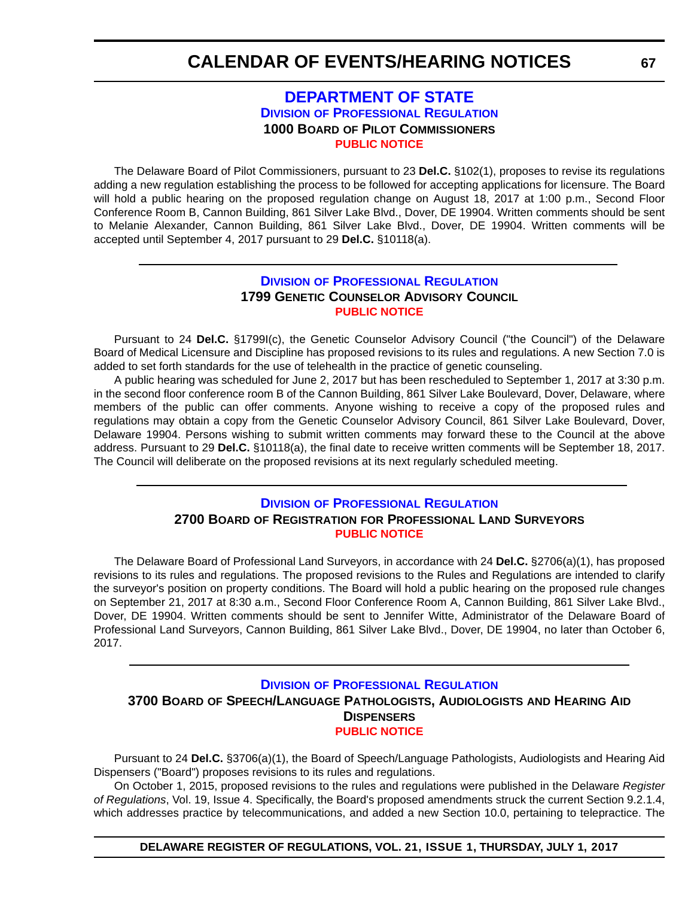# DEPARTMENT OF STATE

## DIVISION OF PROFESSIONAL REGULATION

### 1000 BOARD OF PILOT COMMISSIONERS

**PUBLIC NOTICE**

The Delaware Board of Pilot Commissioners, pursuant to 23 **Del.C.** §102(1), proposes to revise its regulations adding a new regulation establishing the process to be followed for accepting applications for licensure. The Board will hold a public hearing on the proposed regulation change on August 18, 2017 at 1:00 p.m., Second Floor Conference Room B, Cannon Building, 861 Silver Lake Blvd., Dover, DE 19904. Written comments should be sent to Melanie Alexander, Cannon Building, 861 Silver Lake Blvd., Dover, DE 19904. Written comments will be accepted until September 4, 2017 pursuant to 29 **Del.C.** §10118(a).

---

## DIVISION OF PROFESSIONAL REGULATION

### 1799 GENETIC COUNSELOR ADVISORY COUNCIL

**PUBLIC NOTICE**

Pursuant to 24 **Del.C.** §1799I(c), the Genetic Counselor Advisory Council ("the Council") of the Delaware Board of Medical Licensure and Discipline has proposed revisions to its rules and regulations. A new Section 7.0 is added to set forth standards for the use of telehealth in the practice of genetic counseling.

A public hearing was scheduled for June 2, 2017 but has been rescheduled to September 1, 2017 at 3:30 p.m. in the second floor conference room B of the Cannon Building, 861 Silver Lake Boulevard, Dover, Delaware, where members of the public can offer comments. Anyone wishing to receive a copy of the proposed rules and regulations may obtain a copy from the Genetic Counselor Advisory Council, 861 Silver Lake Boulevard, Dover, Delaware 19904. Persons wishing to submit written comments may forward these to the Council at the above address. Pursuant to 29 **Del.C.** §10118(a), the final date to receive written comments will be September 18, 2017. The Council will deliberate on the proposed revisions at its next regularly scheduled meeting.

---

## DIVISION OF PROFESSIONAL REGULATION

### 2700 BOARD OF REGISTRATION FOR PROFESSIONAL LAND SURVEYORS

**PUBLIC NOTICE**

The Delaware Board of Professional Land Surveyors, in accordance with 24 **Del.C.** §2706(a)(1), has proposed revisions to its rules and regulations. The proposed revisions to the Rules and Regulations are intended to clarify the surveyor's position on property conditions. The Board will hold a public hearing on the proposed rule changes on September 21, 2017 at 8:30 a.m., Second Floor Conference Room A, Cannon Building, 861 Silver Lake Blvd., Dover, DE 19904. Written comments should be sent to Jennifer Witte, Administrator of the Delaware Board of Professional Land Surveyors, Cannon Building, 861 Silver Lake Blvd., Dover, DE 19904, no later than October 6, 2017.

---

## DIVISION OF PROFESSIONAL REGULATION

### 3700 BOARD OF SPEECH/LANGUAGE PATHOLOGISTS, AUDIOLOGISTS AND HEARING AID DISPENSERS

**PUBLIC NOTICE**

Pursuant to 24 **Del.C.** §3706(a)(1), the Board of Speech/Language Pathologists, Audiologists and Hearing Aid Dispensers ("Board") proposes revisions to its rules and regulations.

On October 1, 2015, proposed revisions to the rules and regulations were published in the Delaware *Register of Regulations*, Vol. 19, Issue 4. Specifically, the Board's proposed amendments struck the current Section 9.2.1.4, which addresses practice by telecommunications, and added a new Section 10.0, pertaining to telepractice. The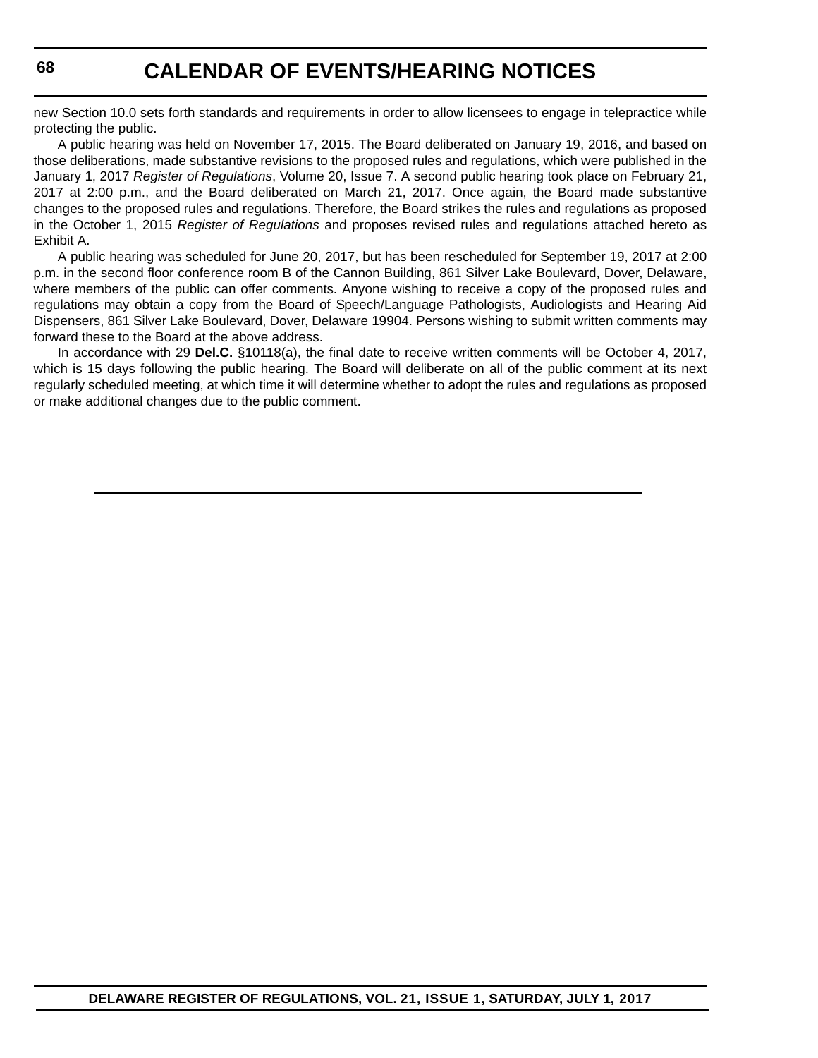new Section 10.0 sets forth standards and requirements in order to allow licensees to engage in telepractice while protecting the public.

A public hearing was held on November 17, 2015. The Board deliberated on January 19, 2016, and based on those deliberations, made substantive revisions to the proposed rules and regulations, which were published in the January 1, 2017 *Register of Regulations*, Volume 20, Issue 7. A second public hearing took place on February 21, 2017 at 2:00 p.m., and the Board deliberated on March 21, 2017. Once again, the Board made substantive changes to the proposed rules and regulations. Therefore, the Board strikes the rules and regulations as proposed in the October 1, 2015 *Register of Regulations* and proposes revised rules and regulations attached hereto as Exhibit A.

A public hearing was scheduled for June 20, 2017, but has been rescheduled for September 19, 2017 at 2:00 p.m. in the second floor conference room B of the Cannon Building, 861 Silver Lake Boulevard, Dover, Delaware, where members of the public can offer comments. Anyone wishing to receive a copy of the proposed rules and regulations may obtain a copy from the Board of Speech/Language Pathologists, Audiologists and Hearing Aid Dispensers, 861 Silver Lake Boulevard, Dover, Delaware 19904. Persons wishing to submit written comments may forward these to the Board at the above address.

In accordance with 29 **Del.C.** §10118(a), the final date to receive written comments will be October 4, 2017, which is 15 days following the public hearing. The Board will deliberate on all of the public comment at its next regularly scheduled meeting, at which time it will determine whether to adopt the rules and regulations as proposed or make additional changes due to the public comment.